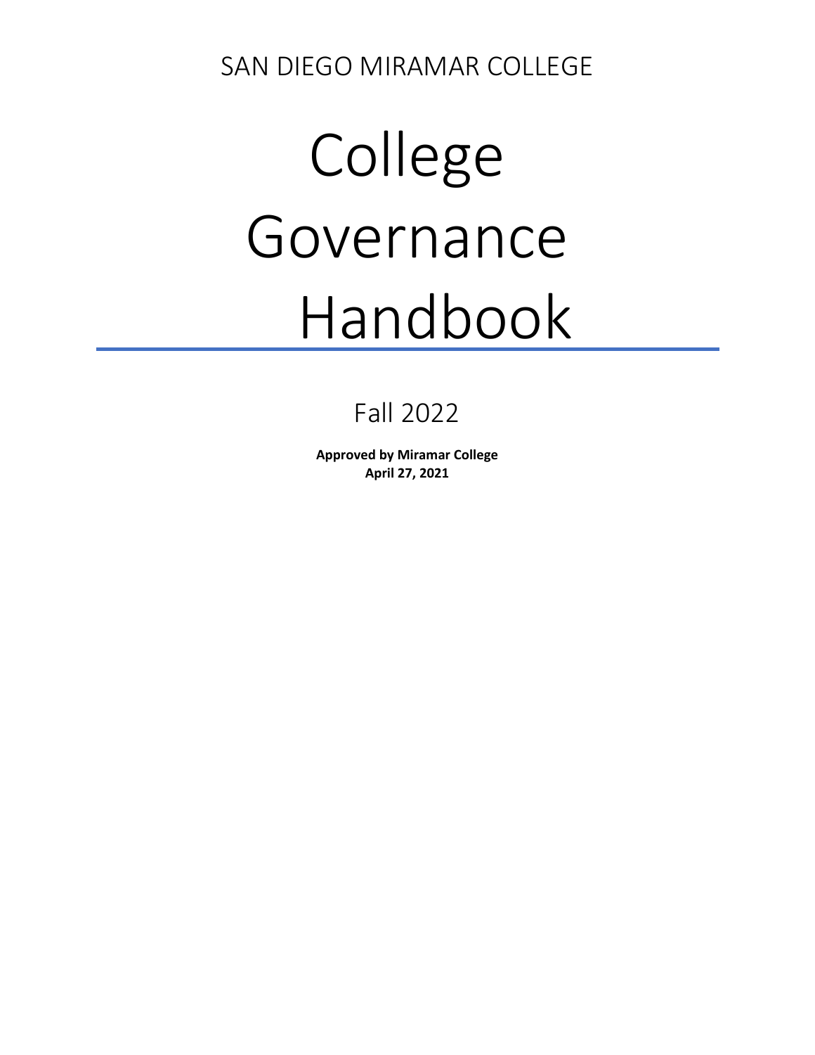SAN DIEGO MIRAMAR COLLEGE

# College Governance Handbook

Fall 2022

**Approved by Miramar College**
**April 27, 2021**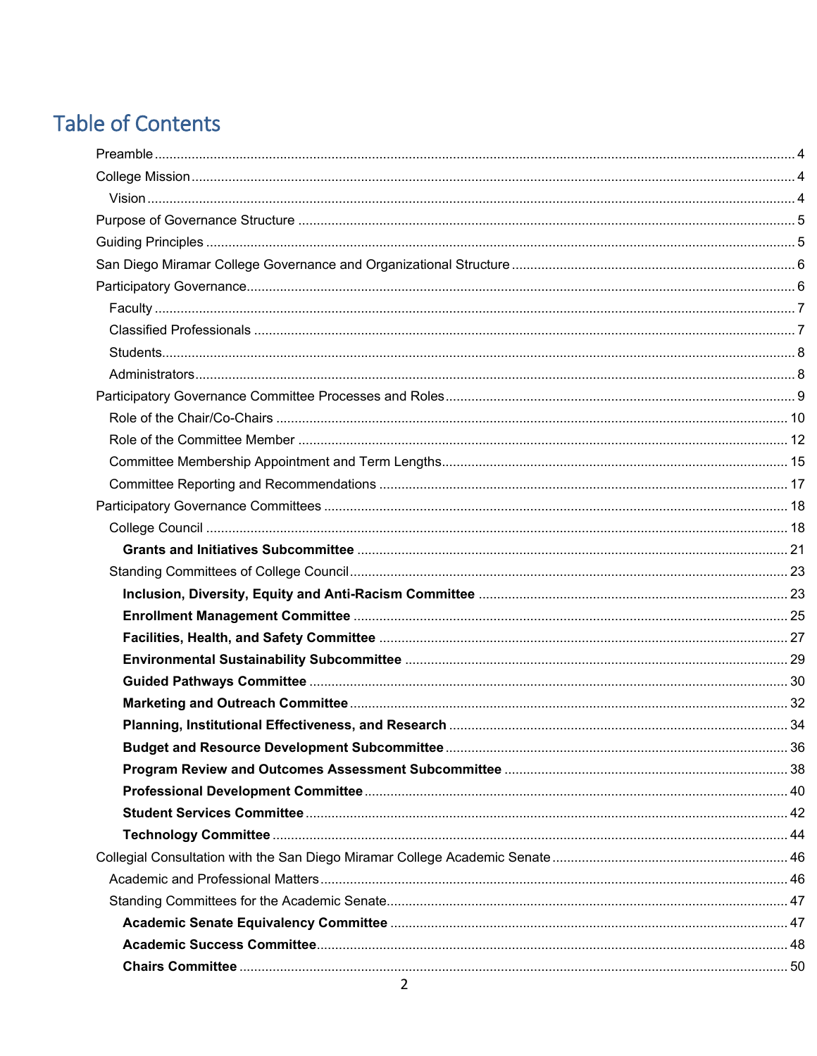# Table of Contents

- Preamble ........ 4
- College Mission ........ 4
  - Vision ........ 4
- Purpose of Governance Structure ........ 5
- Guiding Principles ........ 5
- San Diego Miramar College Governance and Organizational Structure ........ 6
- Participatory Governance ........ 6
  - Faculty ........ 7
  - Classified Professionals ........ 7
  - Students ........ 8
  - Administrators ........ 8
- Participatory Governance Committee Processes and Roles ........ 9
  - Role of the Chair/Co-Chairs ........ 10
  - Role of the Committee Member ........ 12
  - Committee Membership Appointment and Term Lengths ........ 15
  - Committee Reporting and Recommendations ........ 17
- Participatory Governance Committees ........ 18
  - College Council ........ 18
    - **Grants and Initiatives Subcommittee** ........ 21
  - Standing Committees of College Council ........ 23
    - **Inclusion, Diversity, Equity and Anti-Racism Committee** ........ 23
    - **Enrollment Management Committee** ........ 25
    - **Facilities, Health, and Safety Committee** ........ 27
    - **Environmental Sustainability Subcommittee** ........ 29
    - **Guided Pathways Committee** ........ 30
    - **Marketing and Outreach Committee** ........ 32
    - **Planning, Institutional Effectiveness, and Research** ........ 34
    - **Budget and Resource Development Subcommittee** ........ 36
    - **Program Review and Outcomes Assessment Subcommittee** ........ 38
    - **Professional Development Committee** ........ 40
    - **Student Services Committee** ........ 42
    - **Technology Committee** ........ 44
- Collegial Consultation with the San Diego Miramar College Academic Senate ........ 46
  - Academic and Professional Matters ........ 46
  - Standing Committees for the Academic Senate ........ 47
    - **Academic Senate Equivalency Committee** ........ 47
    - **Academic Success Committee** ........ 48
    - **Chairs Committee** ........ 50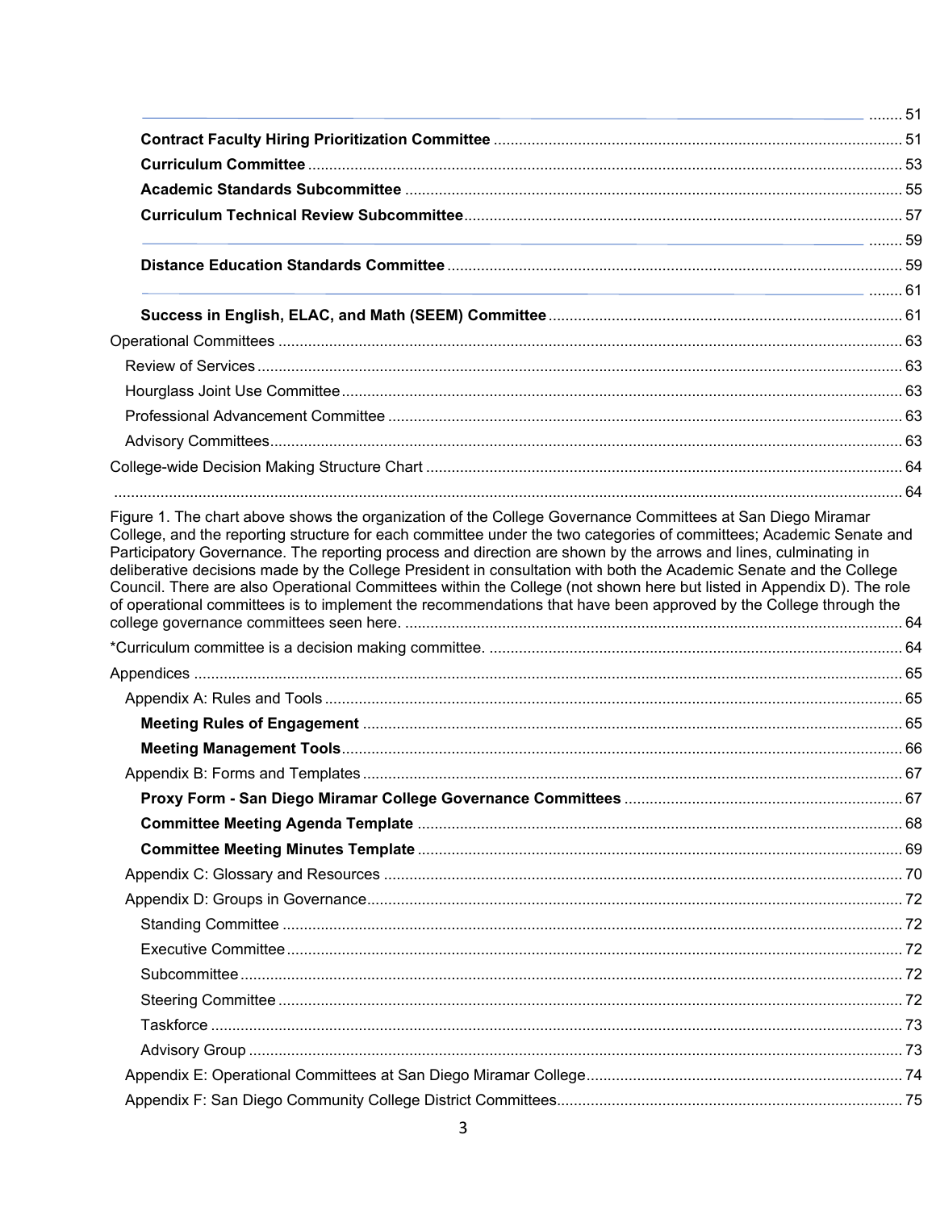........ 51

**Contract Faculty Hiring Prioritization Committee** ........ 51

**Curriculum Committee** ........ 53

**Academic Standards Subcommittee** ........ 55

**Curriculum Technical Review Subcommittee** ........ 57

........ 59

**Distance Education Standards Committee** ........ 59

........ 61

**Success in English, ELAC, and Math (SEEM) Committee** ........ 61

Operational Committees ........ 63

Review of Services ........ 63

Hourglass Joint Use Committee ........ 63

Professional Advancement Committee ........ 63

Advisory Committees ........ 63

College-wide Decision Making Structure Chart ........ 64

........ 64

Figure 1. The chart above shows the organization of the College Governance Committees at San Diego Miramar College, and the reporting structure for each committee under the two categories of committees; Academic Senate and Participatory Governance. The reporting process and direction are shown by the arrows and lines, culminating in deliberative decisions made by the College President in consultation with both the Academic Senate and the College Council. There are also Operational Committees within the College (not shown here but listed in Appendix D). The role of operational committees is to implement the recommendations that have been approved by the College through the college governance committees seen here. ........ 64

*Curriculum committee is a decision making committee. ........ 64

Appendices ........ 65

Appendix A: Rules and Tools ........ 65

**Meeting Rules of Engagement** ........ 65

**Meeting Management Tools** ........ 66

Appendix B: Forms and Templates ........ 67

**Proxy Form - San Diego Miramar College Governance Committees** ........ 67

**Committee Meeting Agenda Template** ........ 68

**Committee Meeting Minutes Template** ........ 69

Appendix C: Glossary and Resources ........ 70

Appendix D: Groups in Governance ........ 72

Standing Committee ........ 72

Executive Committee ........ 72

Subcommittee ........ 72

Steering Committee ........ 72

Taskforce ........ 73

Advisory Group ........ 73

Appendix E: Operational Committees at San Diego Miramar College ........ 74

Appendix F: San Diego Community College District Committees ........ 75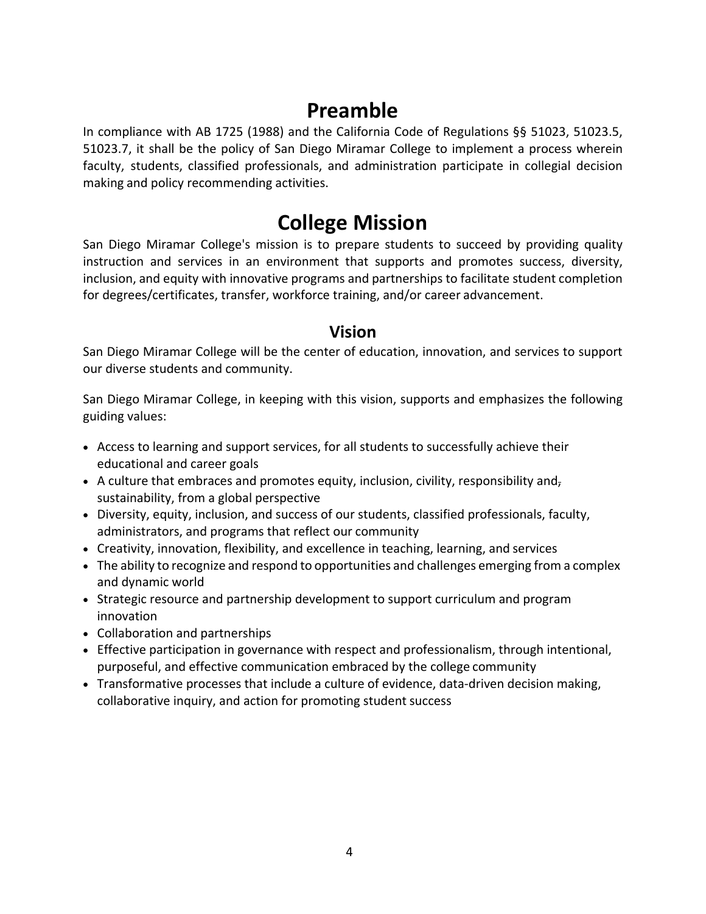# Preamble

In compliance with AB 1725 (1988) and the California Code of Regulations §§ 51023, 51023.5, 51023.7, it shall be the policy of San Diego Miramar College to implement a process wherein faculty, students, classified professionals, and administration participate in collegial decision making and policy recommending activities.

# College Mission

San Diego Miramar College's mission is to prepare students to succeed by providing quality instruction and services in an environment that supports and promotes success, diversity, inclusion, and equity with innovative programs and partnerships to facilitate student completion for degrees/certificates, transfer, workforce training, and/or career advancement.

## Vision

San Diego Miramar College will be the center of education, innovation, and services to support our diverse students and community.

San Diego Miramar College, in keeping with this vision, supports and emphasizes the following guiding values:

- Access to learning and support services, for all students to successfully achieve their educational and career goals
- A culture that embraces and promotes equity, inclusion, civility, responsibility and~~,~~ sustainability, from a global perspective
- Diversity, equity, inclusion, and success of our students, classified professionals, faculty, administrators, and programs that reflect our community
- Creativity, innovation, flexibility, and excellence in teaching, learning, and services
- The ability to recognize and respond to opportunities and challenges emerging from a complex and dynamic world
- Strategic resource and partnership development to support curriculum and program innovation
- Collaboration and partnerships
- Effective participation in governance with respect and professionalism, through intentional, purposeful, and effective communication embraced by the college community
- Transformative processes that include a culture of evidence, data-driven decision making, collaborative inquiry, and action for promoting student success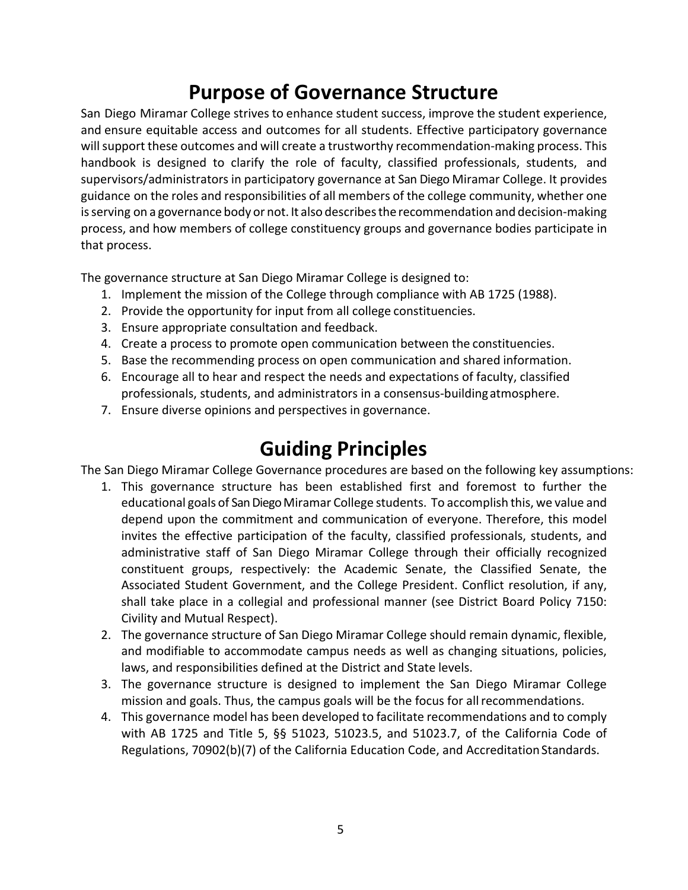# Purpose of Governance Structure

San Diego Miramar College strives to enhance student success, improve the student experience, and ensure equitable access and outcomes for all students. Effective participatory governance will support these outcomes and will create a trustworthy recommendation-making process. This handbook is designed to clarify the role of faculty, classified professionals, students, and supervisors/administrators in participatory governance at San Diego Miramar College. It provides guidance on the roles and responsibilities of all members of the college community, whether one is serving on a governance body or not. It also describes the recommendation and decision-making process, and how members of college constituency groups and governance bodies participate in that process.

The governance structure at San Diego Miramar College is designed to:

1. Implement the mission of the College through compliance with AB 1725 (1988).
2. Provide the opportunity for input from all college constituencies.
3. Ensure appropriate consultation and feedback.
4. Create a process to promote open communication between the constituencies.
5. Base the recommending process on open communication and shared information.
6. Encourage all to hear and respect the needs and expectations of faculty, classified professionals, students, and administrators in a consensus-building atmosphere.
7. Ensure diverse opinions and perspectives in governance.

# Guiding Principles

The San Diego Miramar College Governance procedures are based on the following key assumptions:

1. This governance structure has been established first and foremost to further the educational goals of San Diego Miramar College students. To accomplish this, we value and depend upon the commitment and communication of everyone. Therefore, this model invites the effective participation of the faculty, classified professionals, students, and administrative staff of San Diego Miramar College through their officially recognized constituent groups, respectively: the Academic Senate, the Classified Senate, the Associated Student Government, and the College President. Conflict resolution, if any, shall take place in a collegial and professional manner (see District Board Policy 7150: Civility and Mutual Respect).
2. The governance structure of San Diego Miramar College should remain dynamic, flexible, and modifiable to accommodate campus needs as well as changing situations, policies, laws, and responsibilities defined at the District and State levels.
3. The governance structure is designed to implement the San Diego Miramar College mission and goals. Thus, the campus goals will be the focus for all recommendations.
4. This governance model has been developed to facilitate recommendations and to comply with AB 1725 and Title 5, §§ 51023, 51023.5, and 51023.7, of the California Code of Regulations, 70902(b)(7) of the California Education Code, and Accreditation Standards.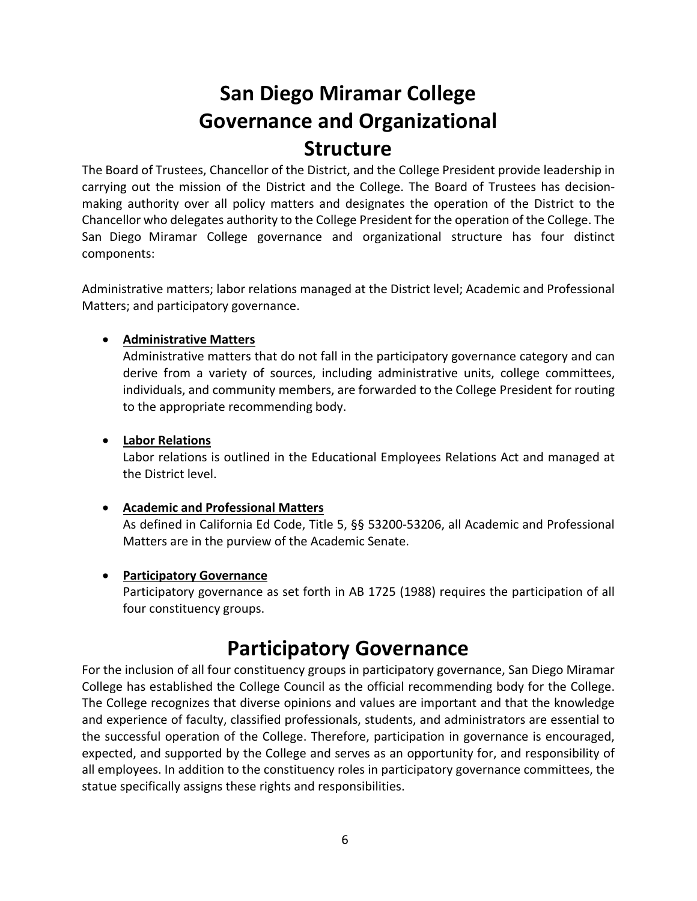# San Diego Miramar College Governance and Organizational Structure

The Board of Trustees, Chancellor of the District, and the College President provide leadership in carrying out the mission of the District and the College. The Board of Trustees has decision-making authority over all policy matters and designates the operation of the District to the Chancellor who delegates authority to the College President for the operation of the College. The San Diego Miramar College governance and organizational structure has four distinct components:

Administrative matters; labor relations managed at the District level; Academic and Professional Matters; and participatory governance.

- **Administrative Matters**
  Administrative matters that do not fall in the participatory governance category and can derive from a variety of sources, including administrative units, college committees, individuals, and community members, are forwarded to the College President for routing to the appropriate recommending body.

- **Labor Relations**
  Labor relations is outlined in the Educational Employees Relations Act and managed at the District level.

- **Academic and Professional Matters**
  As defined in California Ed Code, Title 5, §§ 53200-53206, all Academic and Professional Matters are in the purview of the Academic Senate.

- **Participatory Governance**
  Participatory governance as set forth in AB 1725 (1988) requires the participation of all four constituency groups.

# Participatory Governance

For the inclusion of all four constituency groups in participatory governance, San Diego Miramar College has established the College Council as the official recommending body for the College. The College recognizes that diverse opinions and values are important and that the knowledge and experience of faculty, classified professionals, students, and administrators are essential to the successful operation of the College. Therefore, participation in governance is encouraged, expected, and supported by the College and serves as an opportunity for, and responsibility of all employees. In addition to the constituency roles in participatory governance committees, the statue specifically assigns these rights and responsibilities.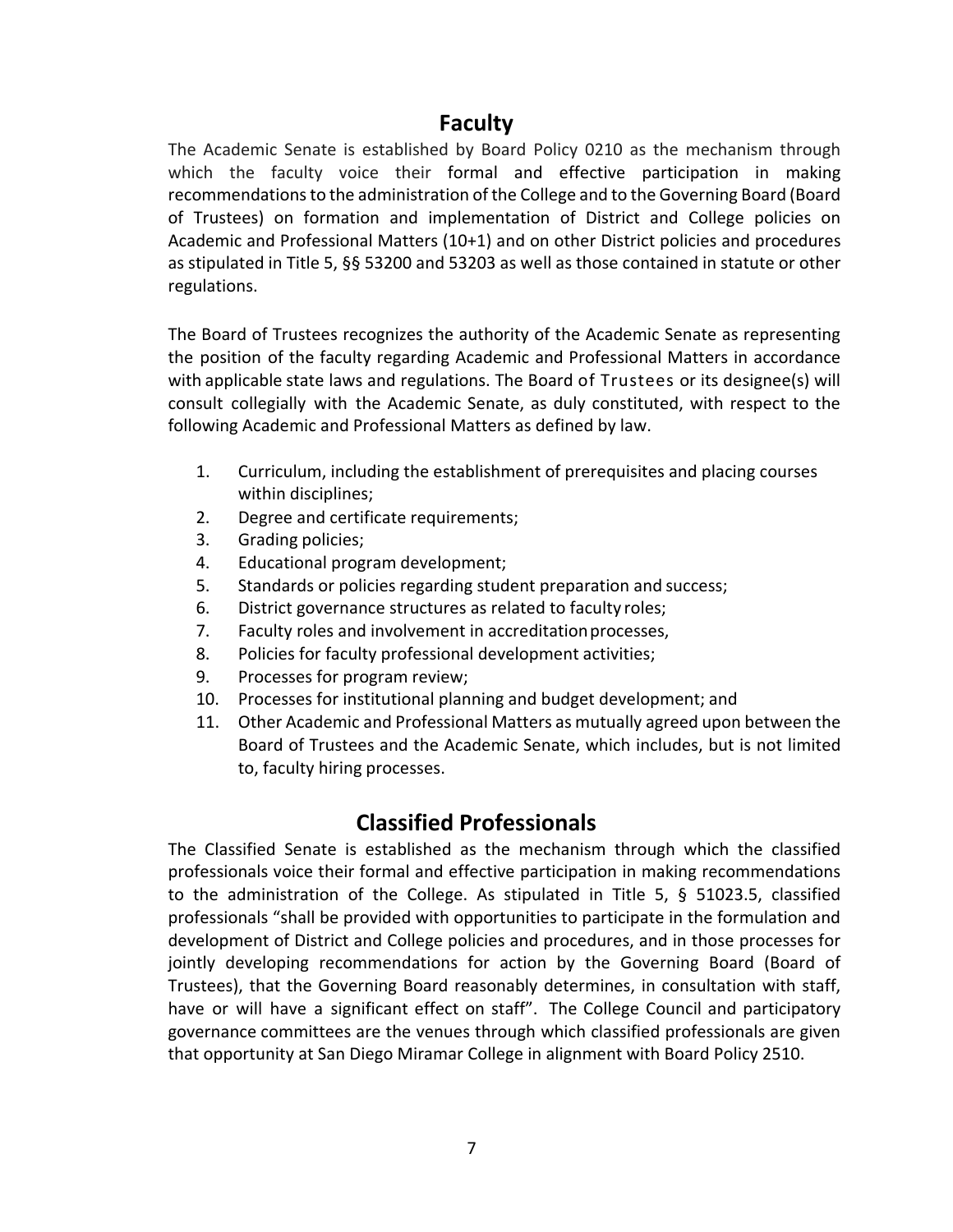## Faculty

The Academic Senate is established by Board Policy 0210 as the mechanism through which the faculty voice their formal and effective participation in making recommendations to the administration of the College and to the Governing Board (Board of Trustees) on formation and implementation of District and College policies on Academic and Professional Matters (10+1) and on other District policies and procedures as stipulated in Title 5, §§ 53200 and 53203 as well as those contained in statute or other regulations.

The Board of Trustees recognizes the authority of the Academic Senate as representing the position of the faculty regarding Academic and Professional Matters in accordance with applicable state laws and regulations. The Board of Trustees or its designee(s) will consult collegially with the Academic Senate, as duly constituted, with respect to the following Academic and Professional Matters as defined by law.

1. Curriculum, including the establishment of prerequisites and placing courses within disciplines;
2. Degree and certificate requirements;
3. Grading policies;
4. Educational program development;
5. Standards or policies regarding student preparation and success;
6. District governance structures as related to faculty roles;
7. Faculty roles and involvement in accreditation processes,
8. Policies for faculty professional development activities;
9. Processes for program review;
10. Processes for institutional planning and budget development; and
11. Other Academic and Professional Matters as mutually agreed upon between the Board of Trustees and the Academic Senate, which includes, but is not limited to, faculty hiring processes.

## Classified Professionals

The Classified Senate is established as the mechanism through which the classified professionals voice their formal and effective participation in making recommendations to the administration of the College. As stipulated in Title 5, § 51023.5, classified professionals "shall be provided with opportunities to participate in the formulation and development of District and College policies and procedures, and in those processes for jointly developing recommendations for action by the Governing Board (Board of Trustees), that the Governing Board reasonably determines, in consultation with staff, have or will have a significant effect on staff". The College Council and participatory governance committees are the venues through which classified professionals are given that opportunity at San Diego Miramar College in alignment with Board Policy 2510.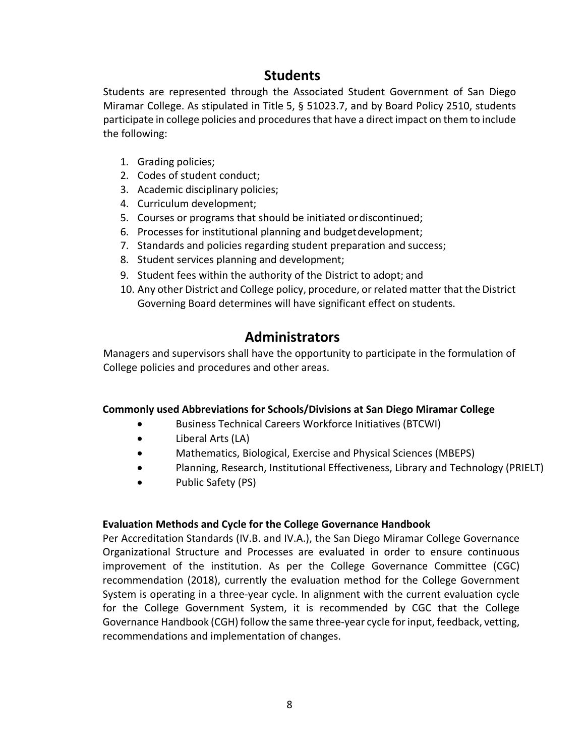## Students

Students are represented through the Associated Student Government of San Diego Miramar College. As stipulated in Title 5, § 51023.7, and by Board Policy 2510, students participate in college policies and procedures that have a direct impact on them to include the following:

1. Grading policies;
2. Codes of student conduct;
3. Academic disciplinary policies;
4. Curriculum development;
5. Courses or programs that should be initiated or discontinued;
6. Processes for institutional planning and budget development;
7. Standards and policies regarding student preparation and success;
8. Student services planning and development;
9. Student fees within the authority of the District to adopt; and
10. Any other District and College policy, procedure, or related matter that the District Governing Board determines will have significant effect on students.

## Administrators

Managers and supervisors shall have the opportunity to participate in the formulation of College policies and procedures and other areas.

**Commonly used Abbreviations for Schools/Divisions at San Diego Miramar College**

- Business Technical Careers Workforce Initiatives (BTCWI)
- Liberal Arts (LA)
- Mathematics, Biological, Exercise and Physical Sciences (MBEPS)
- Planning, Research, Institutional Effectiveness, Library and Technology (PRIELT)
- Public Safety (PS)

**Evaluation Methods and Cycle for the College Governance Handbook**

Per Accreditation Standards (IV.B. and IV.A.), the San Diego Miramar College Governance Organizational Structure and Processes are evaluated in order to ensure continuous improvement of the institution. As per the College Governance Committee (CGC) recommendation (2018), currently the evaluation method for the College Government System is operating in a three-year cycle. In alignment with the current evaluation cycle for the College Government System, it is recommended by CGC that the College Governance Handbook (CGH) follow the same three-year cycle for input, feedback, vetting, recommendations and implementation of changes.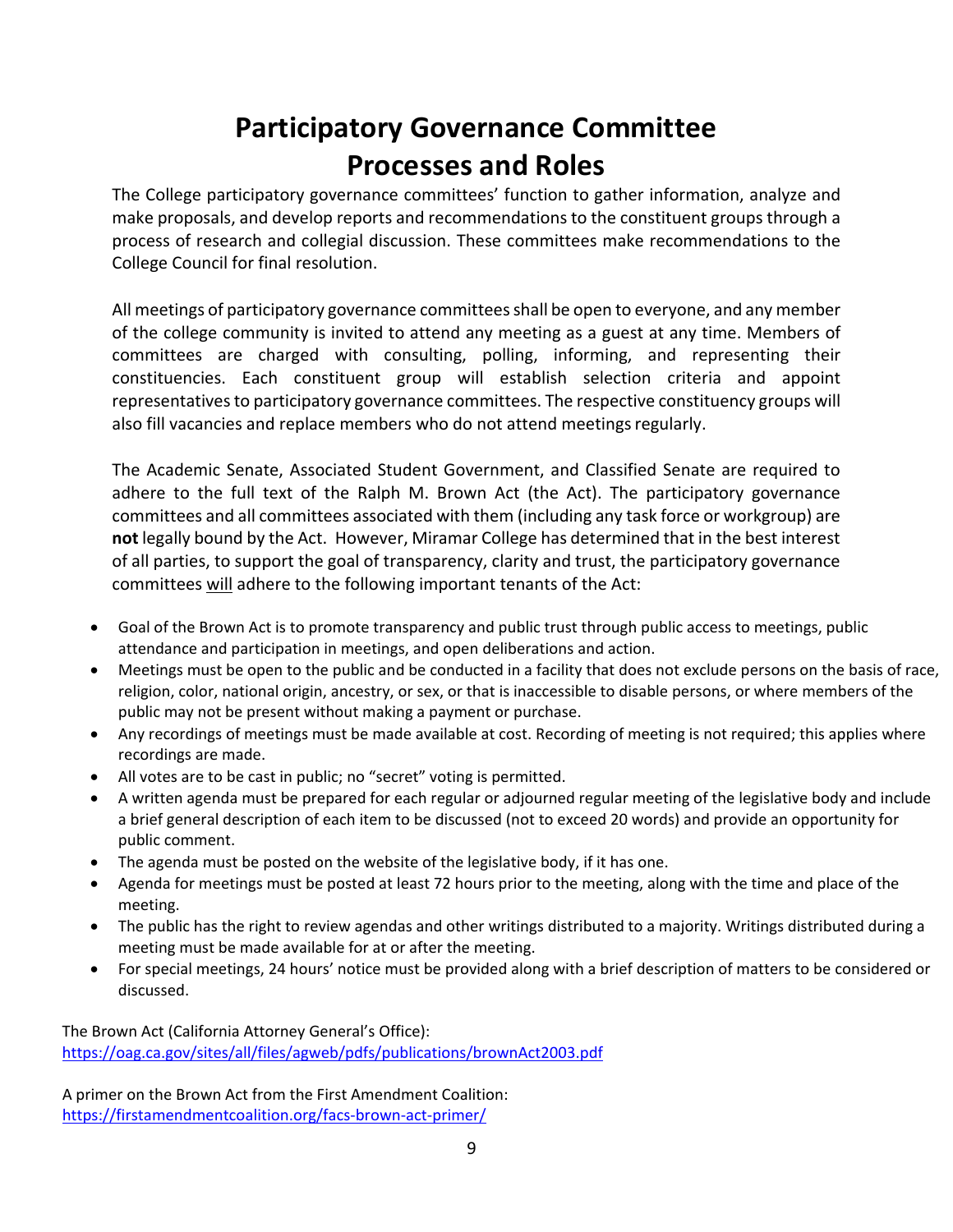# Participatory Governance Committee Processes and Roles

The College participatory governance committees' function to gather information, analyze and make proposals, and develop reports and recommendations to the constituent groups through a process of research and collegial discussion. These committees make recommendations to the College Council for final resolution.

All meetings of participatory governance committees shall be open to everyone, and any member of the college community is invited to attend any meeting as a guest at any time. Members of committees are charged with consulting, polling, informing, and representing their constituencies. Each constituent group will establish selection criteria and appoint representatives to participatory governance committees. The respective constituency groups will also fill vacancies and replace members who do not attend meetings regularly.

The Academic Senate, Associated Student Government, and Classified Senate are required to adhere to the full text of the Ralph M. Brown Act (the Act). The participatory governance committees and all committees associated with them (including any task force or workgroup) are **not** legally bound by the Act. However, Miramar College has determined that in the best interest of all parties, to support the goal of transparency, clarity and trust, the participatory governance committees <u>will</u> adhere to the following important tenants of the Act:

- Goal of the Brown Act is to promote transparency and public trust through public access to meetings, public attendance and participation in meetings, and open deliberations and action.
- Meetings must be open to the public and be conducted in a facility that does not exclude persons on the basis of race, religion, color, national origin, ancestry, or sex, or that is inaccessible to disable persons, or where members of the public may not be present without making a payment or purchase.
- Any recordings of meetings must be made available at cost. Recording of meeting is not required; this applies where recordings are made.
- All votes are to be cast in public; no "secret" voting is permitted.
- A written agenda must be prepared for each regular or adjourned regular meeting of the legislative body and include a brief general description of each item to be discussed (not to exceed 20 words) and provide an opportunity for public comment.
- The agenda must be posted on the website of the legislative body, if it has one.
- Agenda for meetings must be posted at least 72 hours prior to the meeting, along with the time and place of the meeting.
- The public has the right to review agendas and other writings distributed to a majority. Writings distributed during a meeting must be made available for at or after the meeting.
- For special meetings, 24 hours' notice must be provided along with a brief description of matters to be considered or discussed.

The Brown Act (California Attorney General's Office):
https://oag.ca.gov/sites/all/files/agweb/pdfs/publications/brownAct2003.pdf

A primer on the Brown Act from the First Amendment Coalition:
https://firstamendmentcoalition.org/facs-brown-act-primer/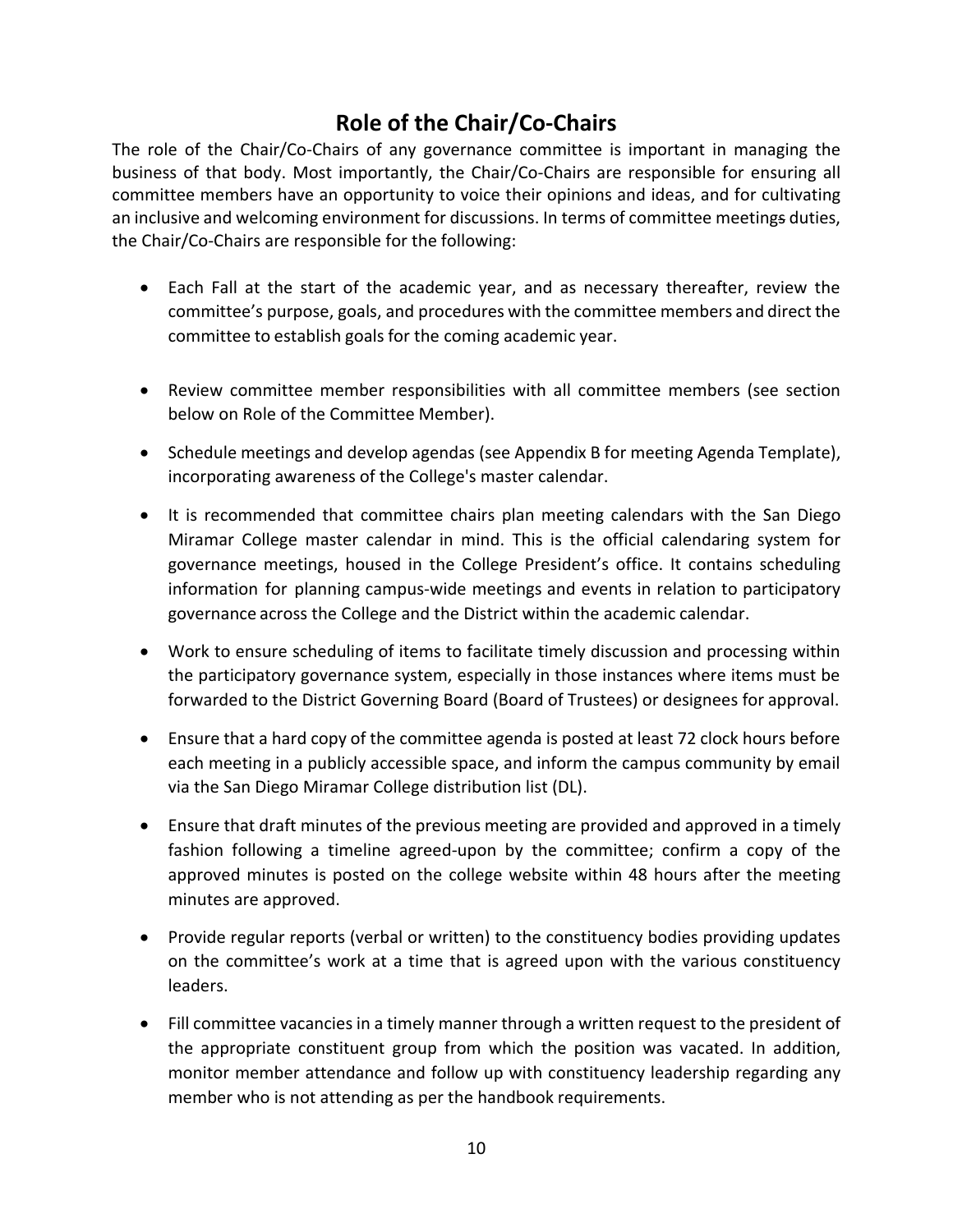## Role of the Chair/Co-Chairs

The role of the Chair/Co-Chairs of any governance committee is important in managing the business of that body. Most importantly, the Chair/Co-Chairs are responsible for ensuring all committee members have an opportunity to voice their opinions and ideas, and for cultivating an inclusive and welcoming environment for discussions. In terms of committee meetings duties, the Chair/Co-Chairs are responsible for the following:

- Each Fall at the start of the academic year, and as necessary thereafter, review the committee's purpose, goals, and procedures with the committee members and direct the committee to establish goals for the coming academic year.
- Review committee member responsibilities with all committee members (see section below on Role of the Committee Member).
- Schedule meetings and develop agendas (see Appendix B for meeting Agenda Template), incorporating awareness of the College's master calendar.
- It is recommended that committee chairs plan meeting calendars with the San Diego Miramar College master calendar in mind. This is the official calendaring system for governance meetings, housed in the College President's office. It contains scheduling information for planning campus-wide meetings and events in relation to participatory governance across the College and the District within the academic calendar.
- Work to ensure scheduling of items to facilitate timely discussion and processing within the participatory governance system, especially in those instances where items must be forwarded to the District Governing Board (Board of Trustees) or designees for approval.
- Ensure that a hard copy of the committee agenda is posted at least 72 clock hours before each meeting in a publicly accessible space, and inform the campus community by email via the San Diego Miramar College distribution list (DL).
- Ensure that draft minutes of the previous meeting are provided and approved in a timely fashion following a timeline agreed-upon by the committee; confirm a copy of the approved minutes is posted on the college website within 48 hours after the meeting minutes are approved.
- Provide regular reports (verbal or written) to the constituency bodies providing updates on the committee's work at a time that is agreed upon with the various constituency leaders.
- Fill committee vacancies in a timely manner through a written request to the president of the appropriate constituent group from which the position was vacated. In addition, monitor member attendance and follow up with constituency leadership regarding any member who is not attending as per the handbook requirements.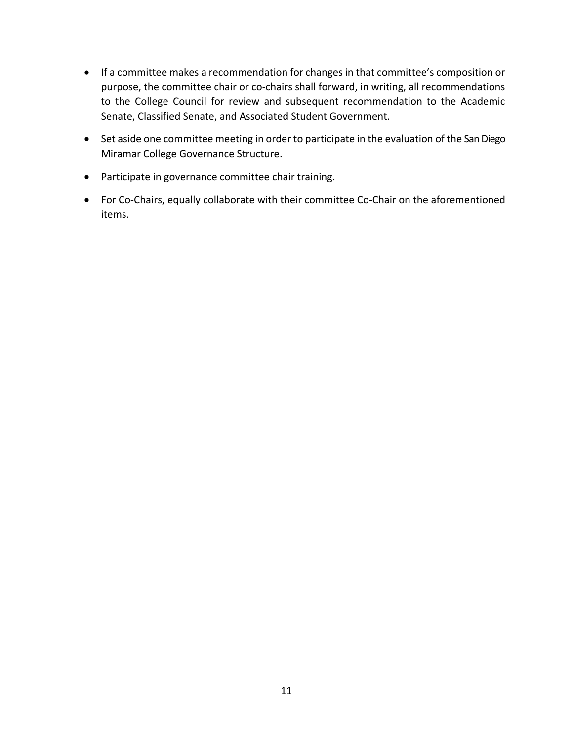- If a committee makes a recommendation for changes in that committee's composition or purpose, the committee chair or co-chairs shall forward, in writing, all recommendations to the College Council for review and subsequent recommendation to the Academic Senate, Classified Senate, and Associated Student Government.
- Set aside one committee meeting in order to participate in the evaluation of the San Diego Miramar College Governance Structure.
- Participate in governance committee chair training.
- For Co-Chairs, equally collaborate with their committee Co-Chair on the aforementioned items.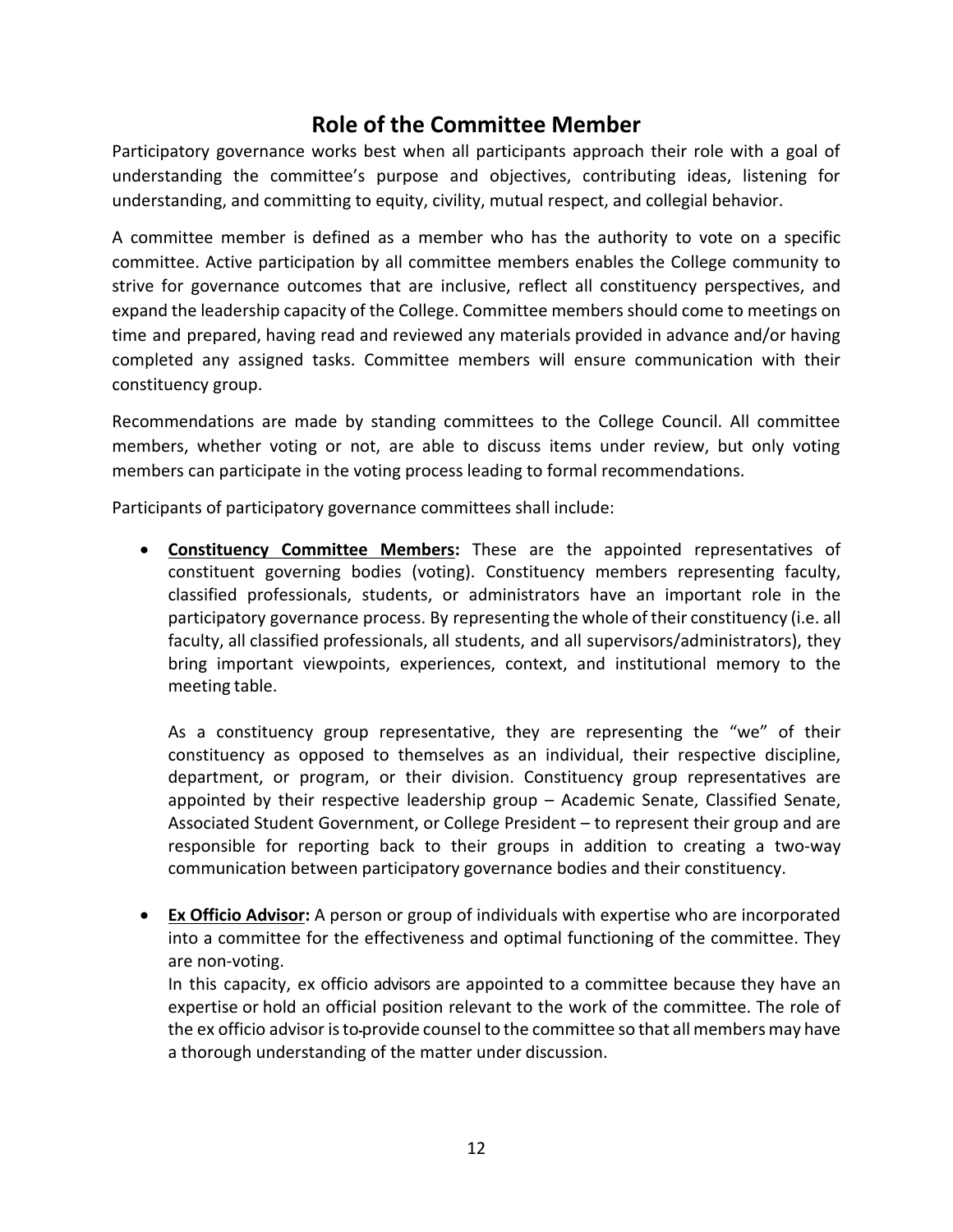## Role of the Committee Member

Participatory governance works best when all participants approach their role with a goal of understanding the committee's purpose and objectives, contributing ideas, listening for understanding, and committing to equity, civility, mutual respect, and collegial behavior.

A committee member is defined as a member who has the authority to vote on a specific committee. Active participation by all committee members enables the College community to strive for governance outcomes that are inclusive, reflect all constituency perspectives, and expand the leadership capacity of the College. Committee members should come to meetings on time and prepared, having read and reviewed any materials provided in advance and/or having completed any assigned tasks. Committee members will ensure communication with their constituency group.

Recommendations are made by standing committees to the College Council. All committee members, whether voting or not, are able to discuss items under review, but only voting members can participate in the voting process leading to formal recommendations.

Participants of participatory governance committees shall include:

- **Constituency Committee Members:** These are the appointed representatives of constituent governing bodies (voting). Constituency members representing faculty, classified professionals, students, or administrators have an important role in the participatory governance process. By representing the whole of their constituency (i.e. all faculty, all classified professionals, all students, and all supervisors/administrators), they bring important viewpoints, experiences, context, and institutional memory to the meeting table.

  As a constituency group representative, they are representing the "we" of their constituency as opposed to themselves as an individual, their respective discipline, department, or program, or their division. Constituency group representatives are appointed by their respective leadership group – Academic Senate, Classified Senate, Associated Student Government, or College President – to represent their group and are responsible for reporting back to their groups in addition to creating a two-way communication between participatory governance bodies and their constituency.

- **Ex Officio Advisor:** A person or group of individuals with expertise who are incorporated into a committee for the effectiveness and optimal functioning of the committee. They are non-voting.
  In this capacity, ex officio advisors are appointed to a committee because they have an expertise or hold an official position relevant to the work of the committee. The role of the ex officio advisor is to provide counsel to the committee so that all members may have a thorough understanding of the matter under discussion.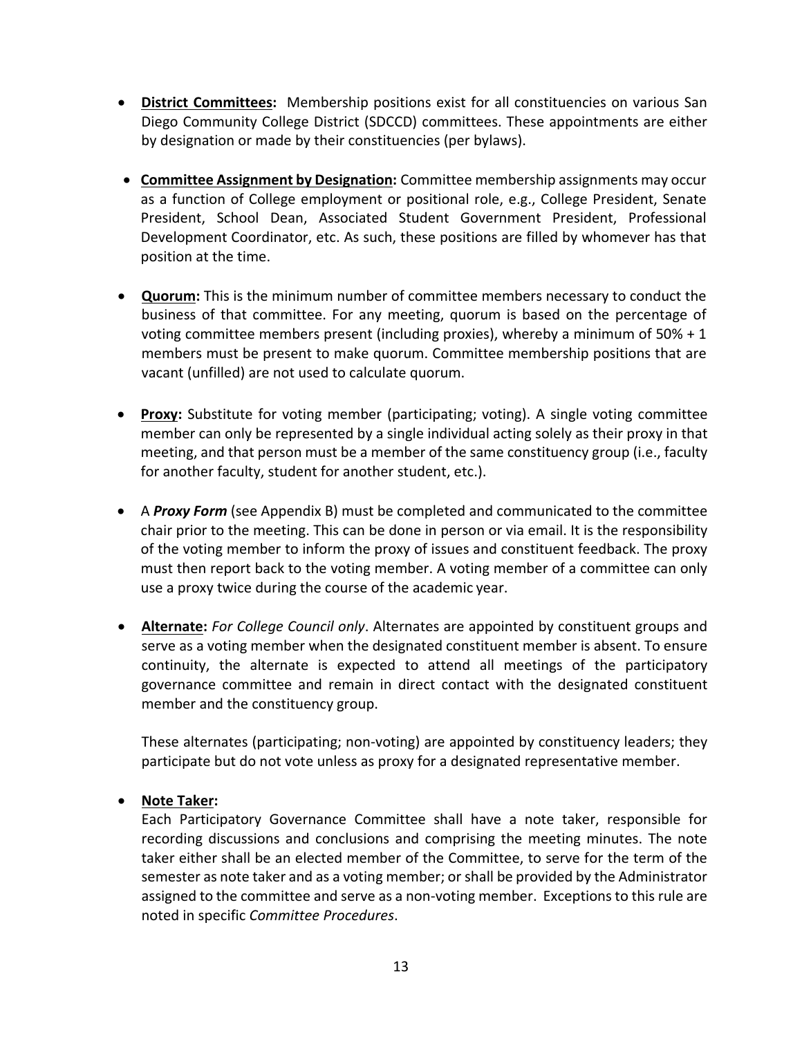- **District Committees:** Membership positions exist for all constituencies on various San Diego Community College District (SDCCD) committees. These appointments are either by designation or made by their constituencies (per bylaws).

- **Committee Assignment by Designation:** Committee membership assignments may occur as a function of College employment or positional role, e.g., College President, Senate President, School Dean, Associated Student Government President, Professional Development Coordinator, etc. As such, these positions are filled by whomever has that position at the time.

- **Quorum:** This is the minimum number of committee members necessary to conduct the business of that committee. For any meeting, quorum is based on the percentage of voting committee members present (including proxies), whereby a minimum of 50% + 1 members must be present to make quorum. Committee membership positions that are vacant (unfilled) are not used to calculate quorum.

- **Proxy:** Substitute for voting member (participating; voting). A single voting committee member can only be represented by a single individual acting solely as their proxy in that meeting, and that person must be a member of the same constituency group (i.e., faculty for another faculty, student for another student, etc.).

- A ***Proxy Form*** (see Appendix B) must be completed and communicated to the committee chair prior to the meeting. This can be done in person or via email. It is the responsibility of the voting member to inform the proxy of issues and constituent feedback. The proxy must then report back to the voting member. A voting member of a committee can only use a proxy twice during the course of the academic year.

- **Alternate:** *For College Council only*. Alternates are appointed by constituent groups and serve as a voting member when the designated constituent member is absent. To ensure continuity, the alternate is expected to attend all meetings of the participatory governance committee and remain in direct contact with the designated constituent member and the constituency group.

  These alternates (participating; non-voting) are appointed by constituency leaders; they participate but do not vote unless as proxy for a designated representative member.

- **Note Taker:**
  Each Participatory Governance Committee shall have a note taker, responsible for recording discussions and conclusions and comprising the meeting minutes. The note taker either shall be an elected member of the Committee, to serve for the term of the semester as note taker and as a voting member; or shall be provided by the Administrator assigned to the committee and serve as a non-voting member. Exceptions to this rule are noted in specific *Committee Procedures*.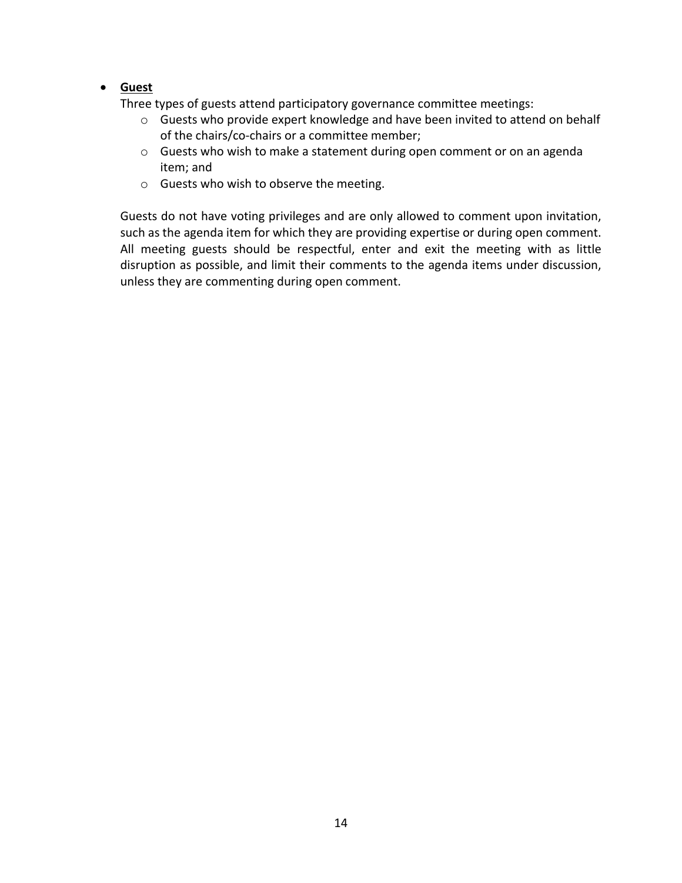- **<u>Guest</u>**

  Three types of guests attend participatory governance committee meetings:

  - Guests who provide expert knowledge and have been invited to attend on behalf of the chairs/co-chairs or a committee member;
  - Guests who wish to make a statement during open comment or on an agenda item; and
  - Guests who wish to observe the meeting.

  Guests do not have voting privileges and are only allowed to comment upon invitation, such as the agenda item for which they are providing expertise or during open comment. All meeting guests should be respectful, enter and exit the meeting with as little disruption as possible, and limit their comments to the agenda items under discussion, unless they are commenting during open comment.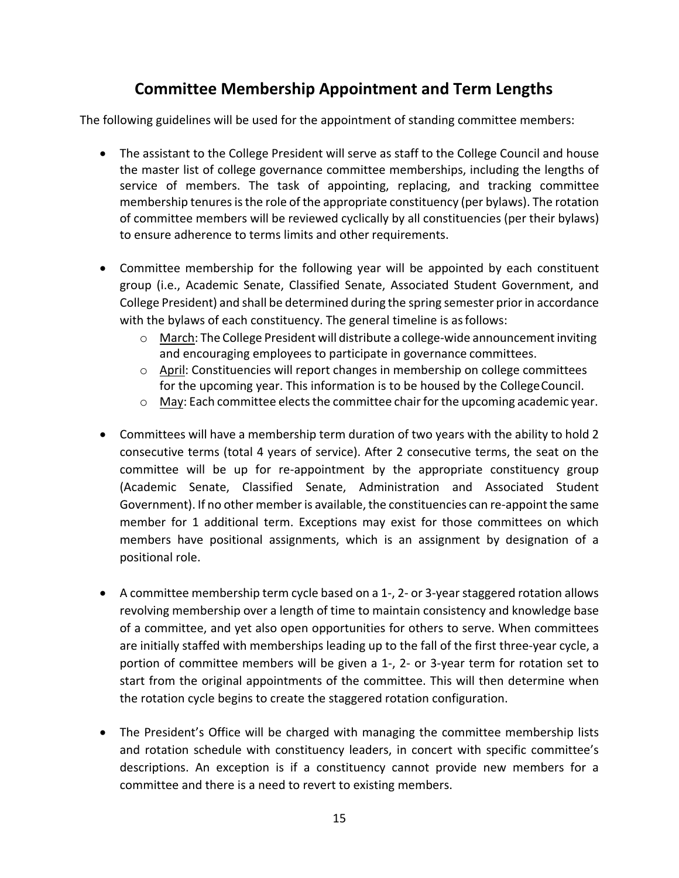## Committee Membership Appointment and Term Lengths

The following guidelines will be used for the appointment of standing committee members:

- The assistant to the College President will serve as staff to the College Council and house the master list of college governance committee memberships, including the lengths of service of members. The task of appointing, replacing, and tracking committee membership tenures is the role of the appropriate constituency (per bylaws). The rotation of committee members will be reviewed cyclically by all constituencies (per their bylaws) to ensure adherence to terms limits and other requirements.

- Committee membership for the following year will be appointed by each constituent group (i.e., Academic Senate, Classified Senate, Associated Student Government, and College President) and shall be determined during the spring semester prior in accordance with the bylaws of each constituency. The general timeline is as follows:
  - <u>March</u>: The College President will distribute a college-wide announcement inviting and encouraging employees to participate in governance committees.
  - <u>April</u>: Constituencies will report changes in membership on college committees for the upcoming year. This information is to be housed by the College Council.
  - <u>May</u>: Each committee elects the committee chair for the upcoming academic year.

- Committees will have a membership term duration of two years with the ability to hold 2 consecutive terms (total 4 years of service). After 2 consecutive terms, the seat on the committee will be up for re-appointment by the appropriate constituency group (Academic Senate, Classified Senate, Administration and Associated Student Government). If no other member is available, the constituencies can re-appoint the same member for 1 additional term. Exceptions may exist for those committees on which members have positional assignments, which is an assignment by designation of a positional role.

- A committee membership term cycle based on a 1-, 2- or 3-year staggered rotation allows revolving membership over a length of time to maintain consistency and knowledge base of a committee, and yet also open opportunities for others to serve. When committees are initially staffed with memberships leading up to the fall of the first three-year cycle, a portion of committee members will be given a 1-, 2- or 3-year term for rotation set to start from the original appointments of the committee. This will then determine when the rotation cycle begins to create the staggered rotation configuration.

- The President's Office will be charged with managing the committee membership lists and rotation schedule with constituency leaders, in concert with specific committee's descriptions. An exception is if a constituency cannot provide new members for a committee and there is a need to revert to existing members.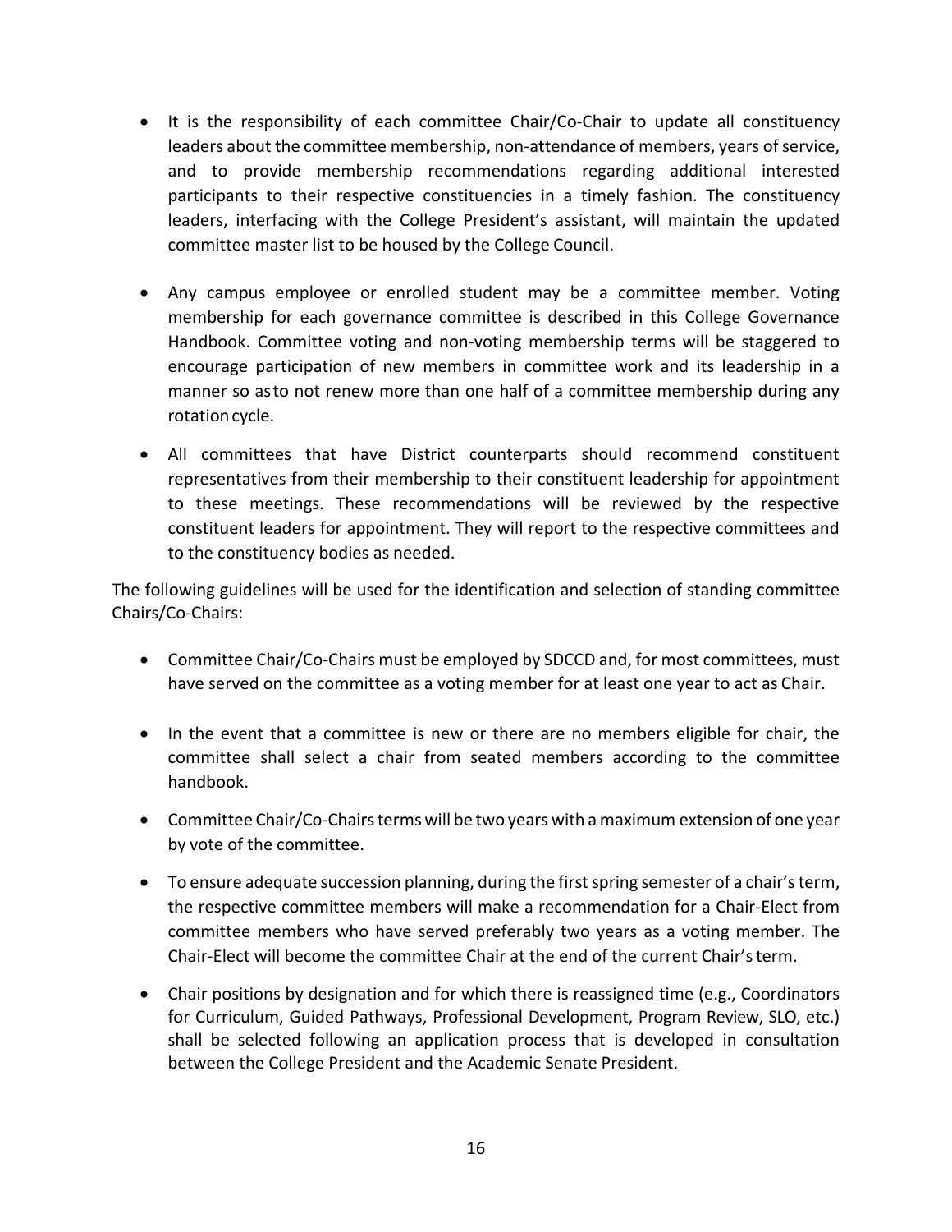- It is the responsibility of each committee Chair/Co-Chair to update all constituency leaders about the committee membership, non-attendance of members, years of service, and to provide membership recommendations regarding additional interested participants to their respective constituencies in a timely fashion. The constituency leaders, interfacing with the College President's assistant, will maintain the updated committee master list to be housed by the College Council.

- Any campus employee or enrolled student may be a committee member. Voting membership for each governance committee is described in this College Governance Handbook. Committee voting and non-voting membership terms will be staggered to encourage participation of new members in committee work and its leadership in a manner so as to not renew more than one half of a committee membership during any rotation cycle.

- All committees that have District counterparts should recommend constituent representatives from their membership to their constituent leadership for appointment to these meetings. These recommendations will be reviewed by the respective constituent leaders for appointment. They will report to the respective committees and to the constituency bodies as needed.

The following guidelines will be used for the identification and selection of standing committee Chairs/Co-Chairs:

- Committee Chair/Co-Chairs must be employed by SDCCD and, for most committees, must have served on the committee as a voting member for at least one year to act as Chair.

- In the event that a committee is new or there are no members eligible for chair, the committee shall select a chair from seated members according to the committee handbook.

- Committee Chair/Co-Chairs terms will be two years with a maximum extension of one year by vote of the committee.

- To ensure adequate succession planning, during the first spring semester of a chair's term, the respective committee members will make a recommendation for a Chair-Elect from committee members who have served preferably two years as a voting member. The Chair-Elect will become the committee Chair at the end of the current Chair's term.

- Chair positions by designation and for which there is reassigned time (e.g., Coordinators for Curriculum, Guided Pathways, Professional Development, Program Review, SLO, etc.) shall be selected following an application process that is developed in consultation between the College President and the Academic Senate President.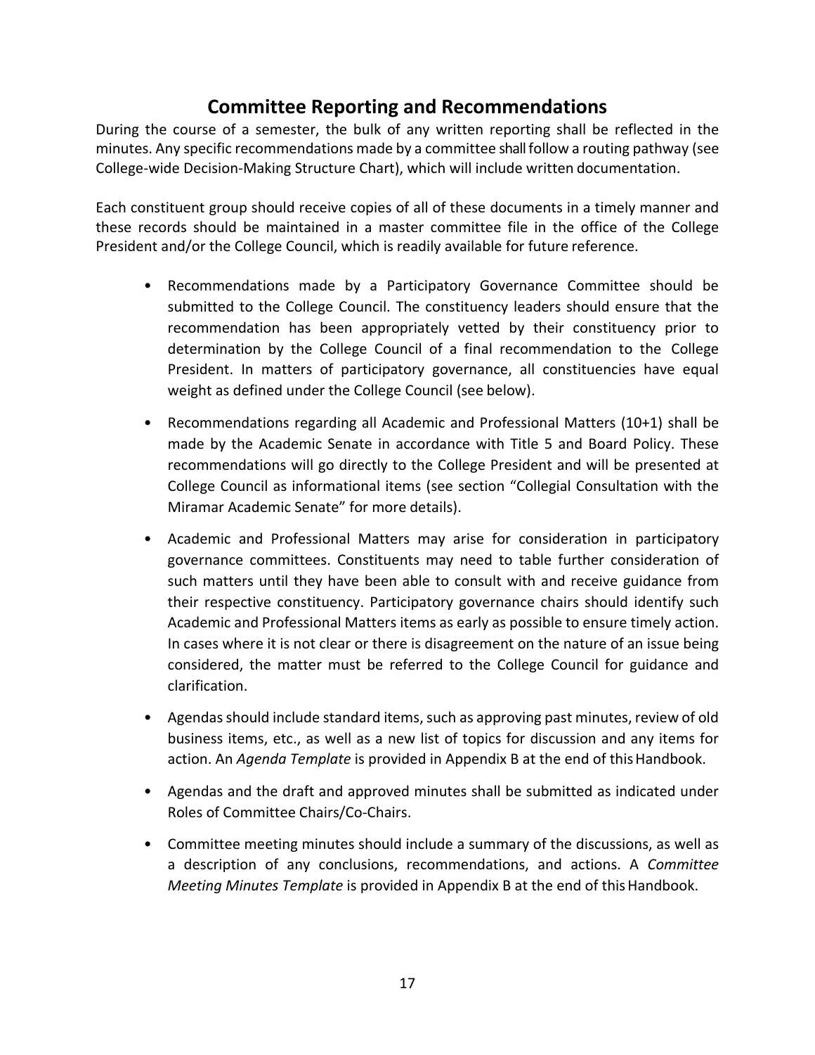## Committee Reporting and Recommendations

During the course of a semester, the bulk of any written reporting shall be reflected in the minutes. Any specific recommendations made by a committee shall follow a routing pathway (see College-wide Decision-Making Structure Chart), which will include written documentation.

Each constituent group should receive copies of all of these documents in a timely manner and these records should be maintained in a master committee file in the office of the College President and/or the College Council, which is readily available for future reference.

- Recommendations made by a Participatory Governance Committee should be submitted to the College Council. The constituency leaders should ensure that the recommendation has been appropriately vetted by their constituency prior to determination by the College Council of a final recommendation to the College President. In matters of participatory governance, all constituencies have equal weight as defined under the College Council (see below).
- Recommendations regarding all Academic and Professional Matters (10+1) shall be made by the Academic Senate in accordance with Title 5 and Board Policy. These recommendations will go directly to the College President and will be presented at College Council as informational items (see section "Collegial Consultation with the Miramar Academic Senate" for more details).
- Academic and Professional Matters may arise for consideration in participatory governance committees. Constituents may need to table further consideration of such matters until they have been able to consult with and receive guidance from their respective constituency. Participatory governance chairs should identify such Academic and Professional Matters items as early as possible to ensure timely action. In cases where it is not clear or there is disagreement on the nature of an issue being considered, the matter must be referred to the College Council for guidance and clarification.
- Agendas should include standard items, such as approving past minutes, review of old business items, etc., as well as a new list of topics for discussion and any items for action. An *Agenda Template* is provided in Appendix B at the end of this Handbook.
- Agendas and the draft and approved minutes shall be submitted as indicated under Roles of Committee Chairs/Co-Chairs.
- Committee meeting minutes should include a summary of the discussions, as well as a description of any conclusions, recommendations, and actions. A *Committee Meeting Minutes Template* is provided in Appendix B at the end of this Handbook.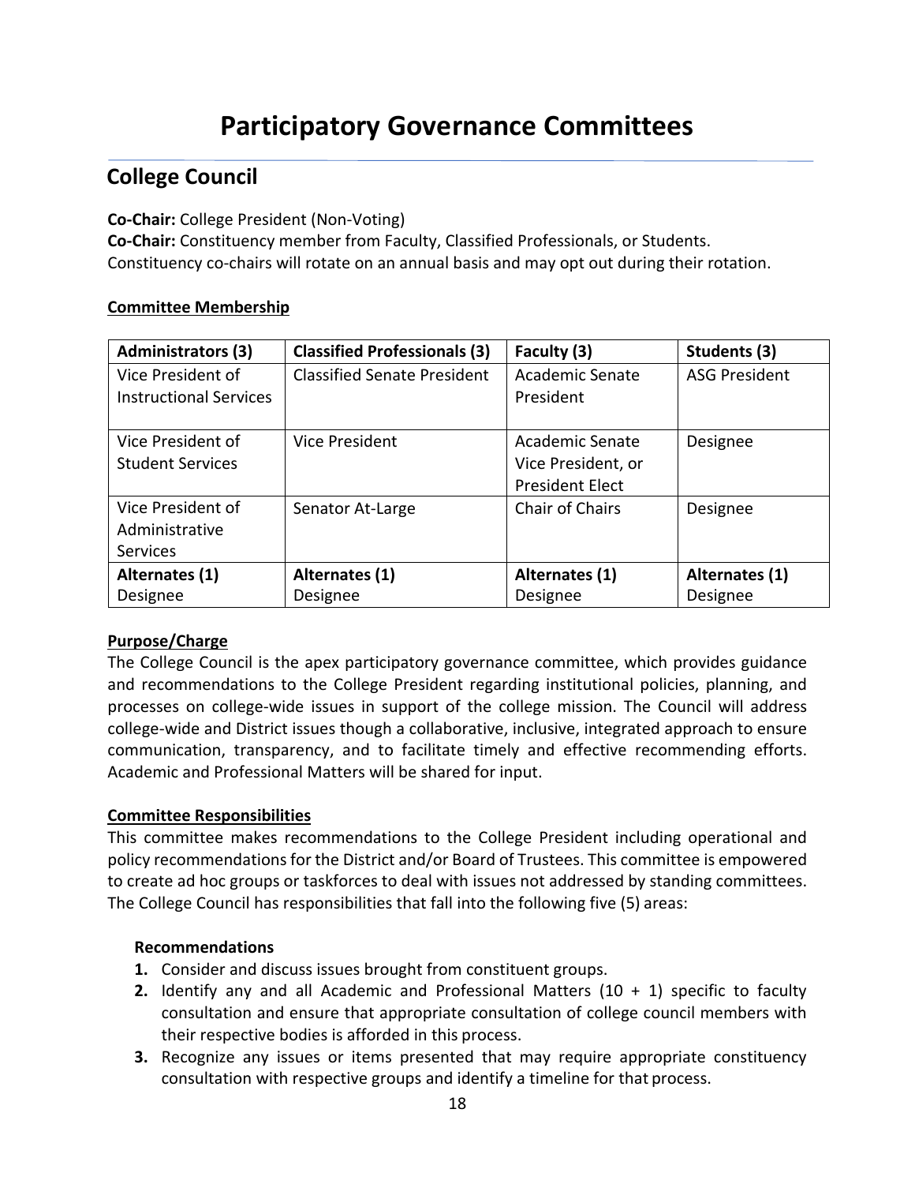# Participatory Governance Committees

## College Council

**Co-Chair:** College President (Non-Voting)
**Co-Chair:** Constituency member from Faculty, Classified Professionals, or Students.
Constituency co-chairs will rotate on an annual basis and may opt out during their rotation.

**Committee Membership**

| Administrators (3) | Classified Professionals (3) | Faculty (3) | Students (3) |
|---|---|---|---|
| Vice President of Instructional Services | Classified Senate President | Academic Senate President | ASG President |
| Vice President of Student Services | Vice President | Academic Senate Vice President, or President Elect | Designee |
| Vice President of Administrative Services | Senator At-Large | Chair of Chairs | Designee |
| **Alternates (1)** Designee | **Alternates (1)** Designee | **Alternates (1)** Designee | **Alternates (1)** Designee |

**Purpose/Charge**

The College Council is the apex participatory governance committee, which provides guidance and recommendations to the College President regarding institutional policies, planning, and processes on college-wide issues in support of the college mission. The Council will address college-wide and District issues though a collaborative, inclusive, integrated approach to ensure communication, transparency, and to facilitate timely and effective recommending efforts. Academic and Professional Matters will be shared for input.

**Committee Responsibilities**

This committee makes recommendations to the College President including operational and policy recommendations for the District and/or Board of Trustees. This committee is empowered to create ad hoc groups or taskforces to deal with issues not addressed by standing committees. The College Council has responsibilities that fall into the following five (5) areas:

**Recommendations**

1. Consider and discuss issues brought from constituent groups.
2. Identify any and all Academic and Professional Matters (10 + 1) specific to faculty consultation and ensure that appropriate consultation of college council members with their respective bodies is afforded in this process.
3. Recognize any issues or items presented that may require appropriate constituency consultation with respective groups and identify a timeline for that process.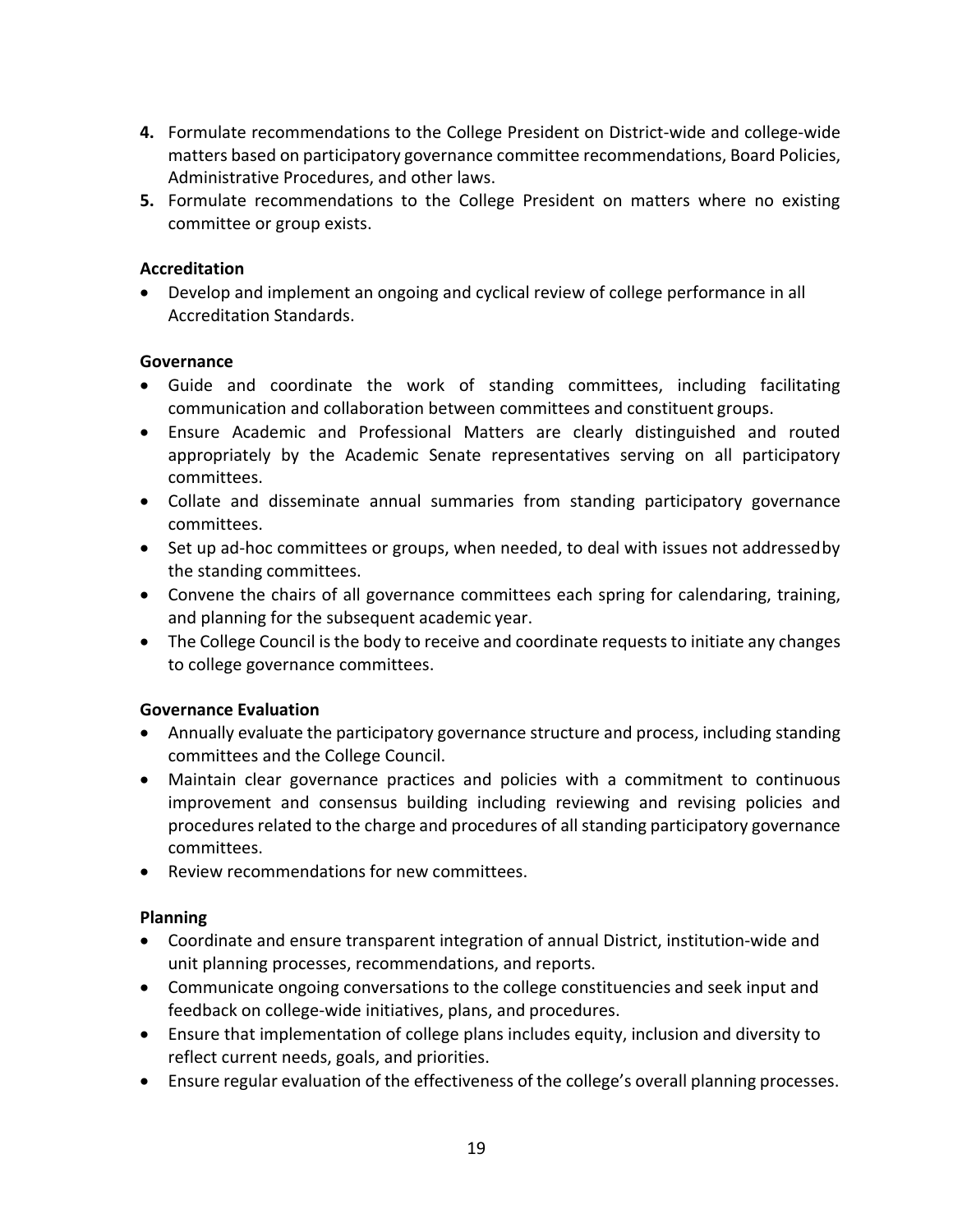4. Formulate recommendations to the College President on District-wide and college-wide matters based on participatory governance committee recommendations, Board Policies, Administrative Procedures, and other laws.
5. Formulate recommendations to the College President on matters where no existing committee or group exists.

**Accreditation**

- Develop and implement an ongoing and cyclical review of college performance in all Accreditation Standards.

**Governance**

- Guide and coordinate the work of standing committees, including facilitating communication and collaboration between committees and constituent groups.
- Ensure Academic and Professional Matters are clearly distinguished and routed appropriately by the Academic Senate representatives serving on all participatory committees.
- Collate and disseminate annual summaries from standing participatory governance committees.
- Set up ad-hoc committees or groups, when needed, to deal with issues not addressed by the standing committees.
- Convene the chairs of all governance committees each spring for calendaring, training, and planning for the subsequent academic year.
- The College Council is the body to receive and coordinate requests to initiate any changes to college governance committees.

**Governance Evaluation**

- Annually evaluate the participatory governance structure and process, including standing committees and the College Council.
- Maintain clear governance practices and policies with a commitment to continuous improvement and consensus building including reviewing and revising policies and procedures related to the charge and procedures of all standing participatory governance committees.
- Review recommendations for new committees.

**Planning**

- Coordinate and ensure transparent integration of annual District, institution-wide and unit planning processes, recommendations, and reports.
- Communicate ongoing conversations to the college constituencies and seek input and feedback on college-wide initiatives, plans, and procedures.
- Ensure that implementation of college plans includes equity, inclusion and diversity to reflect current needs, goals, and priorities.
- Ensure regular evaluation of the effectiveness of the college's overall planning processes.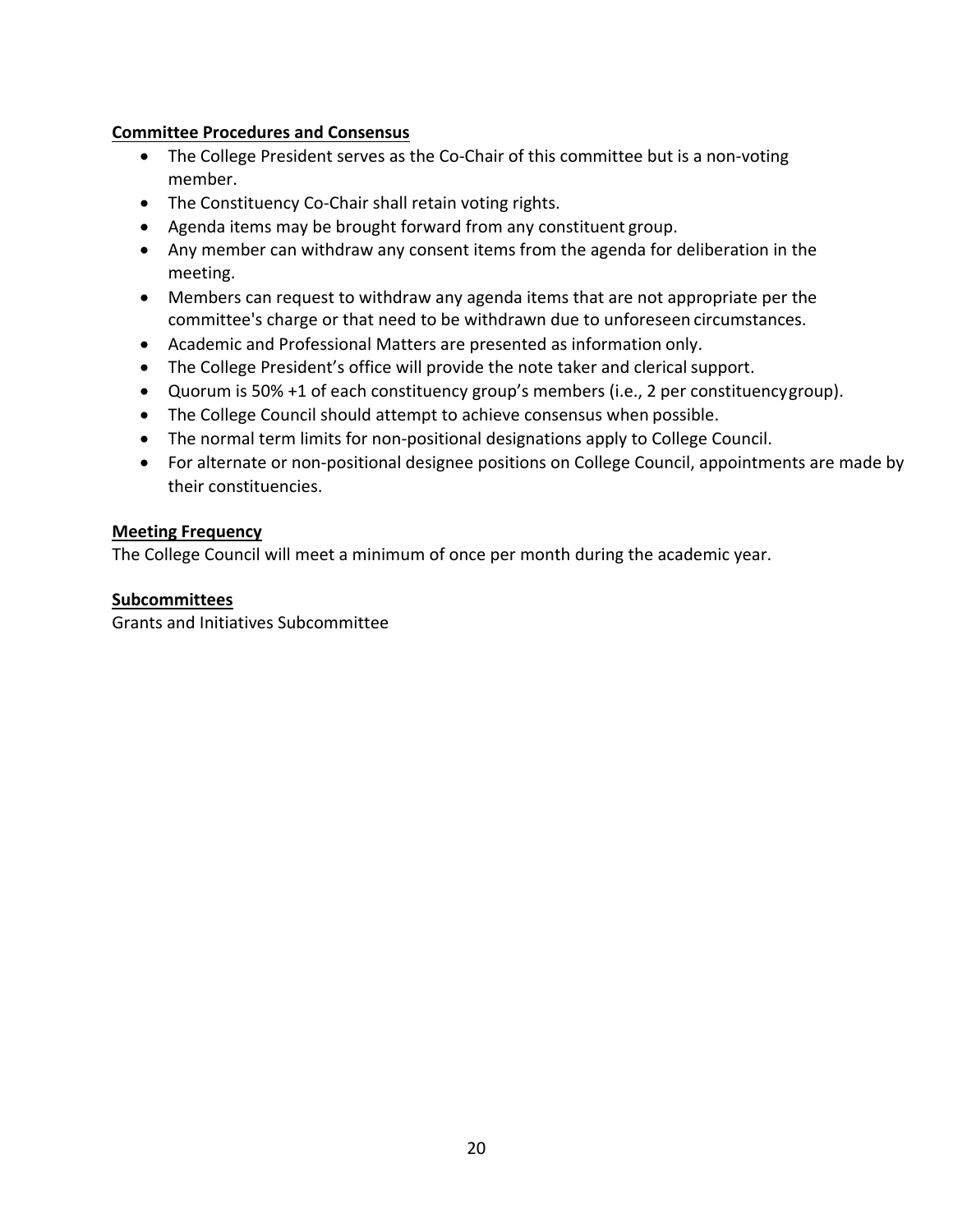**Committee Procedures and Consensus**

- The College President serves as the Co-Chair of this committee but is a non-voting member.
- The Constituency Co-Chair shall retain voting rights.
- Agenda items may be brought forward from any constituent group.
- Any member can withdraw any consent items from the agenda for deliberation in the meeting.
- Members can request to withdraw any agenda items that are not appropriate per the committee's charge or that need to be withdrawn due to unforeseen circumstances.
- Academic and Professional Matters are presented as information only.
- The College President's office will provide the note taker and clerical support.
- Quorum is 50% +1 of each constituency group's members (i.e., 2 per constituency group).
- The College Council should attempt to achieve consensus when possible.
- The normal term limits for non-positional designations apply to College Council.
- For alternate or non-positional designee positions on College Council, appointments are made by their constituencies.

**Meeting Frequency**

The College Council will meet a minimum of once per month during the academic year.

**Subcommittees**

Grants and Initiatives Subcommittee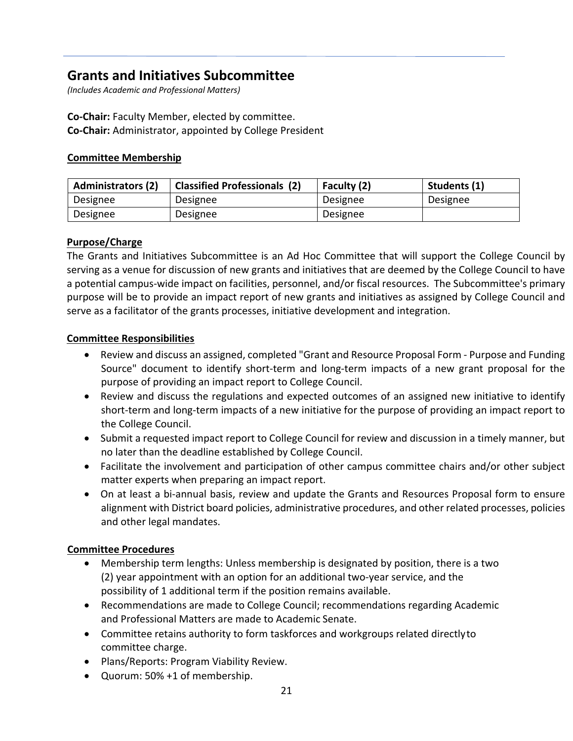## Grants and Initiatives Subcommittee

*(Includes Academic and Professional Matters)*

**Co-Chair:** Faculty Member, elected by committee.
**Co-Chair:** Administrator, appointed by College President

**Committee Membership**

| Administrators (2) | Classified Professionals (2) | Faculty (2) | Students (1) |
|---|---|---|---|
| Designee | Designee | Designee | Designee |
| Designee | Designee | Designee | |

**Purpose/Charge**

The Grants and Initiatives Subcommittee is an Ad Hoc Committee that will support the College Council by serving as a venue for discussion of new grants and initiatives that are deemed by the College Council to have a potential campus-wide impact on facilities, personnel, and/or fiscal resources. The Subcommittee's primary purpose will be to provide an impact report of new grants and initiatives as assigned by College Council and serve as a facilitator of the grants processes, initiative development and integration.

**Committee Responsibilities**

- Review and discuss an assigned, completed "Grant and Resource Proposal Form - Purpose and Funding Source" document to identify short-term and long-term impacts of a new grant proposal for the purpose of providing an impact report to College Council.
- Review and discuss the regulations and expected outcomes of an assigned new initiative to identify short-term and long-term impacts of a new initiative for the purpose of providing an impact report to the College Council.
- Submit a requested impact report to College Council for review and discussion in a timely manner, but no later than the deadline established by College Council.
- Facilitate the involvement and participation of other campus committee chairs and/or other subject matter experts when preparing an impact report.
- On at least a bi-annual basis, review and update the Grants and Resources Proposal form to ensure alignment with District board policies, administrative procedures, and other related processes, policies and other legal mandates.

**Committee Procedures**

- Membership term lengths: Unless membership is designated by position, there is a two (2) year appointment with an option for an additional two-year service, and the possibility of 1 additional term if the position remains available.
- Recommendations are made to College Council; recommendations regarding Academic and Professional Matters are made to Academic Senate.
- Committee retains authority to form taskforces and workgroups related directly to committee charge.
- Plans/Reports: Program Viability Review.
- Quorum: 50% +1 of membership.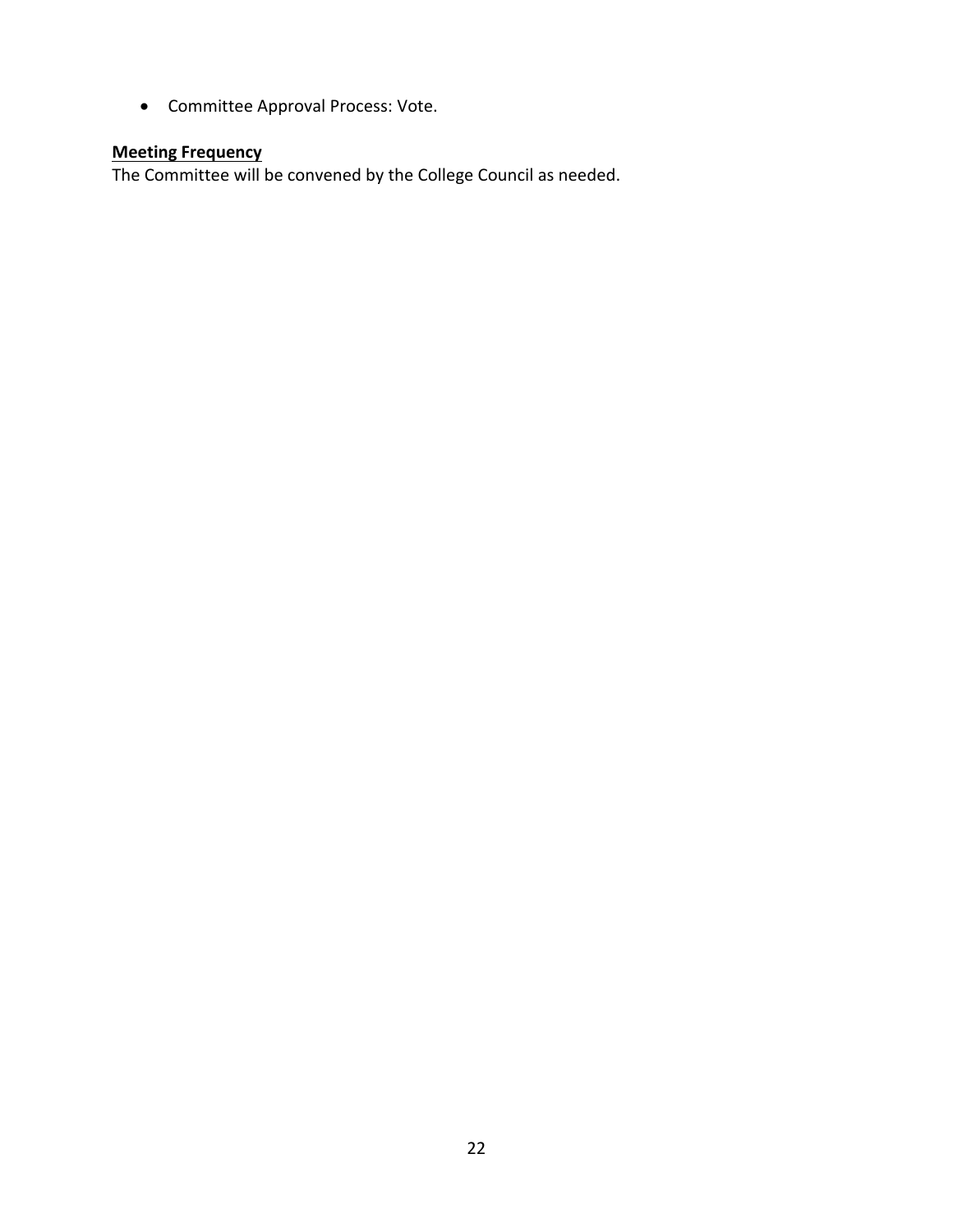- Committee Approval Process: Vote.

**Meeting Frequency**

The Committee will be convened by the College Council as needed.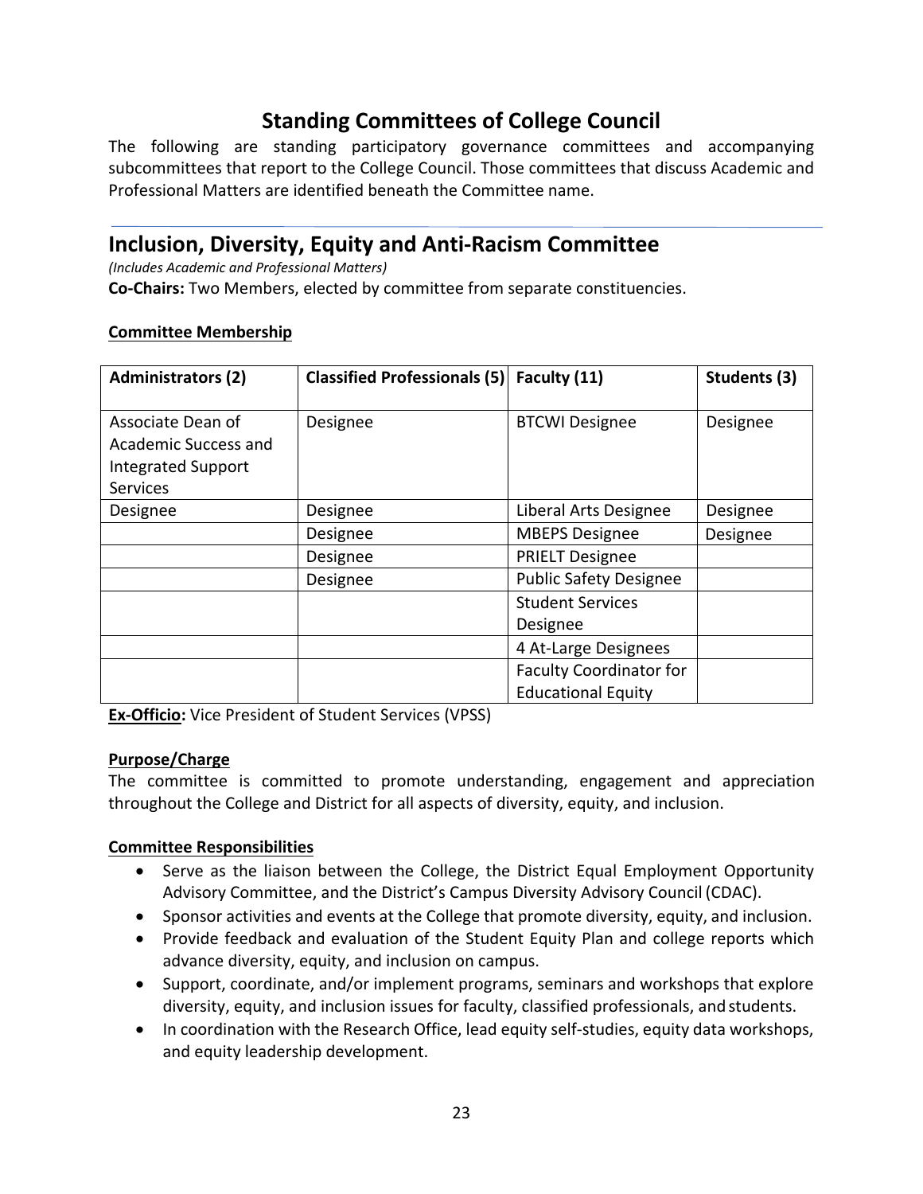# Standing Committees of College Council

The following are standing participatory governance committees and accompanying subcommittees that report to the College Council. Those committees that discuss Academic and Professional Matters are identified beneath the Committee name.

## Inclusion, Diversity, Equity and Anti-Racism Committee

*(Includes Academic and Professional Matters)*

**Co-Chairs:** Two Members, elected by committee from separate constituencies.

**Committee Membership**

| Administrators (2) | Classified Professionals (5) | Faculty (11) | Students (3) |
|---|---|---|---|
| Associate Dean of Academic Success and Integrated Support Services | Designee | BTCWI Designee | Designee |
| Designee | Designee | Liberal Arts Designee | Designee |
| | Designee | MBEPS Designee | Designee |
| | Designee | PRIELT Designee | |
| | Designee | Public Safety Designee | |
| | | Student Services Designee | |
| | | 4 At-Large Designees | |
| | | Faculty Coordinator for Educational Equity | |

**Ex-Officio:** Vice President of Student Services (VPSS)

**Purpose/Charge**

The committee is committed to promote understanding, engagement and appreciation throughout the College and District for all aspects of diversity, equity, and inclusion.

**Committee Responsibilities**

- Serve as the liaison between the College, the District Equal Employment Opportunity Advisory Committee, and the District's Campus Diversity Advisory Council (CDAC).
- Sponsor activities and events at the College that promote diversity, equity, and inclusion.
- Provide feedback and evaluation of the Student Equity Plan and college reports which advance diversity, equity, and inclusion on campus.
- Support, coordinate, and/or implement programs, seminars and workshops that explore diversity, equity, and inclusion issues for faculty, classified professionals, and students.
- In coordination with the Research Office, lead equity self-studies, equity data workshops, and equity leadership development.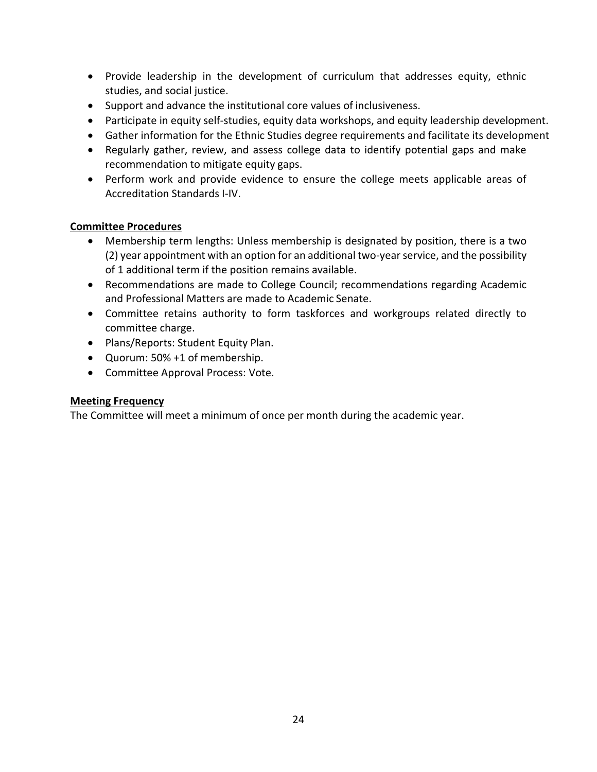- Provide leadership in the development of curriculum that addresses equity, ethnic studies, and social justice.
- Support and advance the institutional core values of inclusiveness.
- Participate in equity self-studies, equity data workshops, and equity leadership development.
- Gather information for the Ethnic Studies degree requirements and facilitate its development
- Regularly gather, review, and assess college data to identify potential gaps and make recommendation to mitigate equity gaps.
- Perform work and provide evidence to ensure the college meets applicable areas of Accreditation Standards I-IV.

**Committee Procedures**

- Membership term lengths: Unless membership is designated by position, there is a two (2) year appointment with an option for an additional two-year service, and the possibility of 1 additional term if the position remains available.
- Recommendations are made to College Council; recommendations regarding Academic and Professional Matters are made to Academic Senate.
- Committee retains authority to form taskforces and workgroups related directly to committee charge.
- Plans/Reports: Student Equity Plan.
- Quorum: 50% +1 of membership.
- Committee Approval Process: Vote.

**Meeting Frequency**

The Committee will meet a minimum of once per month during the academic year.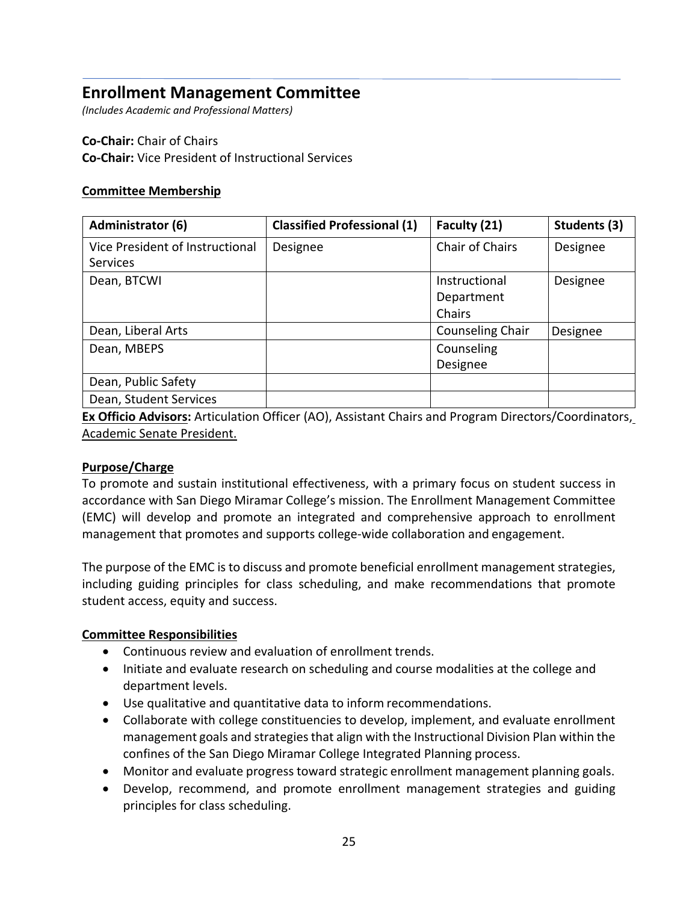## Enrollment Management Committee

*(Includes Academic and Professional Matters)*

**Co-Chair:** Chair of Chairs
**Co-Chair:** Vice President of Instructional Services

**Committee Membership**

| Administrator (6) | Classified Professional (1) | Faculty (21) | Students (3) |
|---|---|---|---|
| Vice President of Instructional Services | Designee | Chair of Chairs | Designee |
| Dean, BTCWI | | Instructional Department Chairs | Designee |
| Dean, Liberal Arts | | Counseling Chair | Designee |
| Dean, MBEPS | | Counseling Designee | |
| Dean, Public Safety | | | |
| Dean, Student Services | | | |

**Ex Officio Advisors:** Articulation Officer (AO), Assistant Chairs and Program Directors/Coordinators, Academic Senate President.

**Purpose/Charge**

To promote and sustain institutional effectiveness, with a primary focus on student success in accordance with San Diego Miramar College's mission. The Enrollment Management Committee (EMC) will develop and promote an integrated and comprehensive approach to enrollment management that promotes and supports college-wide collaboration and engagement.

The purpose of the EMC is to discuss and promote beneficial enrollment management strategies, including guiding principles for class scheduling, and make recommendations that promote student access, equity and success.

**Committee Responsibilities**

- Continuous review and evaluation of enrollment trends.
- Initiate and evaluate research on scheduling and course modalities at the college and department levels.
- Use qualitative and quantitative data to inform recommendations.
- Collaborate with college constituencies to develop, implement, and evaluate enrollment management goals and strategies that align with the Instructional Division Plan within the confines of the San Diego Miramar College Integrated Planning process.
- Monitor and evaluate progress toward strategic enrollment management planning goals.
- Develop, recommend, and promote enrollment management strategies and guiding principles for class scheduling.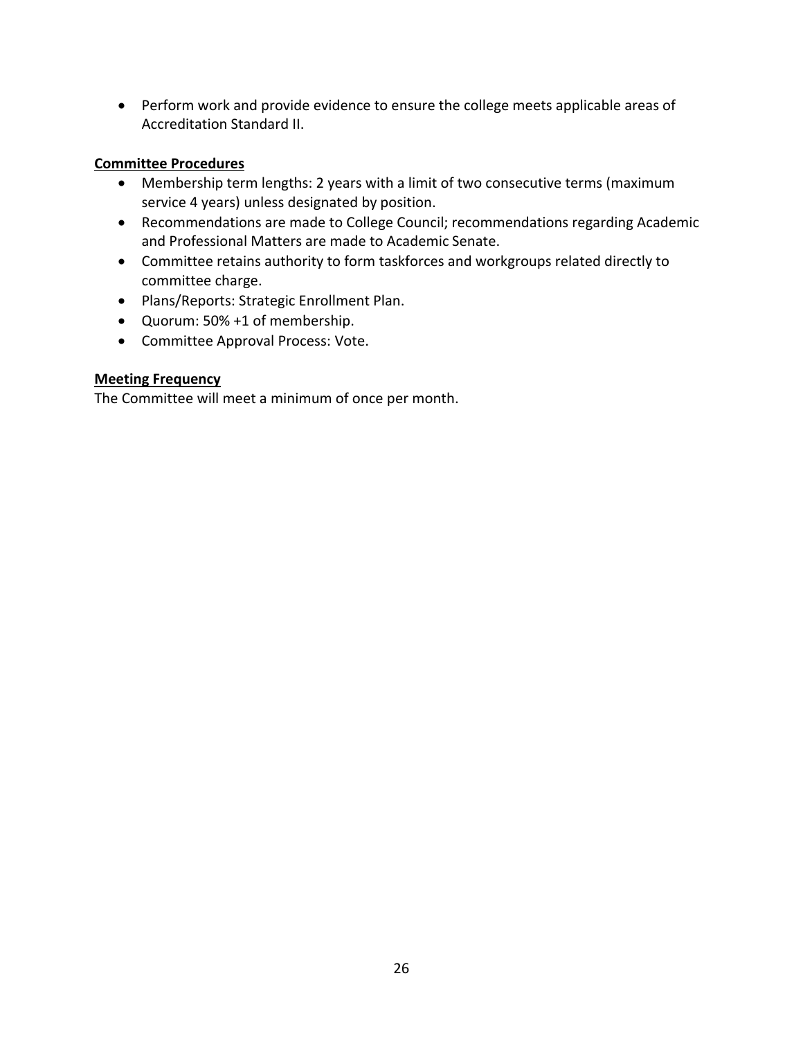- Perform work and provide evidence to ensure the college meets applicable areas of Accreditation Standard II.

**Committee Procedures**

- Membership term lengths: 2 years with a limit of two consecutive terms (maximum service 4 years) unless designated by position.
- Recommendations are made to College Council; recommendations regarding Academic and Professional Matters are made to Academic Senate.
- Committee retains authority to form taskforces and workgroups related directly to committee charge.
- Plans/Reports: Strategic Enrollment Plan.
- Quorum: 50% +1 of membership.
- Committee Approval Process: Vote.

**Meeting Frequency**

The Committee will meet a minimum of once per month.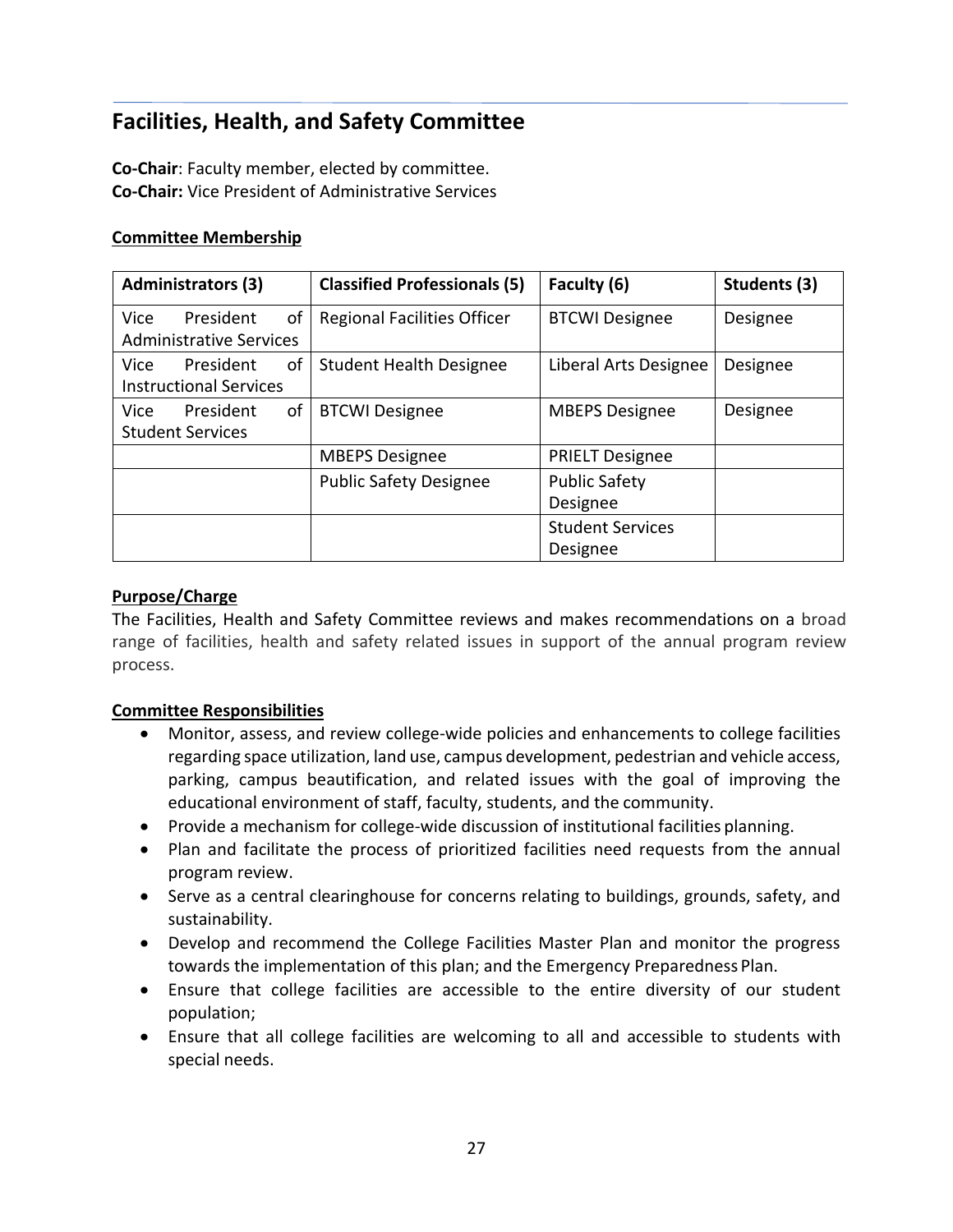## Facilities, Health, and Safety Committee

**Co-Chair**: Faculty member, elected by committee.
**Co-Chair:** Vice President of Administrative Services

**Committee Membership**

| Administrators (3) | Classified Professionals (5) | Faculty (6) | Students (3) |
|---|---|---|---|
| Vice President of Administrative Services | Regional Facilities Officer | BTCWI Designee | Designee |
| Vice President of Instructional Services | Student Health Designee | Liberal Arts Designee | Designee |
| Vice President of Student Services | BTCWI Designee | MBEPS Designee | Designee |
| | MBEPS Designee | PRIELT Designee | |
| | Public Safety Designee | Public Safety Designee | |
| | | Student Services Designee | |

**Purpose/Charge**

The Facilities, Health and Safety Committee reviews and makes recommendations on a broad range of facilities, health and safety related issues in support of the annual program review process.

**Committee Responsibilities**

- Monitor, assess, and review college-wide policies and enhancements to college facilities regarding space utilization, land use, campus development, pedestrian and vehicle access, parking, campus beautification, and related issues with the goal of improving the educational environment of staff, faculty, students, and the community.
- Provide a mechanism for college-wide discussion of institutional facilities planning.
- Plan and facilitate the process of prioritized facilities need requests from the annual program review.
- Serve as a central clearinghouse for concerns relating to buildings, grounds, safety, and sustainability.
- Develop and recommend the College Facilities Master Plan and monitor the progress towards the implementation of this plan; and the Emergency Preparedness Plan.
- Ensure that college facilities are accessible to the entire diversity of our student population;
- Ensure that all college facilities are welcoming to all and accessible to students with special needs.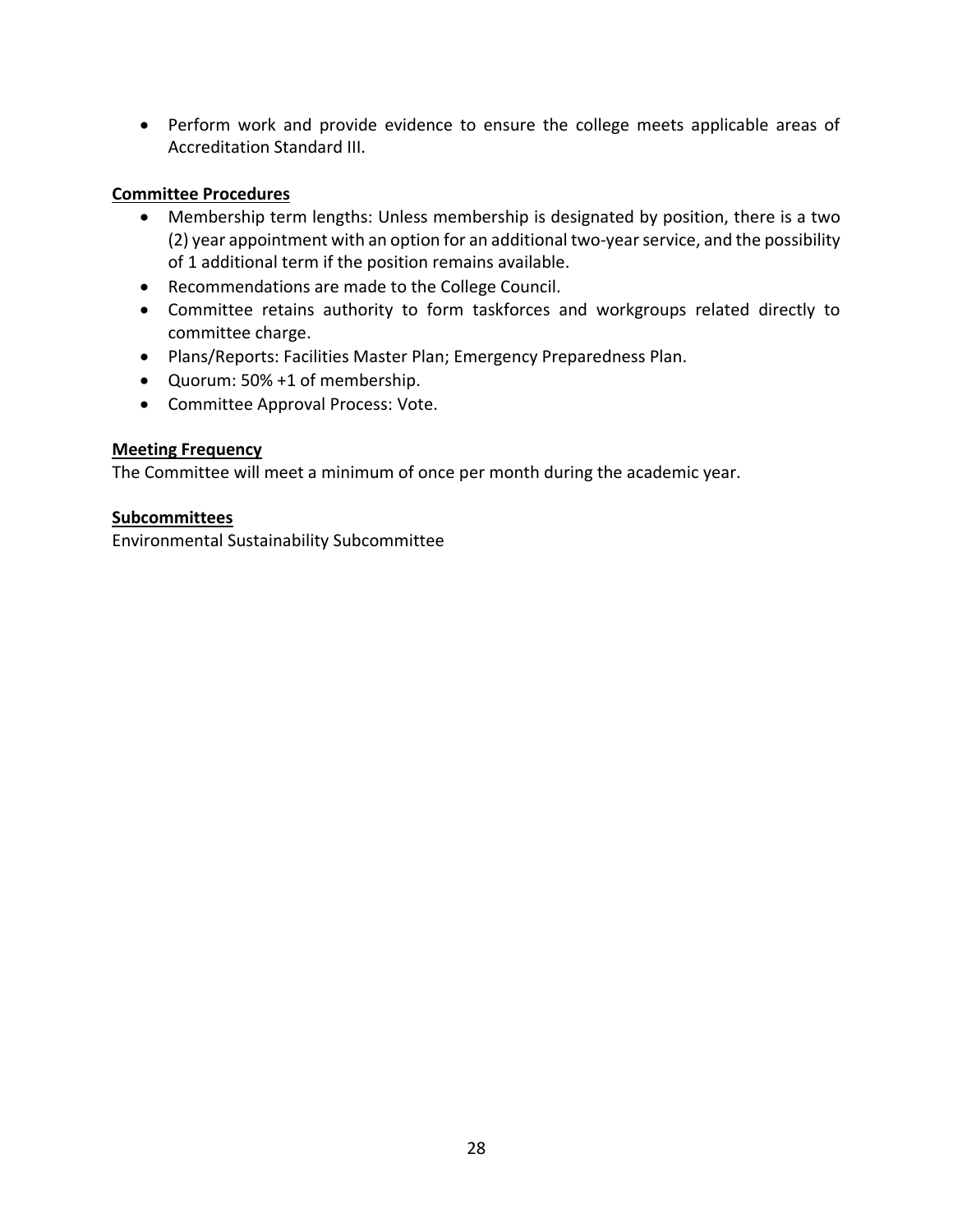- Perform work and provide evidence to ensure the college meets applicable areas of Accreditation Standard III.

**Committee Procedures**

- Membership term lengths: Unless membership is designated by position, there is a two (2) year appointment with an option for an additional two-year service, and the possibility of 1 additional term if the position remains available.
- Recommendations are made to the College Council.
- Committee retains authority to form taskforces and workgroups related directly to committee charge.
- Plans/Reports: Facilities Master Plan; Emergency Preparedness Plan.
- Quorum: 50% +1 of membership.
- Committee Approval Process: Vote.

**Meeting Frequency**

The Committee will meet a minimum of once per month during the academic year.

**Subcommittees**

Environmental Sustainability Subcommittee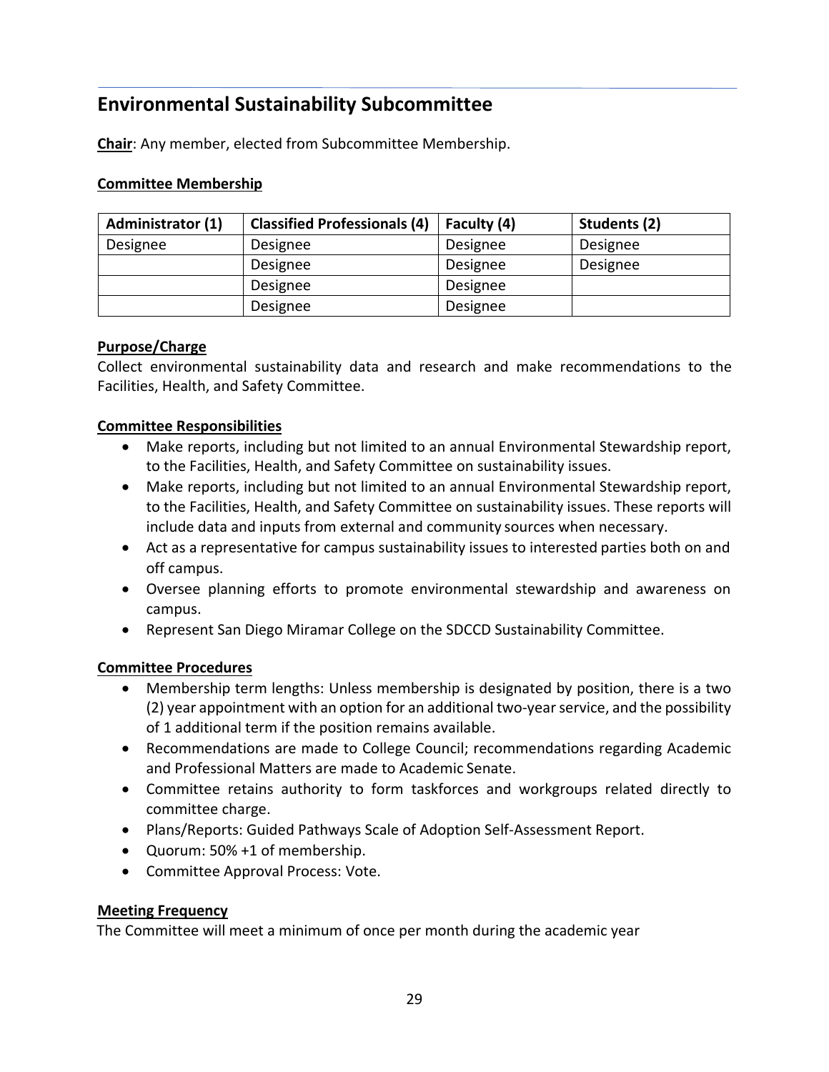## Environmental Sustainability Subcommittee

**Chair**: Any member, elected from Subcommittee Membership.

**Committee Membership**

| Administrator (1) | Classified Professionals (4) | Faculty (4) | Students (2) |
|---|---|---|---|
| Designee | Designee | Designee | Designee |
| | Designee | Designee | Designee |
| | Designee | Designee | |
| | Designee | Designee | |

**Purpose/Charge**

Collect environmental sustainability data and research and make recommendations to the Facilities, Health, and Safety Committee.

**Committee Responsibilities**

- Make reports, including but not limited to an annual Environmental Stewardship report, to the Facilities, Health, and Safety Committee on sustainability issues.
- Make reports, including but not limited to an annual Environmental Stewardship report, to the Facilities, Health, and Safety Committee on sustainability issues. These reports will include data and inputs from external and community sources when necessary.
- Act as a representative for campus sustainability issues to interested parties both on and off campus.
- Oversee planning efforts to promote environmental stewardship and awareness on campus.
- Represent San Diego Miramar College on the SDCCD Sustainability Committee.

**Committee Procedures**

- Membership term lengths: Unless membership is designated by position, there is a two (2) year appointment with an option for an additional two-year service, and the possibility of 1 additional term if the position remains available.
- Recommendations are made to College Council; recommendations regarding Academic and Professional Matters are made to Academic Senate.
- Committee retains authority to form taskforces and workgroups related directly to committee charge.
- Plans/Reports: Guided Pathways Scale of Adoption Self-Assessment Report.
- Quorum: 50% +1 of membership.
- Committee Approval Process: Vote.

**Meeting Frequency**

The Committee will meet a minimum of once per month during the academic year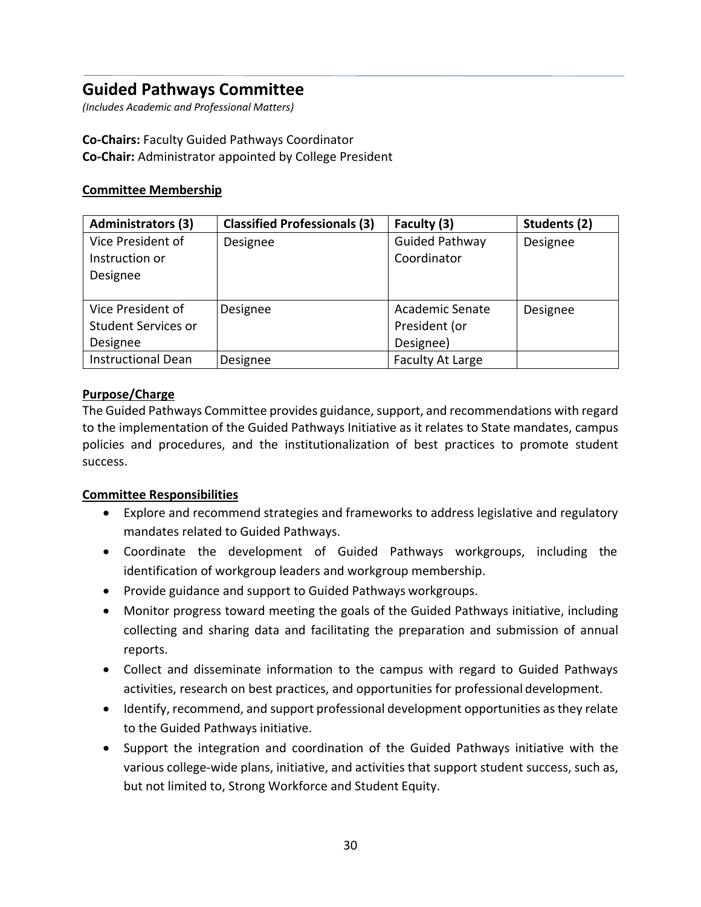## Guided Pathways Committee

*(Includes Academic and Professional Matters)*

**Co-Chairs:** Faculty Guided Pathways Coordinator
**Co-Chair:** Administrator appointed by College President

**Committee Membership**

| Administrators (3) | Classified Professionals (3) | Faculty (3) | Students (2) |
|---|---|---|---|
| Vice President of Instruction or Designee | Designee | Guided Pathway Coordinator | Designee |
| Vice President of Student Services or Designee | Designee | Academic Senate President (or Designee) | Designee |
| Instructional Dean | Designee | Faculty At Large | |

**Purpose/Charge**

The Guided Pathways Committee provides guidance, support, and recommendations with regard to the implementation of the Guided Pathways Initiative as it relates to State mandates, campus policies and procedures, and the institutionalization of best practices to promote student success.

**Committee Responsibilities**

- Explore and recommend strategies and frameworks to address legislative and regulatory mandates related to Guided Pathways.
- Coordinate the development of Guided Pathways workgroups, including the identification of workgroup leaders and workgroup membership.
- Provide guidance and support to Guided Pathways workgroups.
- Monitor progress toward meeting the goals of the Guided Pathways initiative, including collecting and sharing data and facilitating the preparation and submission of annual reports.
- Collect and disseminate information to the campus with regard to Guided Pathways activities, research on best practices, and opportunities for professional development.
- Identify, recommend, and support professional development opportunities as they relate to the Guided Pathways initiative.
- Support the integration and coordination of the Guided Pathways initiative with the various college-wide plans, initiative, and activities that support student success, such as, but not limited to, Strong Workforce and Student Equity.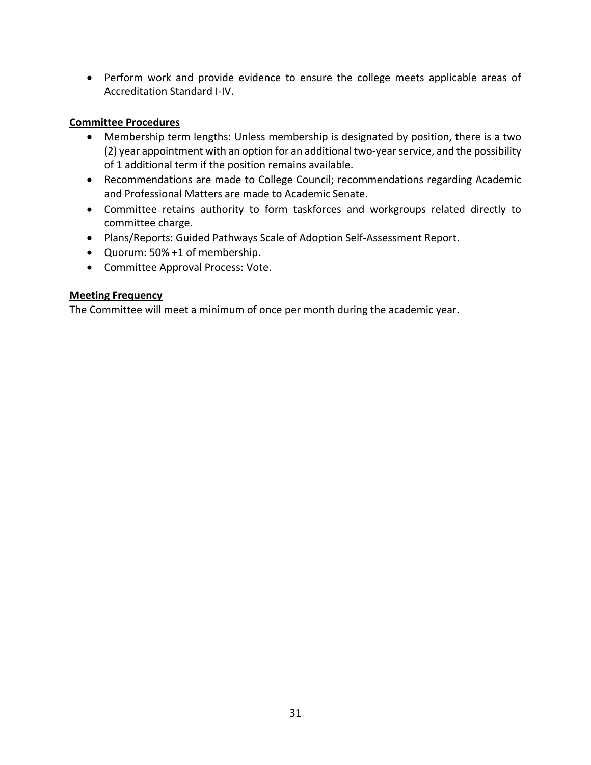- Perform work and provide evidence to ensure the college meets applicable areas of Accreditation Standard I-IV.

**Committee Procedures**

- Membership term lengths: Unless membership is designated by position, there is a two (2) year appointment with an option for an additional two-year service, and the possibility of 1 additional term if the position remains available.
- Recommendations are made to College Council; recommendations regarding Academic and Professional Matters are made to Academic Senate.
- Committee retains authority to form taskforces and workgroups related directly to committee charge.
- Plans/Reports: Guided Pathways Scale of Adoption Self-Assessment Report.
- Quorum: 50% +1 of membership.
- Committee Approval Process: Vote.

**Meeting Frequency**

The Committee will meet a minimum of once per month during the academic year.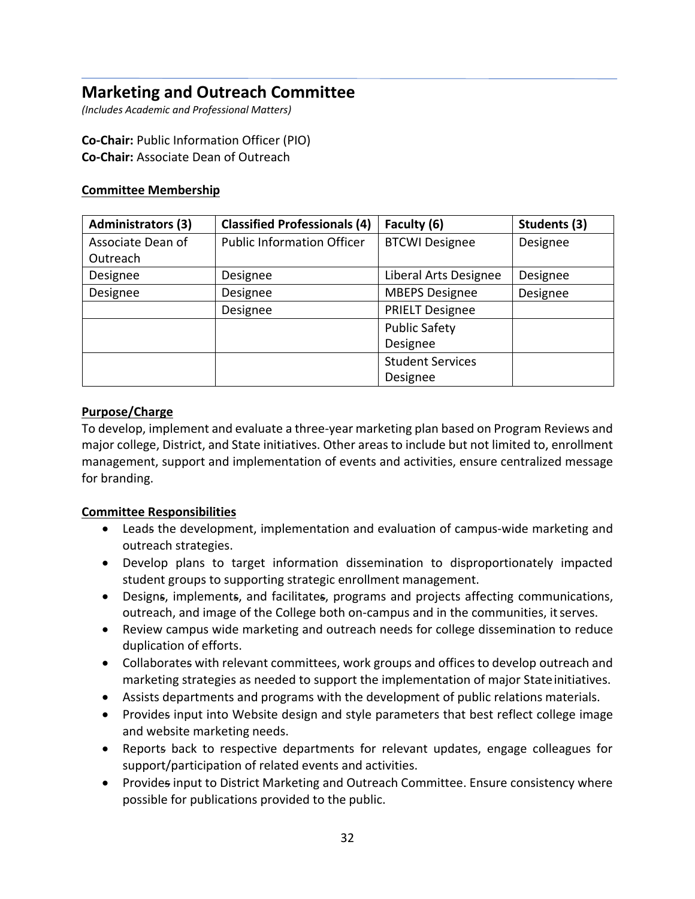## Marketing and Outreach Committee

*(Includes Academic and Professional Matters)*

**Co-Chair:** Public Information Officer (PIO)
**Co-Chair:** Associate Dean of Outreach

**Committee Membership**

| Administrators (3) | Classified Professionals (4) | Faculty (6) | Students (3) |
|---|---|---|---|
| Associate Dean of Outreach | Public Information Officer | BTCWI Designee | Designee |
| Designee | Designee | Liberal Arts Designee | Designee |
| Designee | Designee | MBEPS Designee | Designee |
| | Designee | PRIELT Designee | |
| | | Public Safety Designee | |
| | | Student Services Designee | |

**Purpose/Charge**

To develop, implement and evaluate a three-year marketing plan based on Program Reviews and major college, District, and State initiatives. Other areas to include but not limited to, enrollment management, support and implementation of events and activities, ensure centralized message for branding.

**Committee Responsibilities**

- Leads the development, implementation and evaluation of campus-wide marketing and outreach strategies.
- Develop plans to target information dissemination to disproportionately impacted student groups to supporting strategic enrollment management.
- Designs, implements, and facilitates, programs and projects affecting communications, outreach, and image of the College both on-campus and in the communities, it serves.
- Review campus wide marketing and outreach needs for college dissemination to reduce duplication of efforts.
- Collaborates with relevant committees, work groups and offices to develop outreach and marketing strategies as needed to support the implementation of major State initiatives.
- Assists departments and programs with the development of public relations materials.
- Provides input into Website design and style parameters that best reflect college image and website marketing needs.
- Reports back to respective departments for relevant updates, engage colleagues for support/participation of related events and activities.
- Provides input to District Marketing and Outreach Committee. Ensure consistency where possible for publications provided to the public.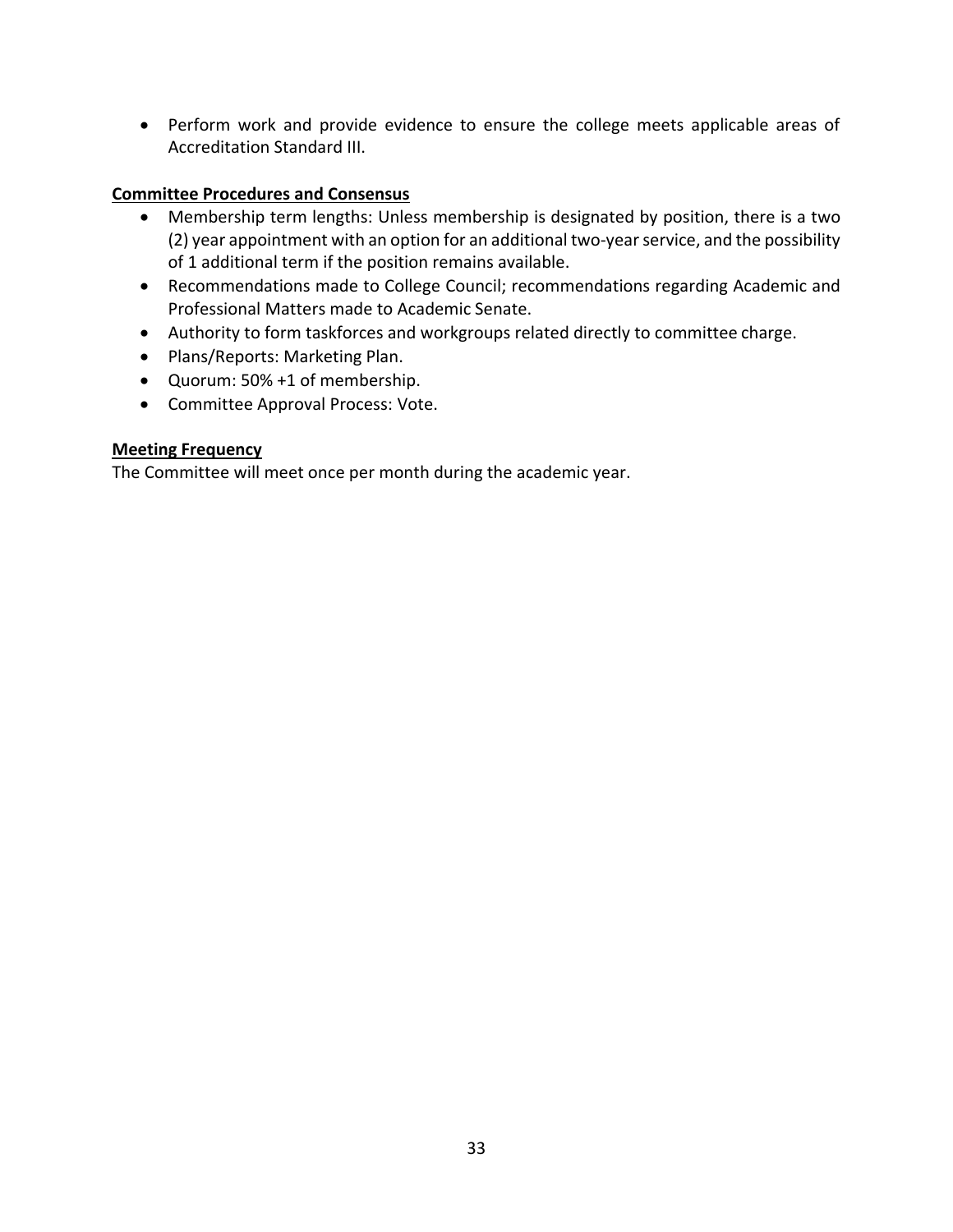- Perform work and provide evidence to ensure the college meets applicable areas of Accreditation Standard III.

**Committee Procedures and Consensus**

- Membership term lengths: Unless membership is designated by position, there is a two (2) year appointment with an option for an additional two-year service, and the possibility of 1 additional term if the position remains available.
- Recommendations made to College Council; recommendations regarding Academic and Professional Matters made to Academic Senate.
- Authority to form taskforces and workgroups related directly to committee charge.
- Plans/Reports: Marketing Plan.
- Quorum: 50% +1 of membership.
- Committee Approval Process: Vote.

**Meeting Frequency**

The Committee will meet once per month during the academic year.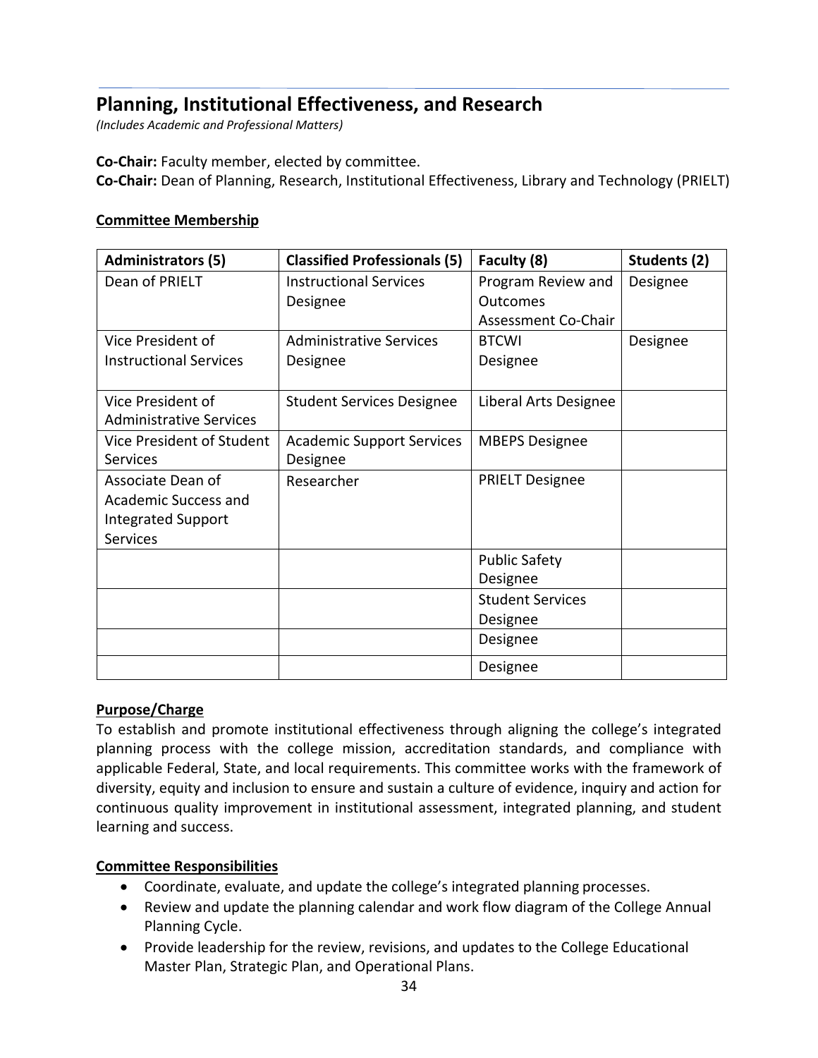## Planning, Institutional Effectiveness, and Research

*(Includes Academic and Professional Matters)*

**Co-Chair:** Faculty member, elected by committee.
**Co-Chair:** Dean of Planning, Research, Institutional Effectiveness, Library and Technology (PRIELT)

**Committee Membership**

| Administrators (5) | Classified Professionals (5) | Faculty (8) | Students (2) |
|---|---|---|---|
| Dean of PRIELT | Instructional Services Designee | Program Review and Outcomes Assessment Co-Chair | Designee |
| Vice President of Instructional Services | Administrative Services Designee | BTCWI Designee | Designee |
| Vice President of Administrative Services | Student Services Designee | Liberal Arts Designee | |
| Vice President of Student Services | Academic Support Services Designee | MBEPS Designee | |
| Associate Dean of Academic Success and Integrated Support Services | Researcher | PRIELT Designee | |
| | | Public Safety Designee | |
| | | Student Services Designee | |
| | | Designee | |
| | | Designee | |

**Purpose/Charge**

To establish and promote institutional effectiveness through aligning the college's integrated planning process with the college mission, accreditation standards, and compliance with applicable Federal, State, and local requirements. This committee works with the framework of diversity, equity and inclusion to ensure and sustain a culture of evidence, inquiry and action for continuous quality improvement in institutional assessment, integrated planning, and student learning and success.

**Committee Responsibilities**

- Coordinate, evaluate, and update the college's integrated planning processes.
- Review and update the planning calendar and work flow diagram of the College Annual Planning Cycle.
- Provide leadership for the review, revisions, and updates to the College Educational Master Plan, Strategic Plan, and Operational Plans.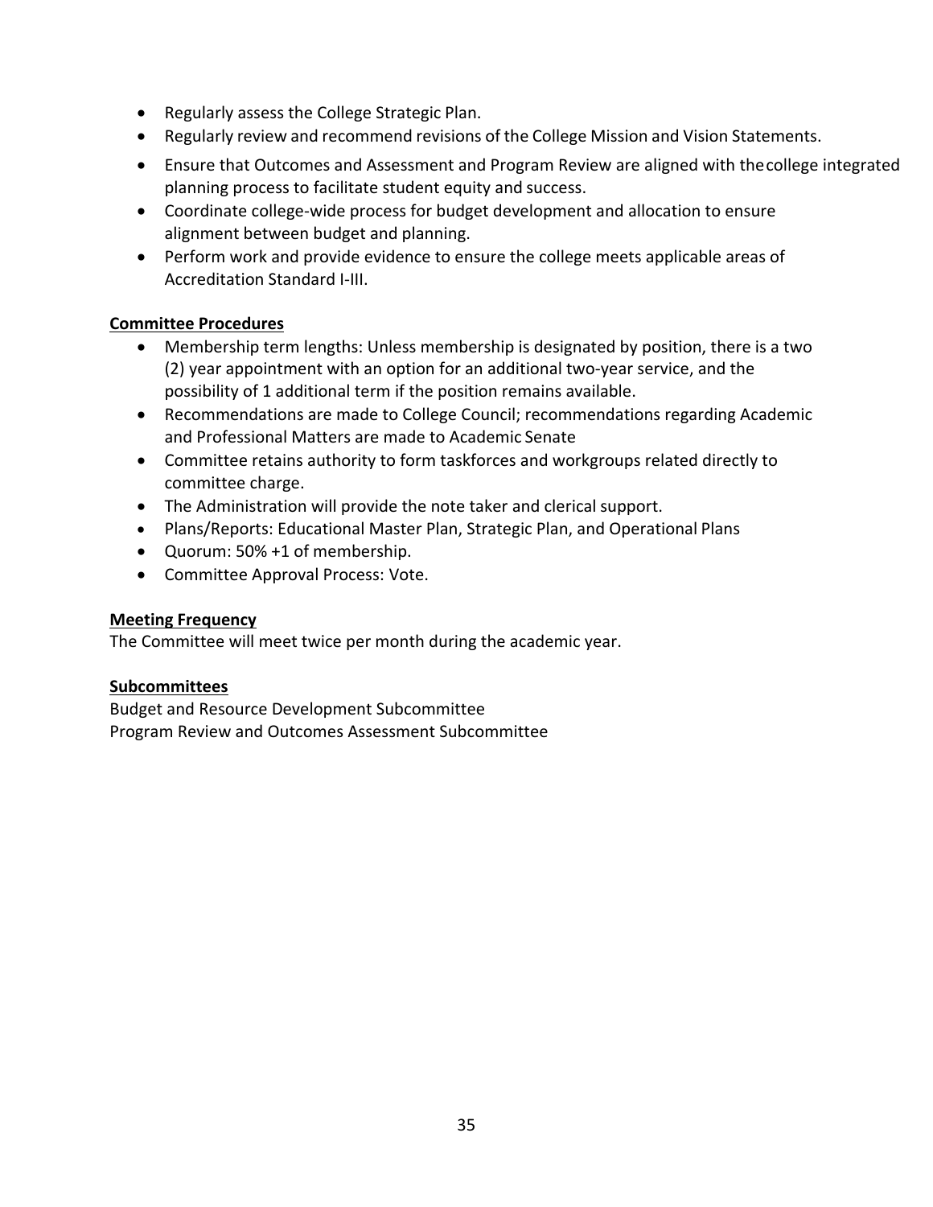- Regularly assess the College Strategic Plan.
- Regularly review and recommend revisions of the College Mission and Vision Statements.
- Ensure that Outcomes and Assessment and Program Review are aligned with the college integrated planning process to facilitate student equity and success.
- Coordinate college-wide process for budget development and allocation to ensure alignment between budget and planning.
- Perform work and provide evidence to ensure the college meets applicable areas of Accreditation Standard I-III.

**Committee Procedures**

- Membership term lengths: Unless membership is designated by position, there is a two (2) year appointment with an option for an additional two-year service, and the possibility of 1 additional term if the position remains available.
- Recommendations are made to College Council; recommendations regarding Academic and Professional Matters are made to Academic Senate
- Committee retains authority to form taskforces and workgroups related directly to committee charge.
- The Administration will provide the note taker and clerical support.
- Plans/Reports: Educational Master Plan, Strategic Plan, and Operational Plans
- Quorum: 50% +1 of membership.
- Committee Approval Process: Vote.

**Meeting Frequency**

The Committee will meet twice per month during the academic year.

**Subcommittees**

Budget and Resource Development Subcommittee
Program Review and Outcomes Assessment Subcommittee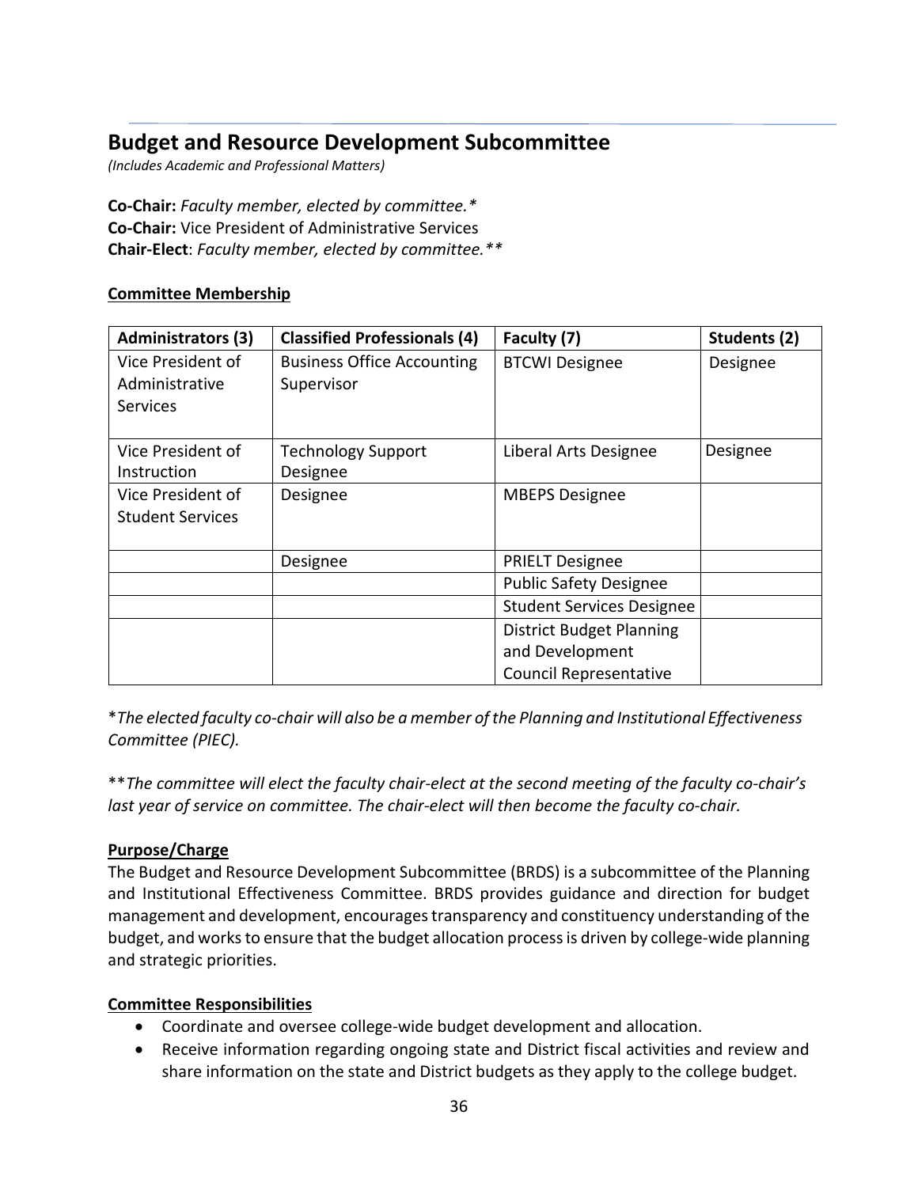## Budget and Resource Development Subcommittee

*(Includes Academic and Professional Matters)*

**Co-Chair:** *Faculty member, elected by committee.**

**Co-Chair:** Vice President of Administrative Services

**Chair-Elect**: *Faculty member, elected by committee.***

**Committee Membership**

| Administrators (3) | Classified Professionals (4) | Faculty (7) | Students (2) |
|---|---|---|---|
| Vice President of Administrative Services | Business Office Accounting Supervisor | BTCWI Designee | Designee |
| Vice President of Instruction | Technology Support Designee | Liberal Arts Designee | Designee |
| Vice President of Student Services | Designee | MBEPS Designee | |
| | Designee | PRIELT Designee | |
| | | Public Safety Designee | |
| | | Student Services Designee | |
| | | District Budget Planning and Development Council Representative | |

**The elected faculty co-chair will also be a member of the Planning and Institutional Effectiveness Committee (PIEC).*

***The committee will elect the faculty chair-elect at the second meeting of the faculty co-chair's last year of service on committee. The chair-elect will then become the faculty co-chair.*

**Purpose/Charge**

The Budget and Resource Development Subcommittee (BRDS) is a subcommittee of the Planning and Institutional Effectiveness Committee. BRDS provides guidance and direction for budget management and development, encourages transparency and constituency understanding of the budget, and works to ensure that the budget allocation process is driven by college-wide planning and strategic priorities.

**Committee Responsibilities**

- Coordinate and oversee college-wide budget development and allocation.
- Receive information regarding ongoing state and District fiscal activities and review and share information on the state and District budgets as they apply to the college budget.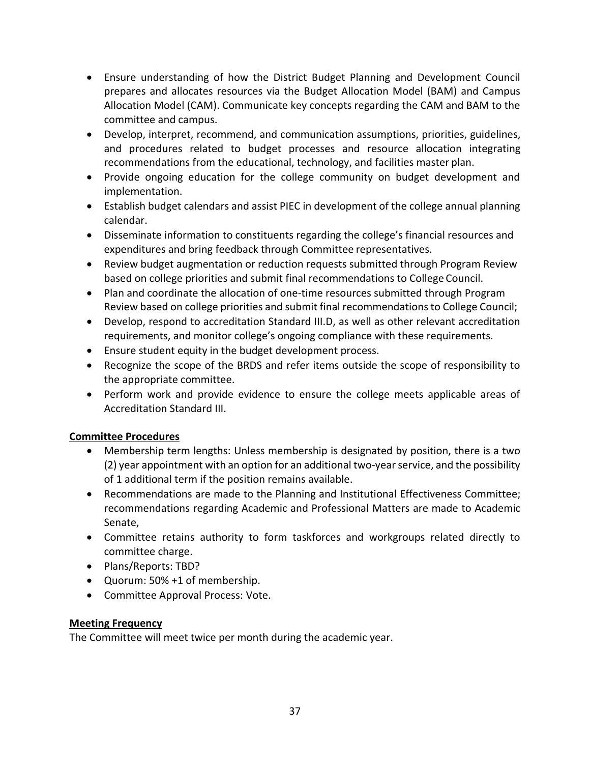- Ensure understanding of how the District Budget Planning and Development Council prepares and allocates resources via the Budget Allocation Model (BAM) and Campus Allocation Model (CAM). Communicate key concepts regarding the CAM and BAM to the committee and campus.
- Develop, interpret, recommend, and communication assumptions, priorities, guidelines, and procedures related to budget processes and resource allocation integrating recommendations from the educational, technology, and facilities master plan.
- Provide ongoing education for the college community on budget development and implementation.
- Establish budget calendars and assist PIEC in development of the college annual planning calendar.
- Disseminate information to constituents regarding the college's financial resources and expenditures and bring feedback through Committee representatives.
- Review budget augmentation or reduction requests submitted through Program Review based on college priorities and submit final recommendations to College Council.
- Plan and coordinate the allocation of one-time resources submitted through Program Review based on college priorities and submit final recommendations to College Council;
- Develop, respond to accreditation Standard III.D, as well as other relevant accreditation requirements, and monitor college's ongoing compliance with these requirements.
- Ensure student equity in the budget development process.
- Recognize the scope of the BRDS and refer items outside the scope of responsibility to the appropriate committee.
- Perform work and provide evidence to ensure the college meets applicable areas of Accreditation Standard III.

**Committee Procedures**

- Membership term lengths: Unless membership is designated by position, there is a two (2) year appointment with an option for an additional two-year service, and the possibility of 1 additional term if the position remains available.
- Recommendations are made to the Planning and Institutional Effectiveness Committee; recommendations regarding Academic and Professional Matters are made to Academic Senate,
- Committee retains authority to form taskforces and workgroups related directly to committee charge.
- Plans/Reports: TBD?
- Quorum: 50% +1 of membership.
- Committee Approval Process: Vote.

**Meeting Frequency**

The Committee will meet twice per month during the academic year.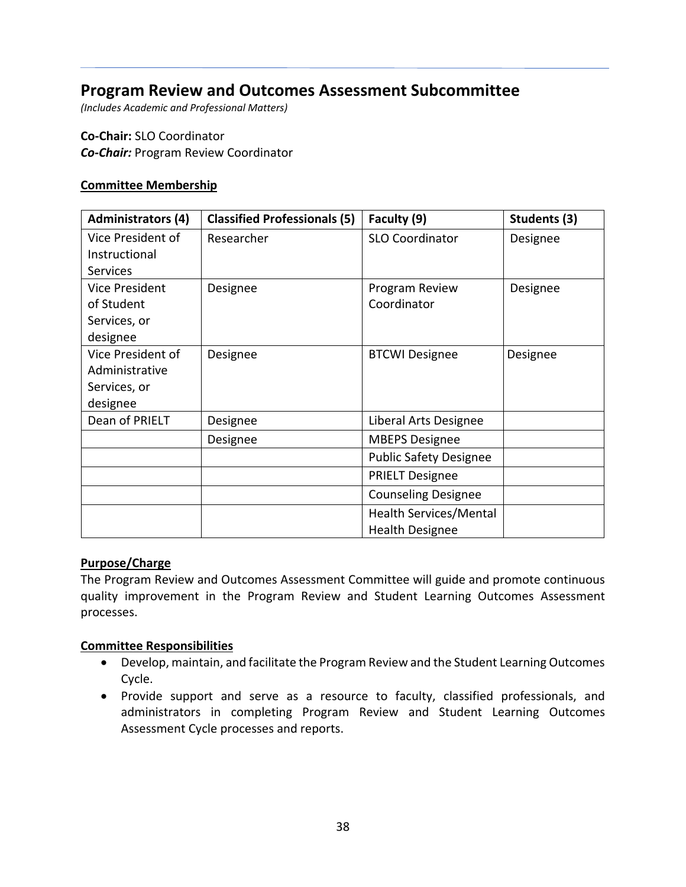## Program Review and Outcomes Assessment Subcommittee

*(Includes Academic and Professional Matters)*

**Co-Chair:** SLO Coordinator
***Co-Chair:*** Program Review Coordinator

**Committee Membership**

| Administrators (4) | Classified Professionals (5) | Faculty (9) | Students (3) |
|---|---|---|---|
| Vice President of Instructional Services | Researcher | SLO Coordinator | Designee |
| Vice President of Student Services, or designee | Designee | Program Review Coordinator | Designee |
| Vice President of Administrative Services, or designee | Designee | BTCWI Designee | Designee |
| Dean of PRIELT | Designee | Liberal Arts Designee | |
| | Designee | MBEPS Designee | |
| | | Public Safety Designee | |
| | | PRIELT Designee | |
| | | Counseling Designee | |
| | | Health Services/Mental Health Designee | |

**Purpose/Charge**

The Program Review and Outcomes Assessment Committee will guide and promote continuous quality improvement in the Program Review and Student Learning Outcomes Assessment processes.

**Committee Responsibilities**

- Develop, maintain, and facilitate the Program Review and the Student Learning Outcomes Cycle.
- Provide support and serve as a resource to faculty, classified professionals, and administrators in completing Program Review and Student Learning Outcomes Assessment Cycle processes and reports.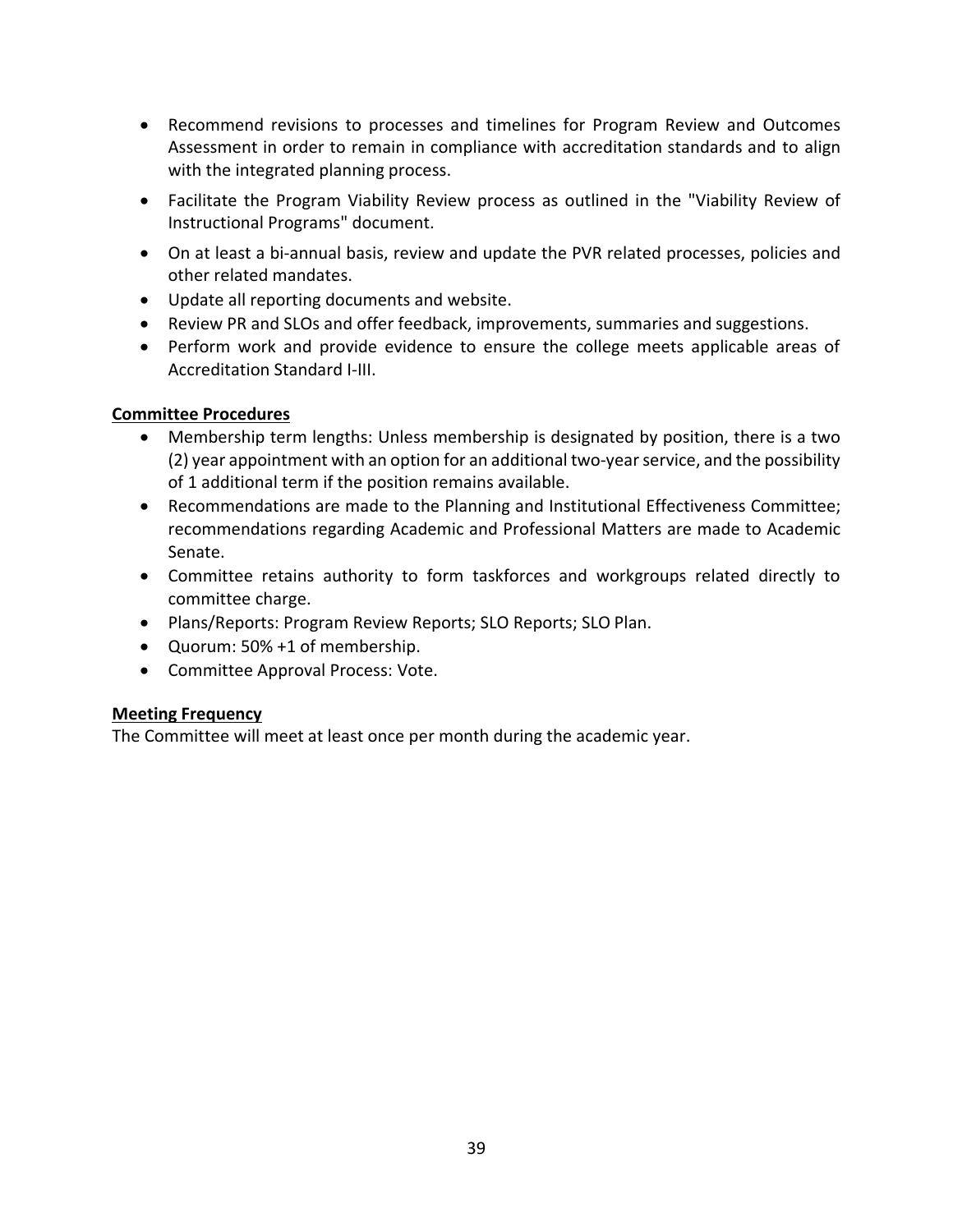- Recommend revisions to processes and timelines for Program Review and Outcomes Assessment in order to remain in compliance with accreditation standards and to align with the integrated planning process.
- Facilitate the Program Viability Review process as outlined in the "Viability Review of Instructional Programs" document.
- On at least a bi-annual basis, review and update the PVR related processes, policies and other related mandates.
- Update all reporting documents and website.
- Review PR and SLOs and offer feedback, improvements, summaries and suggestions.
- Perform work and provide evidence to ensure the college meets applicable areas of Accreditation Standard I-III.

**Committee Procedures**

- Membership term lengths: Unless membership is designated by position, there is a two (2) year appointment with an option for an additional two-year service, and the possibility of 1 additional term if the position remains available.
- Recommendations are made to the Planning and Institutional Effectiveness Committee; recommendations regarding Academic and Professional Matters are made to Academic Senate.
- Committee retains authority to form taskforces and workgroups related directly to committee charge.
- Plans/Reports: Program Review Reports; SLO Reports; SLO Plan.
- Quorum: 50% +1 of membership.
- Committee Approval Process: Vote.

**Meeting Frequency**

The Committee will meet at least once per month during the academic year.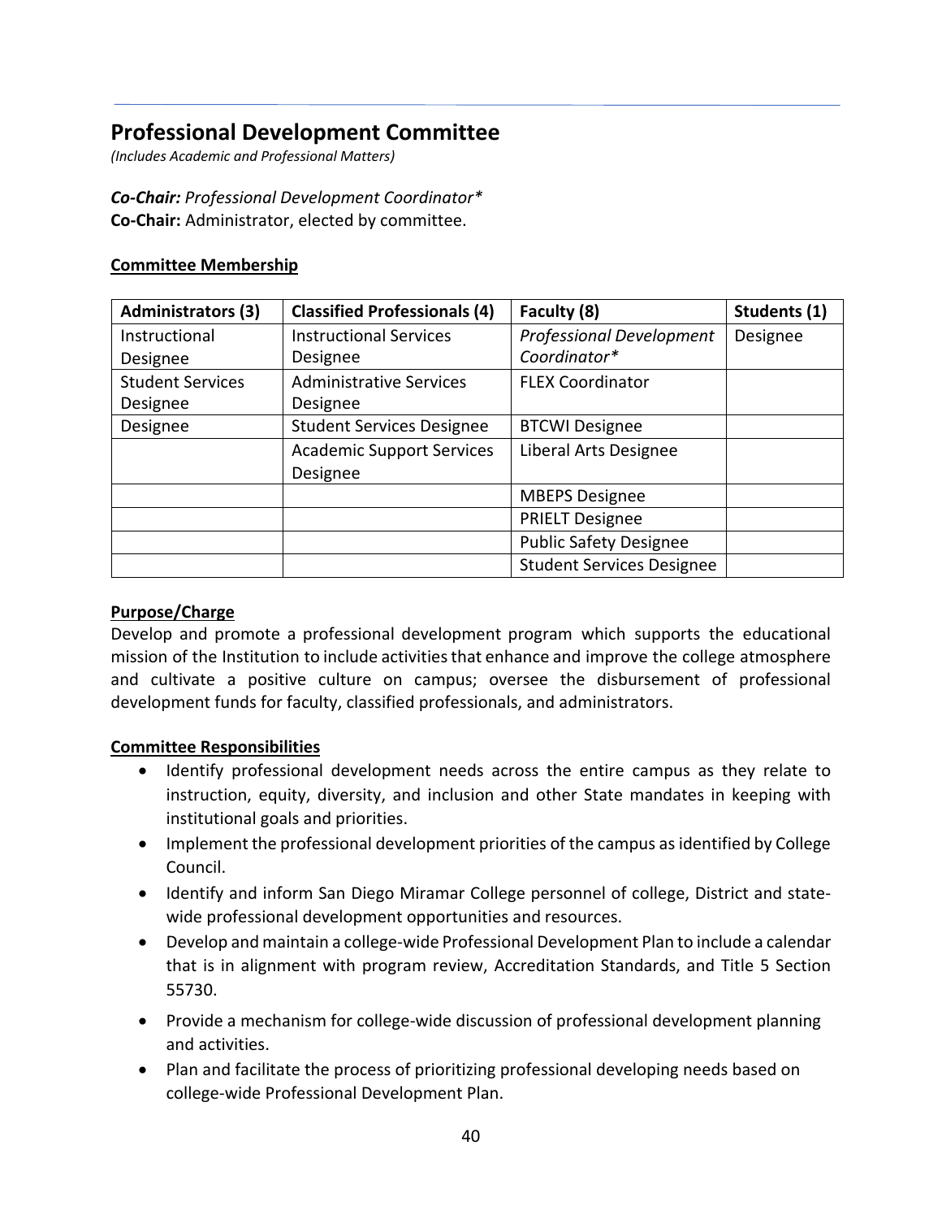## Professional Development Committee

*(Includes Academic and Professional Matters)*

***Co-Chair:*** *Professional Development Coordinator\**
**Co-Chair:** Administrator, elected by committee.

**Committee Membership**

| Administrators (3) | Classified Professionals (4) | Faculty (8) | Students (1) |
|---|---|---|---|
| Instructional Designee | Instructional Services Designee | *Professional Development Coordinator\** | Designee |
| Student Services Designee | Administrative Services Designee | FLEX Coordinator | |
| Designee | Student Services Designee | BTCWI Designee | |
| | Academic Support Services Designee | Liberal Arts Designee | |
| | | MBEPS Designee | |
| | | PRIELT Designee | |
| | | Public Safety Designee | |
| | | Student Services Designee | |

**Purpose/Charge**

Develop and promote a professional development program which supports the educational mission of the Institution to include activities that enhance and improve the college atmosphere and cultivate a positive culture on campus; oversee the disbursement of professional development funds for faculty, classified professionals, and administrators.

**Committee Responsibilities**

- Identify professional development needs across the entire campus as they relate to instruction, equity, diversity, and inclusion and other State mandates in keeping with institutional goals and priorities.
- Implement the professional development priorities of the campus as identified by College Council.
- Identify and inform San Diego Miramar College personnel of college, District and state-wide professional development opportunities and resources.
- Develop and maintain a college-wide Professional Development Plan to include a calendar that is in alignment with program review, Accreditation Standards, and Title 5 Section 55730.
- Provide a mechanism for college-wide discussion of professional development planning and activities.
- Plan and facilitate the process of prioritizing professional developing needs based on college-wide Professional Development Plan.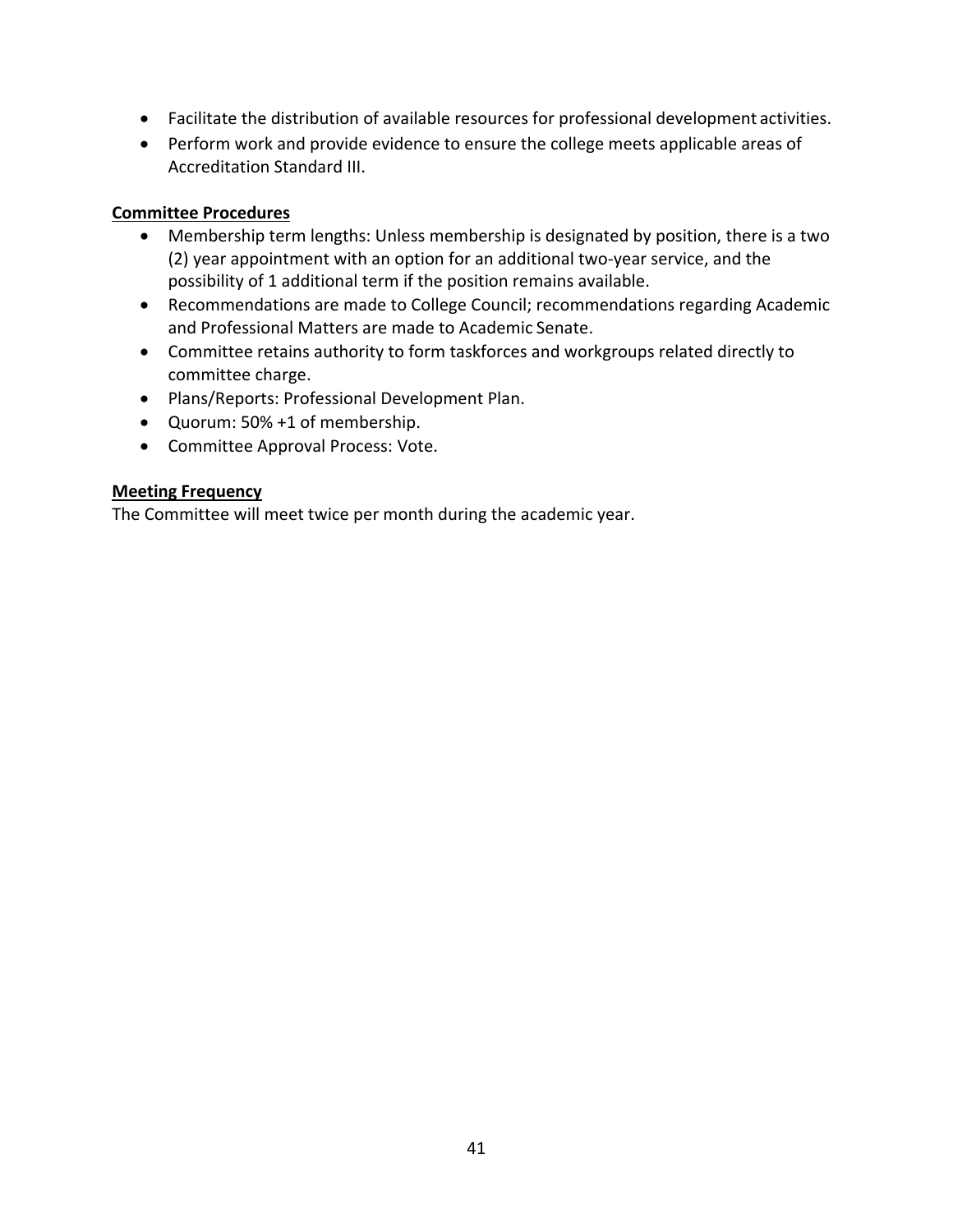- Facilitate the distribution of available resources for professional development activities.
- Perform work and provide evidence to ensure the college meets applicable areas of Accreditation Standard III.

**Committee Procedures**

- Membership term lengths: Unless membership is designated by position, there is a two (2) year appointment with an option for an additional two-year service, and the possibility of 1 additional term if the position remains available.
- Recommendations are made to College Council; recommendations regarding Academic and Professional Matters are made to Academic Senate.
- Committee retains authority to form taskforces and workgroups related directly to committee charge.
- Plans/Reports: Professional Development Plan.
- Quorum: 50% +1 of membership.
- Committee Approval Process: Vote.

**Meeting Frequency**

The Committee will meet twice per month during the academic year.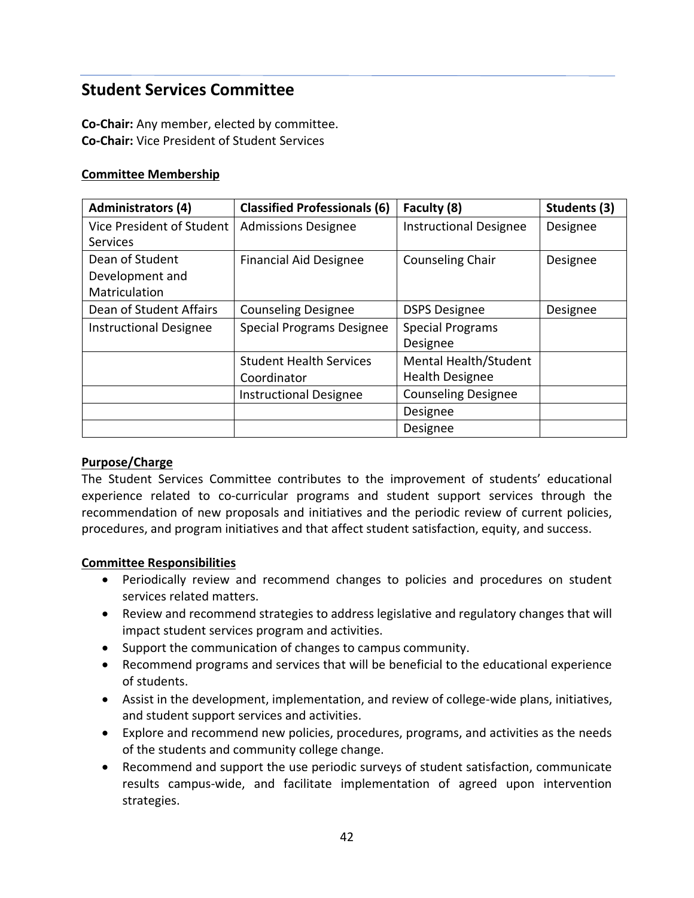## Student Services Committee

**Co-Chair:** Any member, elected by committee.
**Co-Chair:** Vice President of Student Services

**Committee Membership**

| Administrators (4) | Classified Professionals (6) | Faculty (8) | Students (3) |
|---|---|---|---|
| Vice President of Student Services | Admissions Designee | Instructional Designee | Designee |
| Dean of Student Development and Matriculation | Financial Aid Designee | Counseling Chair | Designee |
| Dean of Student Affairs | Counseling Designee | DSPS Designee | Designee |
| Instructional Designee | Special Programs Designee | Special Programs Designee | |
| | Student Health Services Coordinator | Mental Health/Student Health Designee | |
| | Instructional Designee | Counseling Designee | |
| | | Designee | |
| | | Designee | |

**Purpose/Charge**

The Student Services Committee contributes to the improvement of students' educational experience related to co-curricular programs and student support services through the recommendation of new proposals and initiatives and the periodic review of current policies, procedures, and program initiatives and that affect student satisfaction, equity, and success.

**Committee Responsibilities**

- Periodically review and recommend changes to policies and procedures on student services related matters.
- Review and recommend strategies to address legislative and regulatory changes that will impact student services program and activities.
- Support the communication of changes to campus community.
- Recommend programs and services that will be beneficial to the educational experience of students.
- Assist in the development, implementation, and review of college-wide plans, initiatives, and student support services and activities.
- Explore and recommend new policies, procedures, programs, and activities as the needs of the students and community college change.
- Recommend and support the use periodic surveys of student satisfaction, communicate results campus-wide, and facilitate implementation of agreed upon intervention strategies.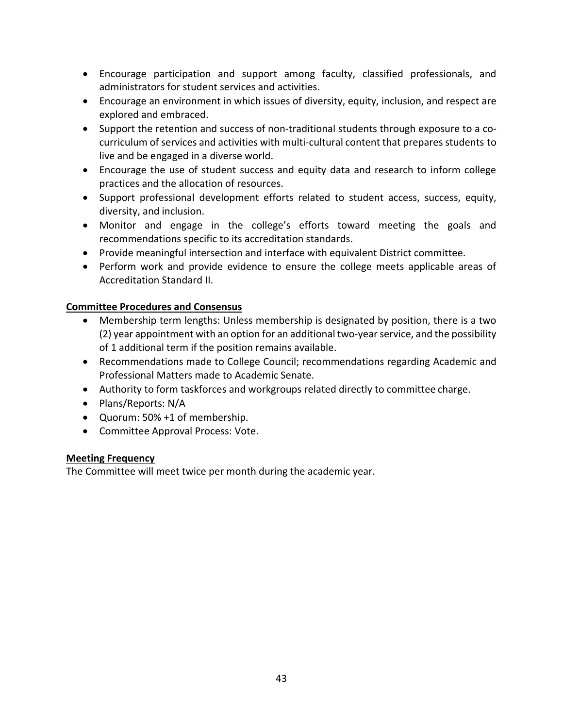- Encourage participation and support among faculty, classified professionals, and administrators for student services and activities.
- Encourage an environment in which issues of diversity, equity, inclusion, and respect are explored and embraced.
- Support the retention and success of non-traditional students through exposure to a co-curriculum of services and activities with multi-cultural content that prepares students to live and be engaged in a diverse world.
- Encourage the use of student success and equity data and research to inform college practices and the allocation of resources.
- Support professional development efforts related to student access, success, equity, diversity, and inclusion.
- Monitor and engage in the college's efforts toward meeting the goals and recommendations specific to its accreditation standards.
- Provide meaningful intersection and interface with equivalent District committee.
- Perform work and provide evidence to ensure the college meets applicable areas of Accreditation Standard II.

**Committee Procedures and Consensus**

- Membership term lengths: Unless membership is designated by position, there is a two (2) year appointment with an option for an additional two-year service, and the possibility of 1 additional term if the position remains available.
- Recommendations made to College Council; recommendations regarding Academic and Professional Matters made to Academic Senate.
- Authority to form taskforces and workgroups related directly to committee charge.
- Plans/Reports: N/A
- Quorum: 50% +1 of membership.
- Committee Approval Process: Vote.

**Meeting Frequency**

The Committee will meet twice per month during the academic year.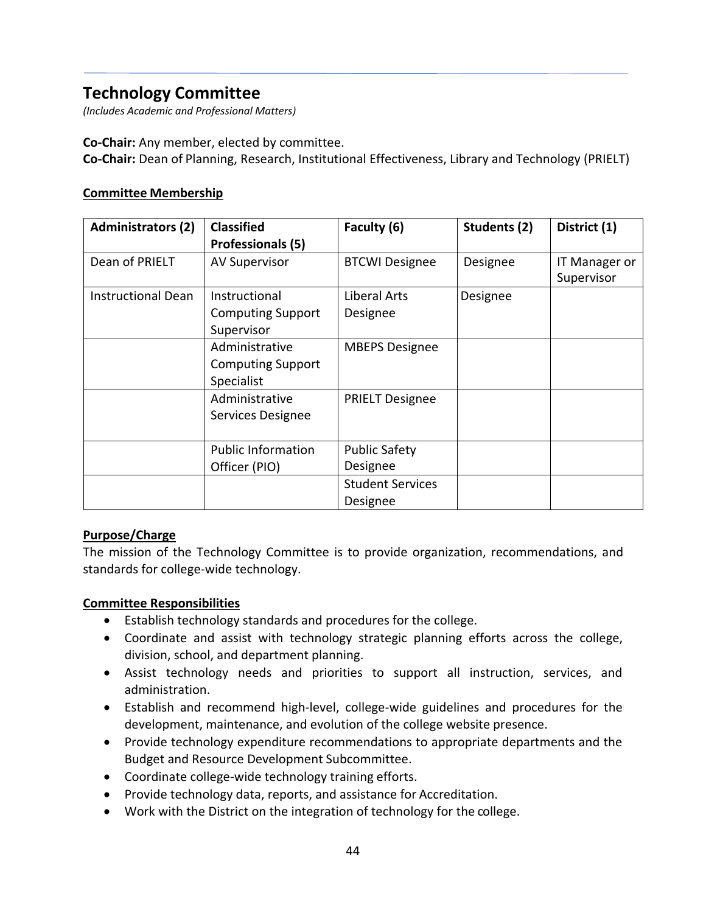## Technology Committee

*(Includes Academic and Professional Matters)*

**Co-Chair:** Any member, elected by committee.
**Co-Chair:** Dean of Planning, Research, Institutional Effectiveness, Library and Technology (PRIELT)

### Committee Membership

| Administrators (2) | Classified Professionals (5) | Faculty (6) | Students (2) | District (1) |
|---|---|---|---|---|
| Dean of PRIELT | AV Supervisor | BTCWI Designee | Designee | IT Manager or Supervisor |
| Instructional Dean | Instructional Computing Support Supervisor | Liberal Arts Designee | Designee | |
| | Administrative Computing Support Specialist | MBEPS Designee | | |
| | Administrative Services Designee | PRIELT Designee | | |
| | Public Information Officer (PIO) | Public Safety Designee | | |
| | | Student Services Designee | | |

### Purpose/Charge

The mission of the Technology Committee is to provide organization, recommendations, and standards for college-wide technology.

### Committee Responsibilities

- Establish technology standards and procedures for the college.
- Coordinate and assist with technology strategic planning efforts across the college, division, school, and department planning.
- Assist technology needs and priorities to support all instruction, services, and administration.
- Establish and recommend high-level, college-wide guidelines and procedures for the development, maintenance, and evolution of the college website presence.
- Provide technology expenditure recommendations to appropriate departments and the Budget and Resource Development Subcommittee.
- Coordinate college-wide technology training efforts.
- Provide technology data, reports, and assistance for Accreditation.
- Work with the District on the integration of technology for the college.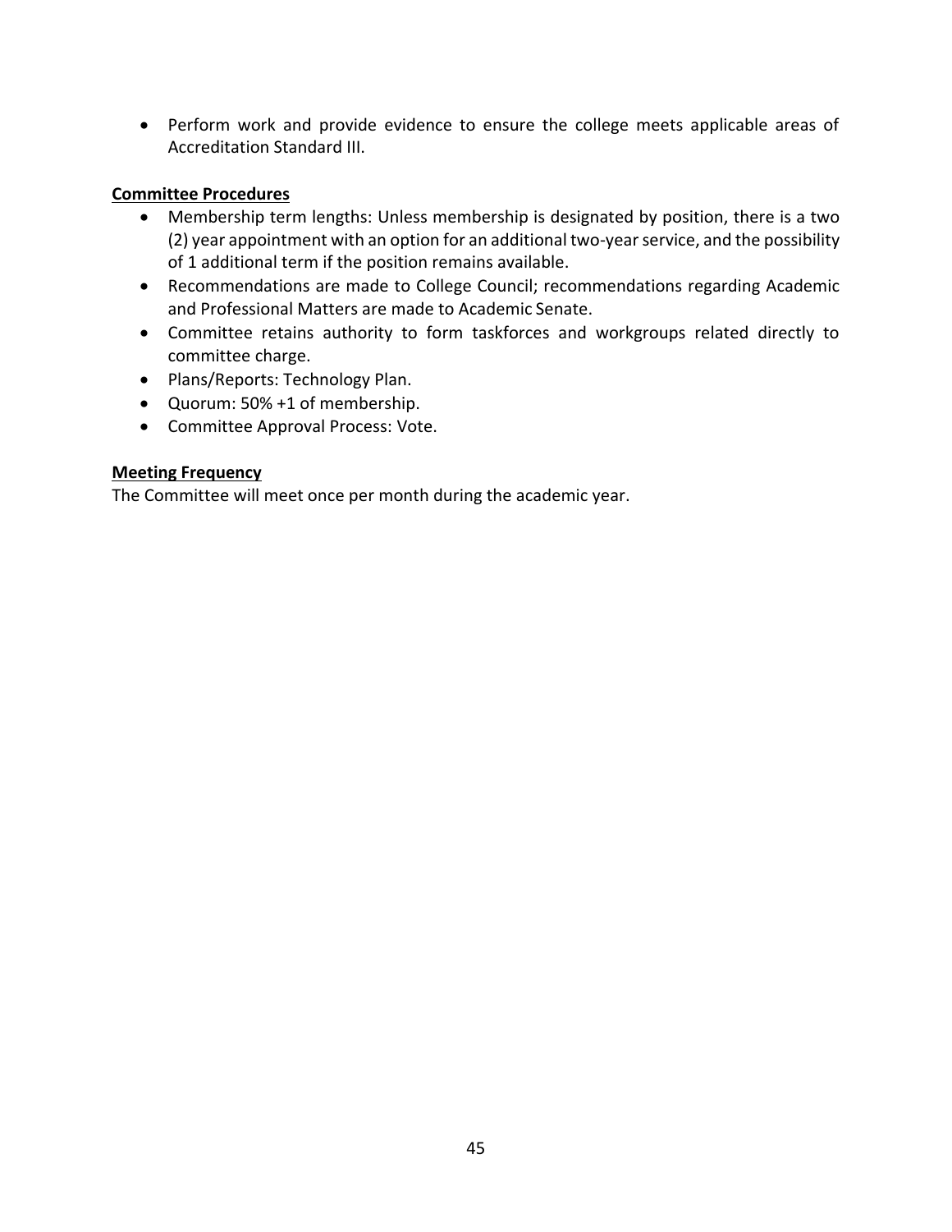- Perform work and provide evidence to ensure the college meets applicable areas of Accreditation Standard III.

**Committee Procedures**

- Membership term lengths: Unless membership is designated by position, there is a two (2) year appointment with an option for an additional two-year service, and the possibility of 1 additional term if the position remains available.
- Recommendations are made to College Council; recommendations regarding Academic and Professional Matters are made to Academic Senate.
- Committee retains authority to form taskforces and workgroups related directly to committee charge.
- Plans/Reports: Technology Plan.
- Quorum: 50% +1 of membership.
- Committee Approval Process: Vote.

**Meeting Frequency**

The Committee will meet once per month during the academic year.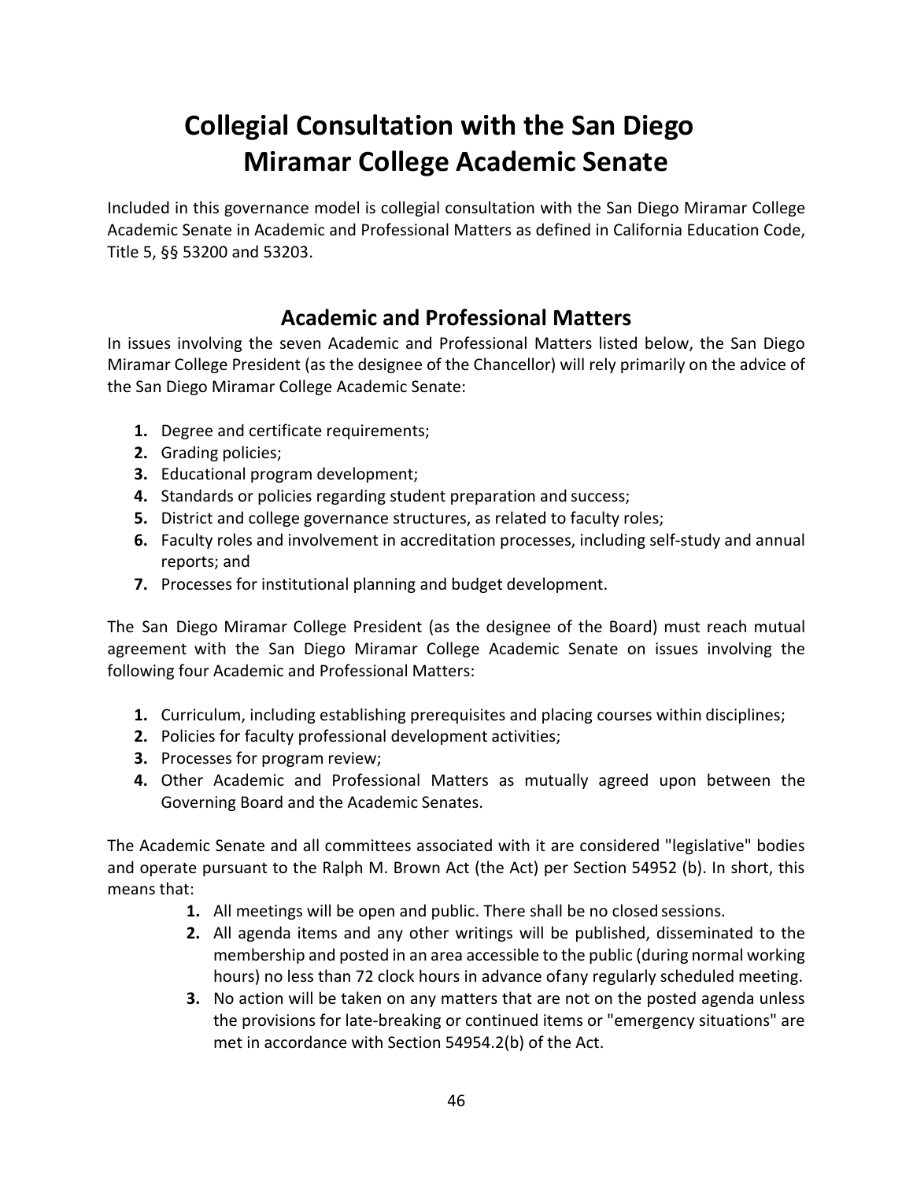# Collegial Consultation with the San Diego Miramar College Academic Senate

Included in this governance model is collegial consultation with the San Diego Miramar College Academic Senate in Academic and Professional Matters as defined in California Education Code, Title 5, §§ 53200 and 53203.

## Academic and Professional Matters

In issues involving the seven Academic and Professional Matters listed below, the San Diego Miramar College President (as the designee of the Chancellor) will rely primarily on the advice of the San Diego Miramar College Academic Senate:

1. Degree and certificate requirements;
2. Grading policies;
3. Educational program development;
4. Standards or policies regarding student preparation and success;
5. District and college governance structures, as related to faculty roles;
6. Faculty roles and involvement in accreditation processes, including self-study and annual reports; and
7. Processes for institutional planning and budget development.

The San Diego Miramar College President (as the designee of the Board) must reach mutual agreement with the San Diego Miramar College Academic Senate on issues involving the following four Academic and Professional Matters:

1. Curriculum, including establishing prerequisites and placing courses within disciplines;
2. Policies for faculty professional development activities;
3. Processes for program review;
4. Other Academic and Professional Matters as mutually agreed upon between the Governing Board and the Academic Senates.

The Academic Senate and all committees associated with it are considered "legislative" bodies and operate pursuant to the Ralph M. Brown Act (the Act) per Section 54952 (b). In short, this means that:

1. All meetings will be open and public. There shall be no closed sessions.
2. All agenda items and any other writings will be published, disseminated to the membership and posted in an area accessible to the public (during normal working hours) no less than 72 clock hours in advance ofany regularly scheduled meeting.
3. No action will be taken on any matters that are not on the posted agenda unless the provisions for late-breaking or continued items or "emergency situations" are met in accordance with Section 54954.2(b) of the Act.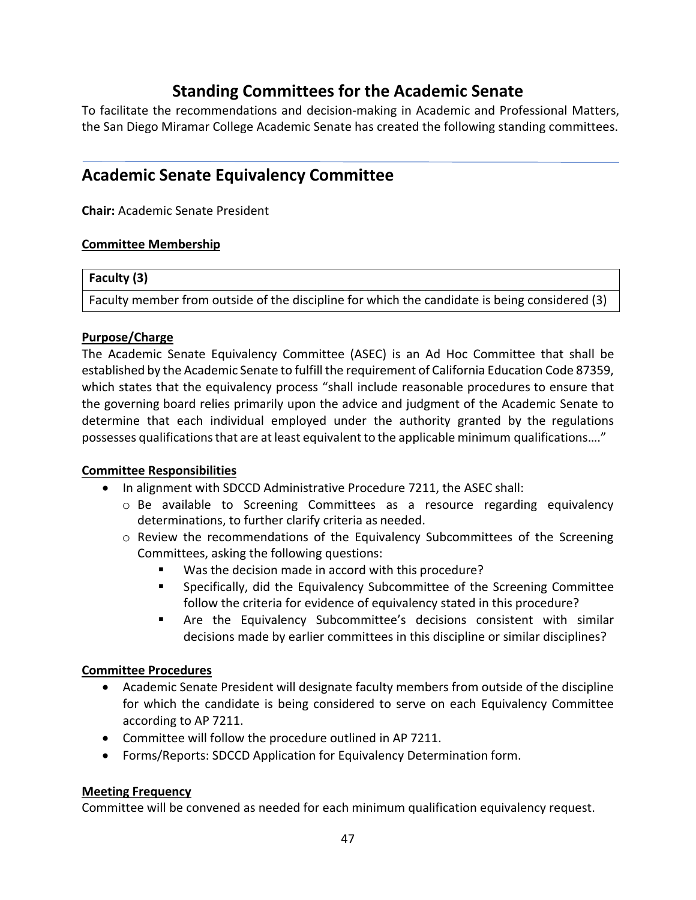# Standing Committees for the Academic Senate

To facilitate the recommendations and decision-making in Academic and Professional Matters, the San Diego Miramar College Academic Senate has created the following standing committees.

## Academic Senate Equivalency Committee

**Chair:** Academic Senate President

**Committee Membership**

| **Faculty (3)** |
|---|
| Faculty member from outside of the discipline for which the candidate is being considered (3) |

**Purpose/Charge**

The Academic Senate Equivalency Committee (ASEC) is an Ad Hoc Committee that shall be established by the Academic Senate to fulfill the requirement of California Education Code 87359, which states that the equivalency process "shall include reasonable procedures to ensure that the governing board relies primarily upon the advice and judgment of the Academic Senate to determine that each individual employed under the authority granted by the regulations possesses qualifications that are at least equivalent to the applicable minimum qualifications…."

**Committee Responsibilities**

- In alignment with SDCCD Administrative Procedure 7211, the ASEC shall:
  - Be available to Screening Committees as a resource regarding equivalency determinations, to further clarify criteria as needed.
  - Review the recommendations of the Equivalency Subcommittees of the Screening Committees, asking the following questions:
    - Was the decision made in accord with this procedure?
    - Specifically, did the Equivalency Subcommittee of the Screening Committee follow the criteria for evidence of equivalency stated in this procedure?
    - Are the Equivalency Subcommittee's decisions consistent with similar decisions made by earlier committees in this discipline or similar disciplines?

**Committee Procedures**

- Academic Senate President will designate faculty members from outside of the discipline for which the candidate is being considered to serve on each Equivalency Committee according to AP 7211.
- Committee will follow the procedure outlined in AP 7211.
- Forms/Reports: SDCCD Application for Equivalency Determination form.

**Meeting Frequency**

Committee will be convened as needed for each minimum qualification equivalency request.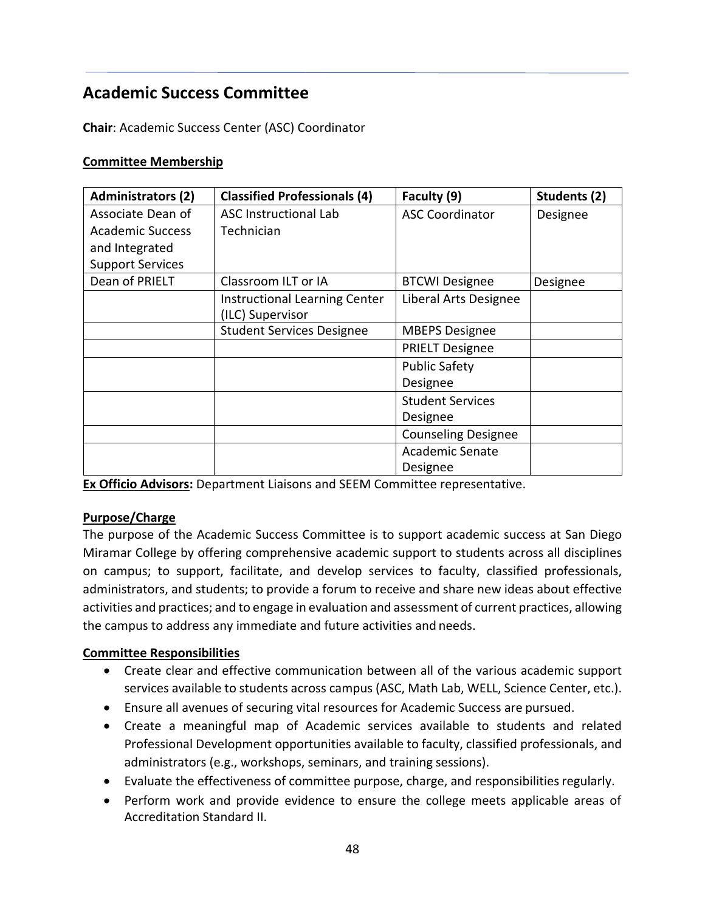## Academic Success Committee

**Chair**: Academic Success Center (ASC) Coordinator

**Committee Membership**

| Administrators (2) | Classified Professionals (4) | Faculty (9) | Students (2) |
|---|---|---|---|
| Associate Dean of Academic Success and Integrated Support Services | ASC Instructional Lab Technician | ASC Coordinator | Designee |
| Dean of PRIELT | Classroom ILT or IA | BTCWI Designee | Designee |
| | Instructional Learning Center (ILC) Supervisor | Liberal Arts Designee | |
| | Student Services Designee | MBEPS Designee | |
| | | PRIELT Designee | |
| | | Public Safety Designee | |
| | | Student Services Designee | |
| | | Counseling Designee | |
| | | Academic Senate Designee | |

**Ex Officio Advisors:** Department Liaisons and SEEM Committee representative.

**Purpose/Charge**

The purpose of the Academic Success Committee is to support academic success at San Diego Miramar College by offering comprehensive academic support to students across all disciplines on campus; to support, facilitate, and develop services to faculty, classified professionals, administrators, and students; to provide a forum to receive and share new ideas about effective activities and practices; and to engage in evaluation and assessment of current practices, allowing the campus to address any immediate and future activities and needs.

**Committee Responsibilities**

- Create clear and effective communication between all of the various academic support services available to students across campus (ASC, Math Lab, WELL, Science Center, etc.).
- Ensure all avenues of securing vital resources for Academic Success are pursued.
- Create a meaningful map of Academic services available to students and related Professional Development opportunities available to faculty, classified professionals, and administrators (e.g., workshops, seminars, and training sessions).
- Evaluate the effectiveness of committee purpose, charge, and responsibilities regularly.
- Perform work and provide evidence to ensure the college meets applicable areas of Accreditation Standard II.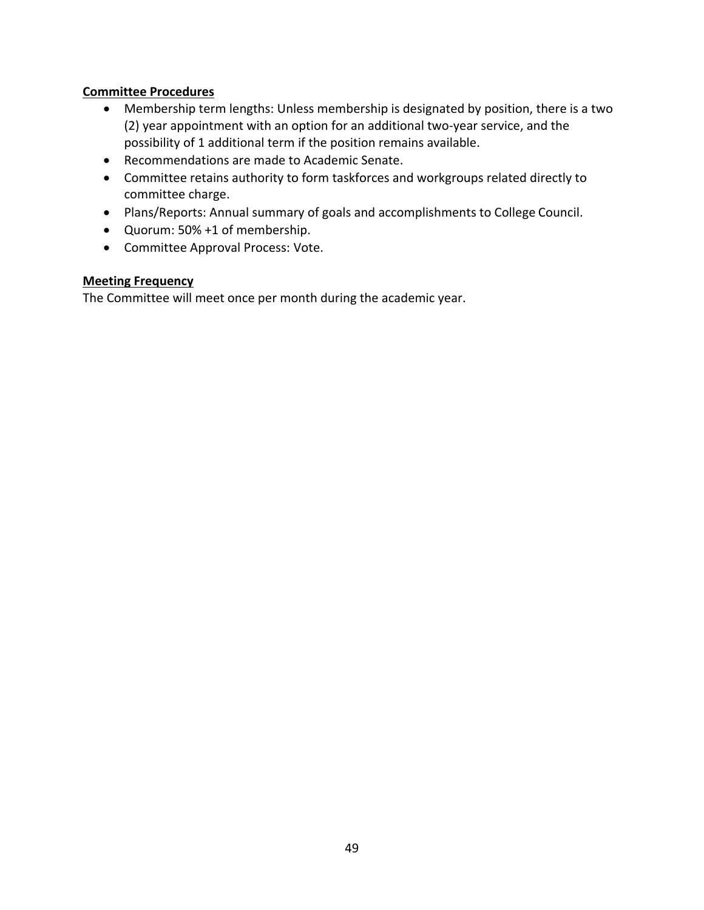**Committee Procedures**

- Membership term lengths: Unless membership is designated by position, there is a two (2) year appointment with an option for an additional two-year service, and the possibility of 1 additional term if the position remains available.
- Recommendations are made to Academic Senate.
- Committee retains authority to form taskforces and workgroups related directly to committee charge.
- Plans/Reports: Annual summary of goals and accomplishments to College Council.
- Quorum: 50% +1 of membership.
- Committee Approval Process: Vote.

**Meeting Frequency**

The Committee will meet once per month during the academic year.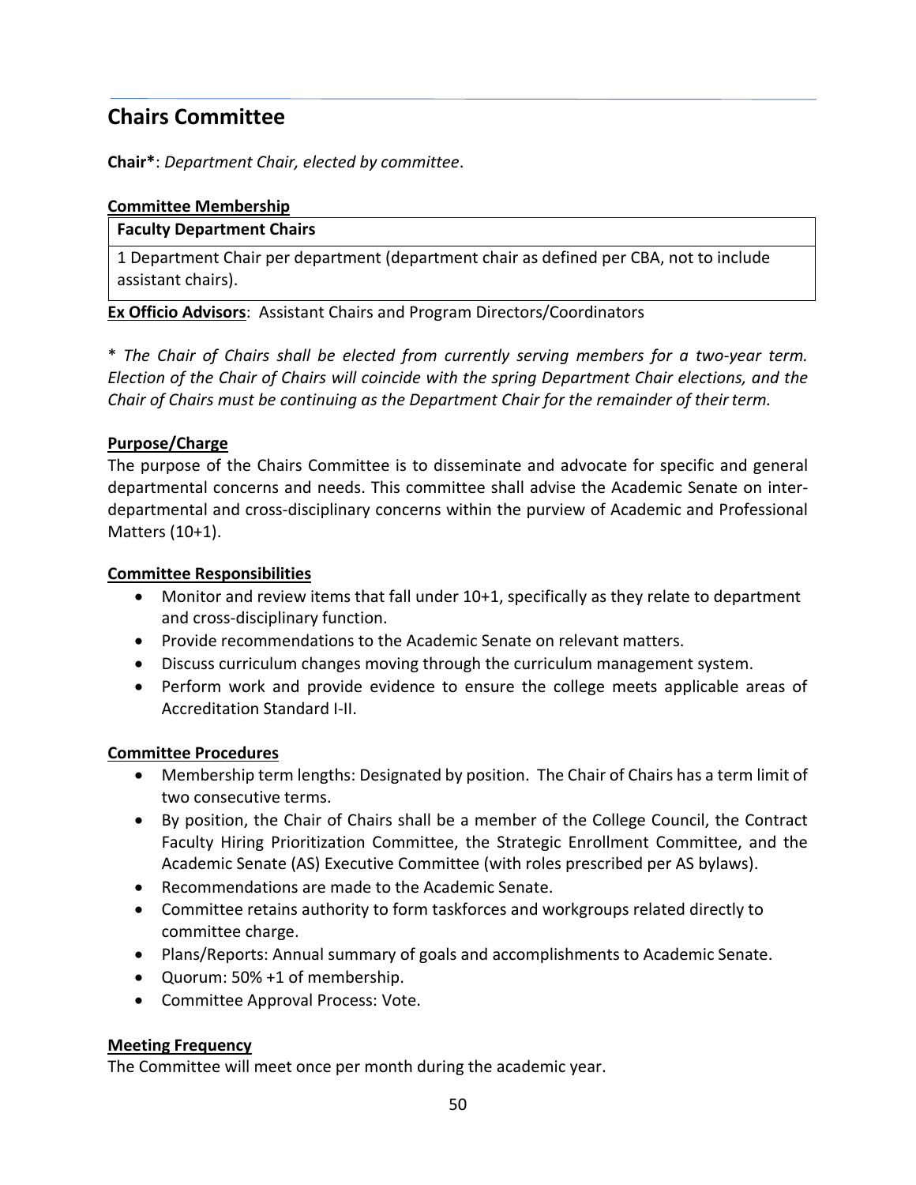## Chairs Committee

**Chair***: *Department Chair, elected by committee*.

**Committee Membership**

| Faculty Department Chairs |
| --- |
| 1 Department Chair per department (department chair as defined per CBA, not to include assistant chairs). |

**Ex Officio Advisors**: Assistant Chairs and Program Directors/Coordinators

* *The Chair of Chairs shall be elected from currently serving members for a two-year term. Election of the Chair of Chairs will coincide with the spring Department Chair elections, and the Chair of Chairs must be continuing as the Department Chair for the remainder of their term.*

**Purpose/Charge**

The purpose of the Chairs Committee is to disseminate and advocate for specific and general departmental concerns and needs. This committee shall advise the Academic Senate on inter-departmental and cross-disciplinary concerns within the purview of Academic and Professional Matters (10+1).

**Committee Responsibilities**

- Monitor and review items that fall under 10+1, specifically as they relate to department and cross-disciplinary function.
- Provide recommendations to the Academic Senate on relevant matters.
- Discuss curriculum changes moving through the curriculum management system.
- Perform work and provide evidence to ensure the college meets applicable areas of Accreditation Standard I-II.

**Committee Procedures**

- Membership term lengths: Designated by position. The Chair of Chairs has a term limit of two consecutive terms.
- By position, the Chair of Chairs shall be a member of the College Council, the Contract Faculty Hiring Prioritization Committee, the Strategic Enrollment Committee, and the Academic Senate (AS) Executive Committee (with roles prescribed per AS bylaws).
- Recommendations are made to the Academic Senate.
- Committee retains authority to form taskforces and workgroups related directly to committee charge.
- Plans/Reports: Annual summary of goals and accomplishments to Academic Senate.
- Quorum: 50% +1 of membership.
- Committee Approval Process: Vote.

**Meeting Frequency**

The Committee will meet once per month during the academic year.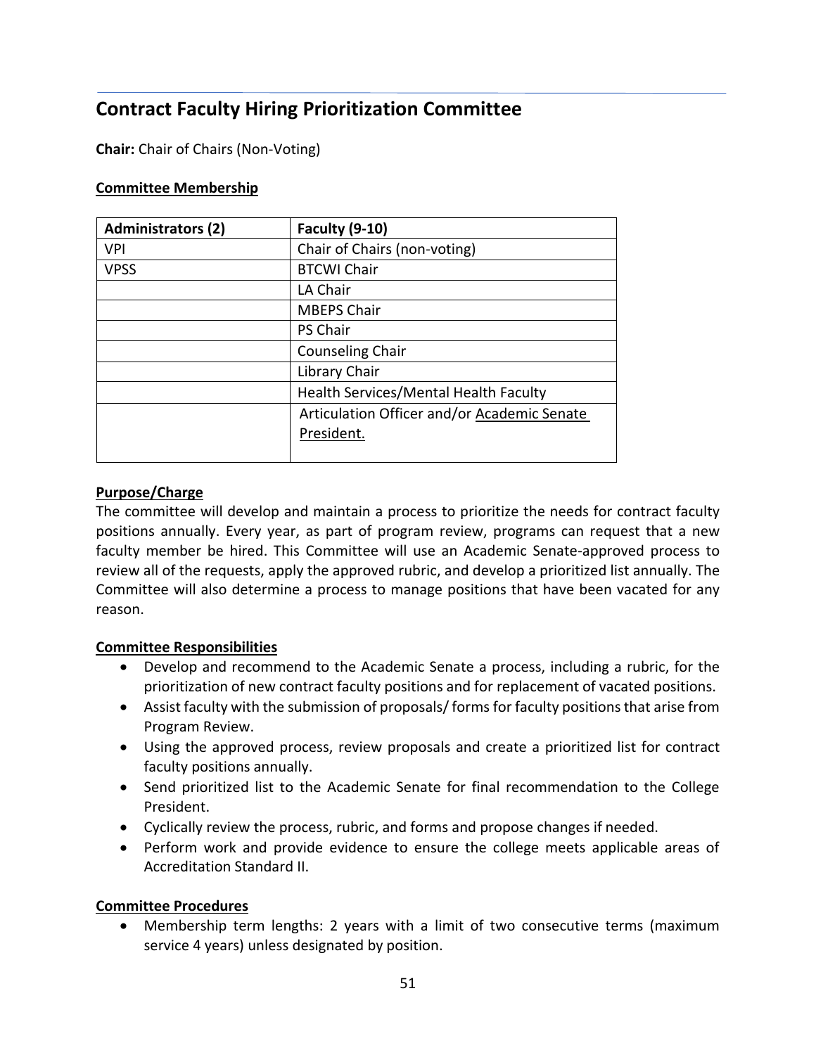## Contract Faculty Hiring Prioritization Committee

**Chair:** Chair of Chairs (Non-Voting)

**Committee Membership**

| Administrators (2) | Faculty (9-10) |
| --- | --- |
| VPI | Chair of Chairs (non-voting) |
| VPSS | BTCWI Chair |
| | LA Chair |
| | MBEPS Chair |
| | PS Chair |
| | Counseling Chair |
| | Library Chair |
| | Health Services/Mental Health Faculty |
| | Articulation Officer and/or Academic Senate President. |

**Purpose/Charge**

The committee will develop and maintain a process to prioritize the needs for contract faculty positions annually. Every year, as part of program review, programs can request that a new faculty member be hired. This Committee will use an Academic Senate-approved process to review all of the requests, apply the approved rubric, and develop a prioritized list annually. The Committee will also determine a process to manage positions that have been vacated for any reason.

**Committee Responsibilities**

- Develop and recommend to the Academic Senate a process, including a rubric, for the prioritization of new contract faculty positions and for replacement of vacated positions.
- Assist faculty with the submission of proposals/ forms for faculty positions that arise from Program Review.
- Using the approved process, review proposals and create a prioritized list for contract faculty positions annually.
- Send prioritized list to the Academic Senate for final recommendation to the College President.
- Cyclically review the process, rubric, and forms and propose changes if needed.
- Perform work and provide evidence to ensure the college meets applicable areas of Accreditation Standard II.

**Committee Procedures**

- Membership term lengths: 2 years with a limit of two consecutive terms (maximum service 4 years) unless designated by position.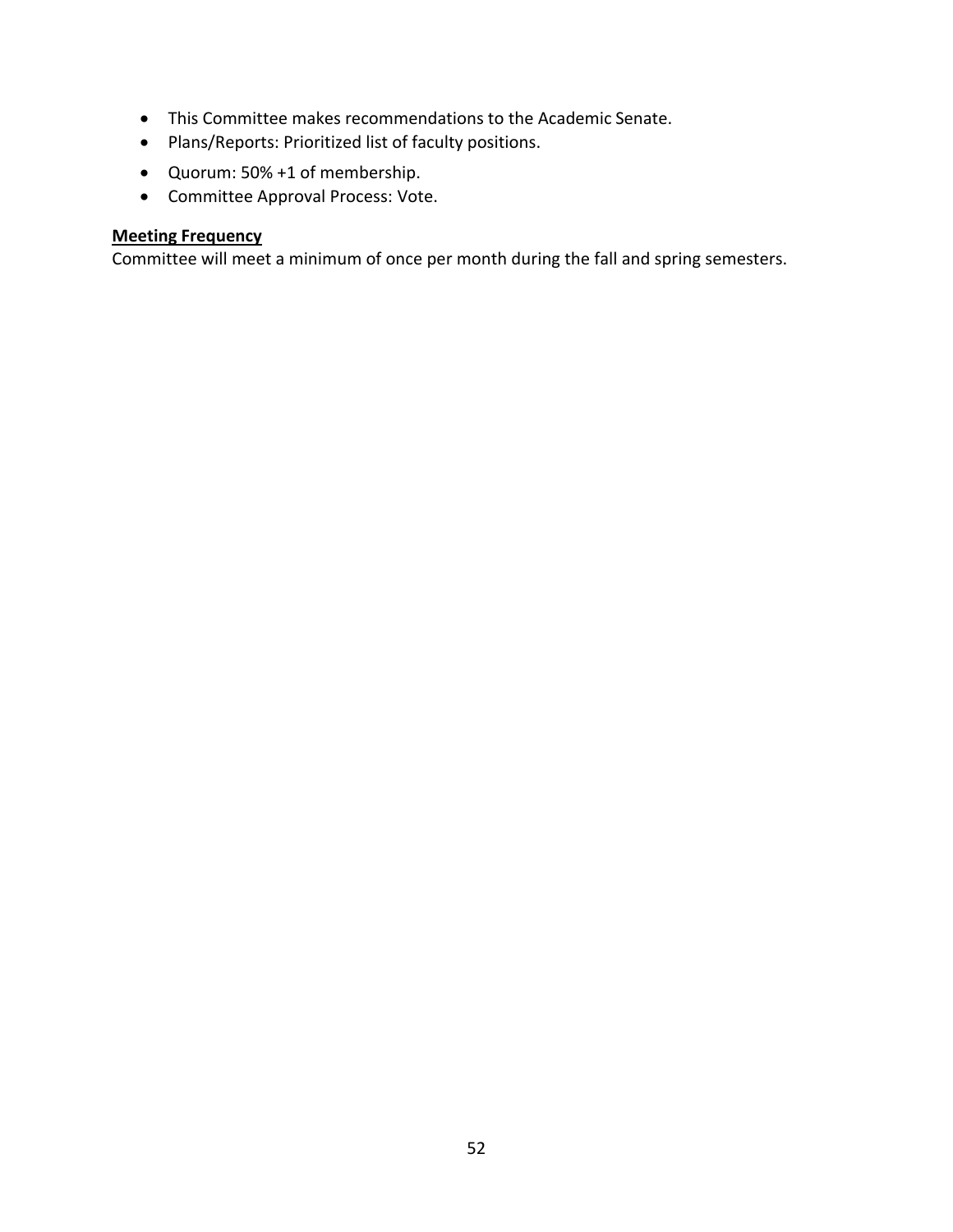- This Committee makes recommendations to the Academic Senate.
- Plans/Reports: Prioritized list of faculty positions.
- Quorum: 50% +1 of membership.
- Committee Approval Process: Vote.

**Meeting Frequency**

Committee will meet a minimum of once per month during the fall and spring semesters.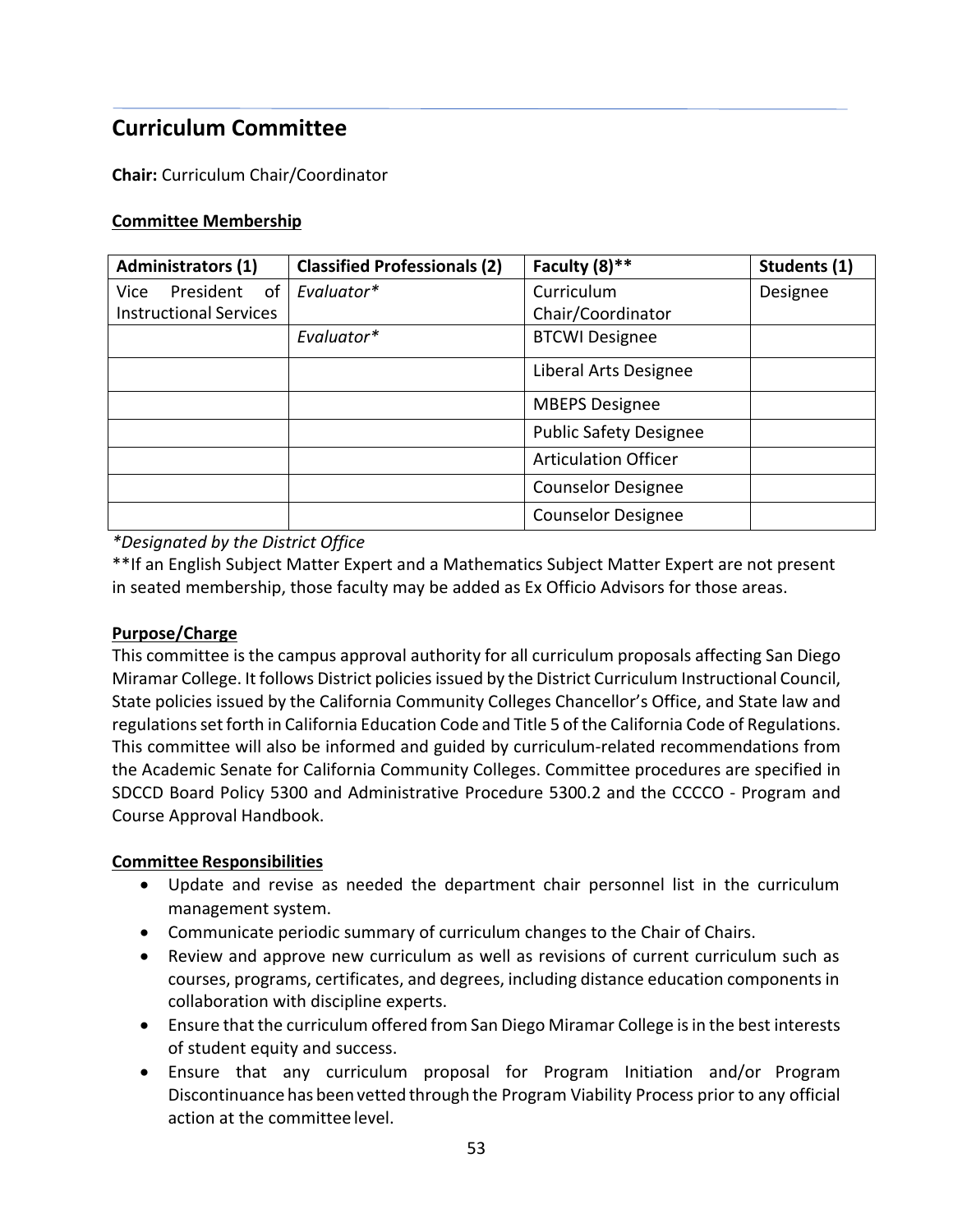## Curriculum Committee

**Chair:** Curriculum Chair/Coordinator

**Committee Membership**

| Administrators (1) | Classified Professionals (2) | Faculty (8)** | Students (1) |
|---|---|---|---|
| Vice President of Instructional Services | *Evaluator** | Curriculum Chair/Coordinator | Designee |
| | *Evaluator** | BTCWI Designee | |
| | | Liberal Arts Designee | |
| | | MBEPS Designee | |
| | | Public Safety Designee | |
| | | Articulation Officer | |
| | | Counselor Designee | |
| | | Counselor Designee | |

**Designated by the District Office*

**If an English Subject Matter Expert and a Mathematics Subject Matter Expert are not present in seated membership, those faculty may be added as Ex Officio Advisors for those areas.

**Purpose/Charge**

This committee is the campus approval authority for all curriculum proposals affecting San Diego Miramar College. It follows District policies issued by the District Curriculum Instructional Council, State policies issued by the California Community Colleges Chancellor's Office, and State law and regulations set forth in California Education Code and Title 5 of the California Code of Regulations. This committee will also be informed and guided by curriculum-related recommendations from the Academic Senate for California Community Colleges. Committee procedures are specified in SDCCD Board Policy 5300 and Administrative Procedure 5300.2 and the CCCCO - Program and Course Approval Handbook.

**Committee Responsibilities**

- Update and revise as needed the department chair personnel list in the curriculum management system.
- Communicate periodic summary of curriculum changes to the Chair of Chairs.
- Review and approve new curriculum as well as revisions of current curriculum such as courses, programs, certificates, and degrees, including distance education components in collaboration with discipline experts.
- Ensure that the curriculum offered from San Diego Miramar College is in the best interests of student equity and success.
- Ensure that any curriculum proposal for Program Initiation and/or Program Discontinuance has been vetted through the Program Viability Process prior to any official action at the committee level.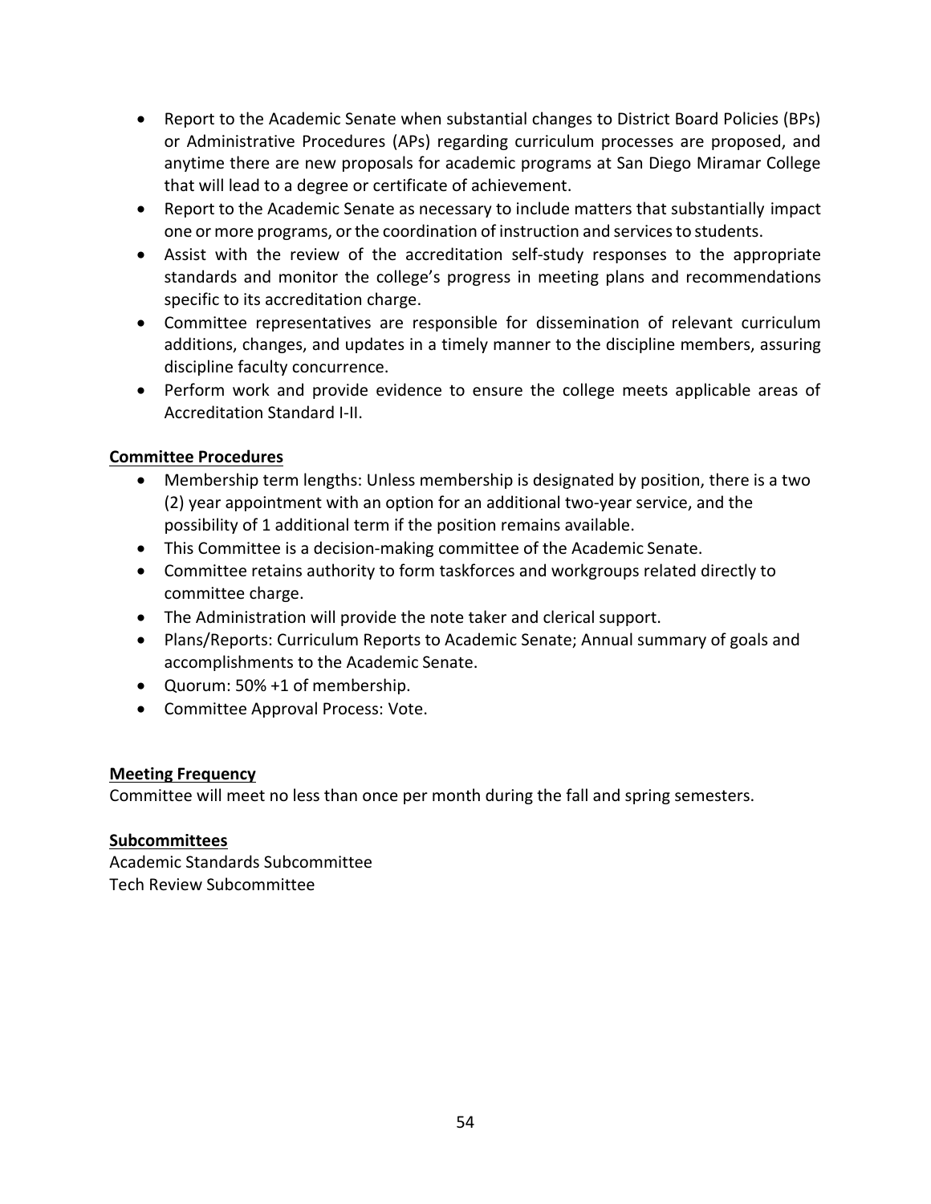- Report to the Academic Senate when substantial changes to District Board Policies (BPs) or Administrative Procedures (APs) regarding curriculum processes are proposed, and anytime there are new proposals for academic programs at San Diego Miramar College that will lead to a degree or certificate of achievement.
- Report to the Academic Senate as necessary to include matters that substantially impact one or more programs, or the coordination of instruction and services to students.
- Assist with the review of the accreditation self-study responses to the appropriate standards and monitor the college's progress in meeting plans and recommendations specific to its accreditation charge.
- Committee representatives are responsible for dissemination of relevant curriculum additions, changes, and updates in a timely manner to the discipline members, assuring discipline faculty concurrence.
- Perform work and provide evidence to ensure the college meets applicable areas of Accreditation Standard I-II.

**Committee Procedures**

- Membership term lengths: Unless membership is designated by position, there is a two (2) year appointment with an option for an additional two-year service, and the possibility of 1 additional term if the position remains available.
- This Committee is a decision-making committee of the Academic Senate.
- Committee retains authority to form taskforces and workgroups related directly to committee charge.
- The Administration will provide the note taker and clerical support.
- Plans/Reports: Curriculum Reports to Academic Senate; Annual summary of goals and accomplishments to the Academic Senate.
- Quorum: 50% +1 of membership.
- Committee Approval Process: Vote.

**Meeting Frequency**

Committee will meet no less than once per month during the fall and spring semesters.

**Subcommittees**

Academic Standards Subcommittee
Tech Review Subcommittee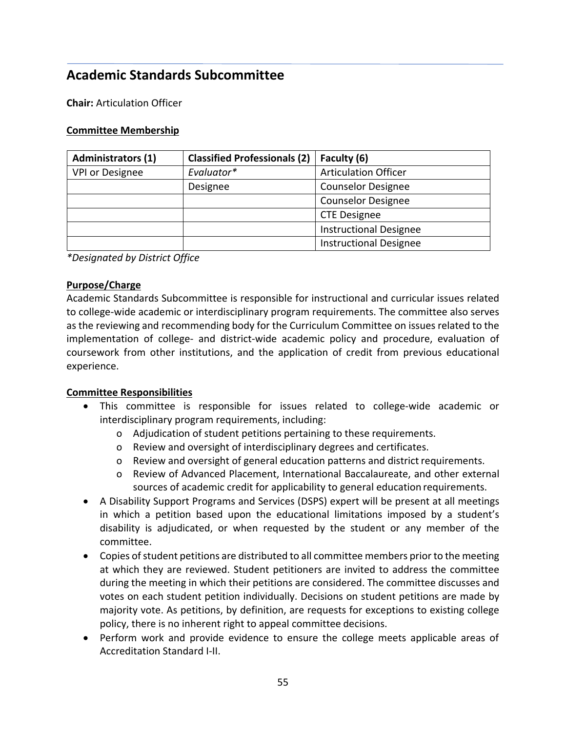## Academic Standards Subcommittee

**Chair:** Articulation Officer

**Committee Membership**

| Administrators (1) | Classified Professionals (2) | Faculty (6) |
|---|---|---|
| VPI or Designee | *Evaluator** | Articulation Officer |
| | Designee | Counselor Designee |
| | | Counselor Designee |
| | | CTE Designee |
| | | Instructional Designee |
| | | Instructional Designee |

*\*Designated by District Office*

**Purpose/Charge**

Academic Standards Subcommittee is responsible for instructional and curricular issues related to college-wide academic or interdisciplinary program requirements. The committee also serves as the reviewing and recommending body for the Curriculum Committee on issues related to the implementation of college- and district-wide academic policy and procedure, evaluation of coursework from other institutions, and the application of credit from previous educational experience.

**Committee Responsibilities**

- This committee is responsible for issues related to college-wide academic or interdisciplinary program requirements, including:
  - Adjudication of student petitions pertaining to these requirements.
  - Review and oversight of interdisciplinary degrees and certificates.
  - Review and oversight of general education patterns and district requirements.
  - Review of Advanced Placement, International Baccalaureate, and other external sources of academic credit for applicability to general education requirements.
- A Disability Support Programs and Services (DSPS) expert will be present at all meetings in which a petition based upon the educational limitations imposed by a student's disability is adjudicated, or when requested by the student or any member of the committee.
- Copies of student petitions are distributed to all committee members prior to the meeting at which they are reviewed. Student petitioners are invited to address the committee during the meeting in which their petitions are considered. The committee discusses and votes on each student petition individually. Decisions on student petitions are made by majority vote. As petitions, by definition, are requests for exceptions to existing college policy, there is no inherent right to appeal committee decisions.
- Perform work and provide evidence to ensure the college meets applicable areas of Accreditation Standard I-II.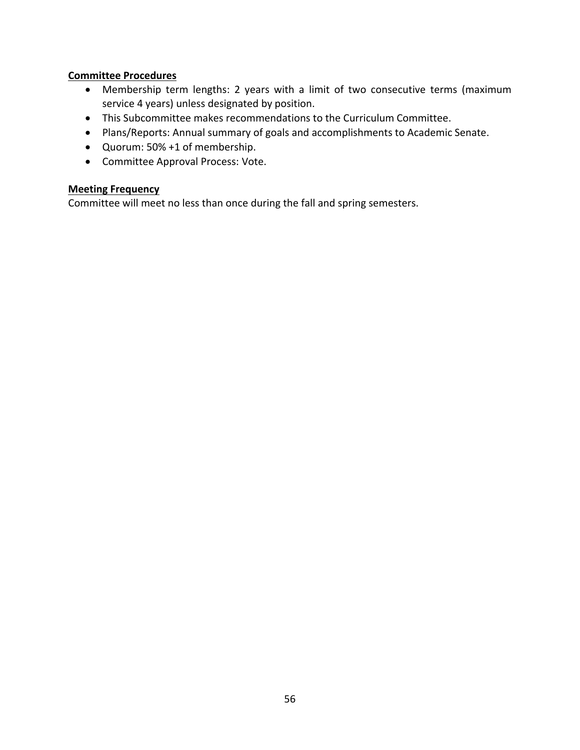**Committee Procedures**

- Membership term lengths: 2 years with a limit of two consecutive terms (maximum service 4 years) unless designated by position.
- This Subcommittee makes recommendations to the Curriculum Committee.
- Plans/Reports: Annual summary of goals and accomplishments to Academic Senate.
- Quorum: 50% +1 of membership.
- Committee Approval Process: Vote.

**Meeting Frequency**

Committee will meet no less than once during the fall and spring semesters.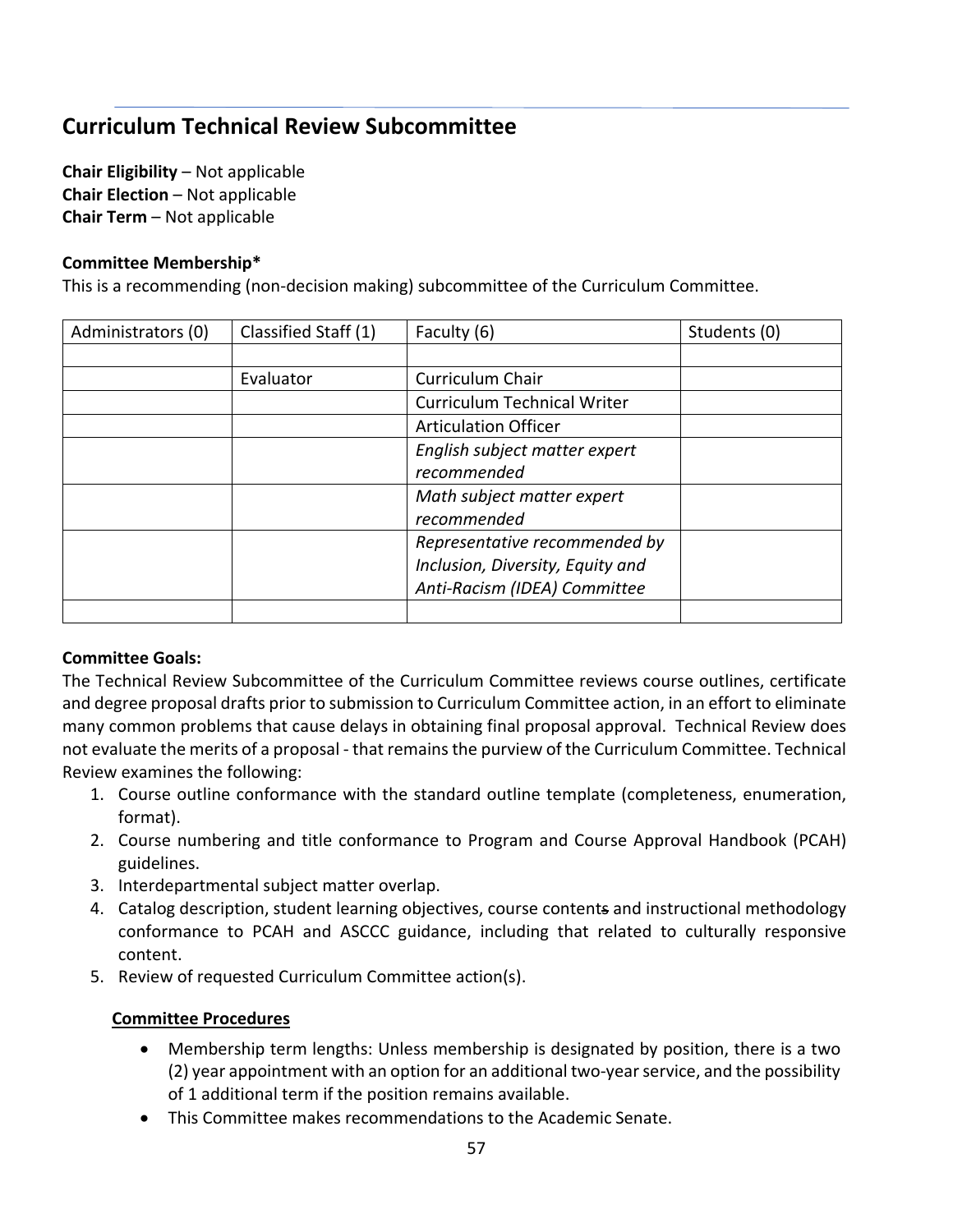## Curriculum Technical Review Subcommittee

**Chair Eligibility** – Not applicable
**Chair Election** – Not applicable
**Chair Term** – Not applicable

**Committee Membership***
This is a recommending (non-decision making) subcommittee of the Curriculum Committee.

| Administrators (0) | Classified Staff (1) | Faculty (6) | Students (0) |
|---|---|---|---|
| | | | |
| | Evaluator | Curriculum Chair | |
| | | Curriculum Technical Writer | |
| | | Articulation Officer | |
| | | *English subject matter expert recommended* | |
| | | *Math subject matter expert recommended* | |
| | | *Representative recommended by Inclusion, Diversity, Equity and Anti-Racism (IDEA) Committee* | |
| | | | |

**Committee Goals:**
The Technical Review Subcommittee of the Curriculum Committee reviews course outlines, certificate and degree proposal drafts prior to submission to Curriculum Committee action, in an effort to eliminate many common problems that cause delays in obtaining final proposal approval. Technical Review does not evaluate the merits of a proposal - that remains the purview of the Curriculum Committee. Technical Review examines the following:

1. Course outline conformance with the standard outline template (completeness, enumeration, format).
2. Course numbering and title conformance to Program and Course Approval Handbook (PCAH) guidelines.
3. Interdepartmental subject matter overlap.
4. Catalog description, student learning objectives, course contents and instructional methodology conformance to PCAH and ASCCC guidance, including that related to culturally responsive content.
5. Review of requested Curriculum Committee action(s).

**<u>Committee Procedures</u>**

- Membership term lengths: Unless membership is designated by position, there is a two (2) year appointment with an option for an additional two-year service, and the possibility of 1 additional term if the position remains available.
- This Committee makes recommendations to the Academic Senate.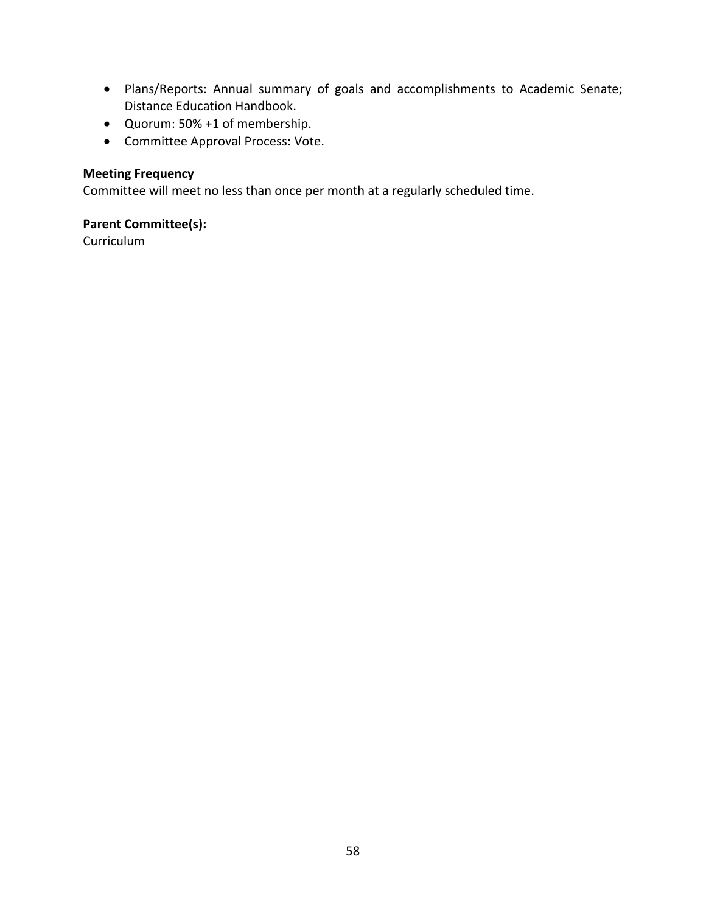- Plans/Reports: Annual summary of goals and accomplishments to Academic Senate; Distance Education Handbook.
- Quorum: 50% +1 of membership.
- Committee Approval Process: Vote.

**Meeting Frequency**

Committee will meet no less than once per month at a regularly scheduled time.

**Parent Committee(s):**

Curriculum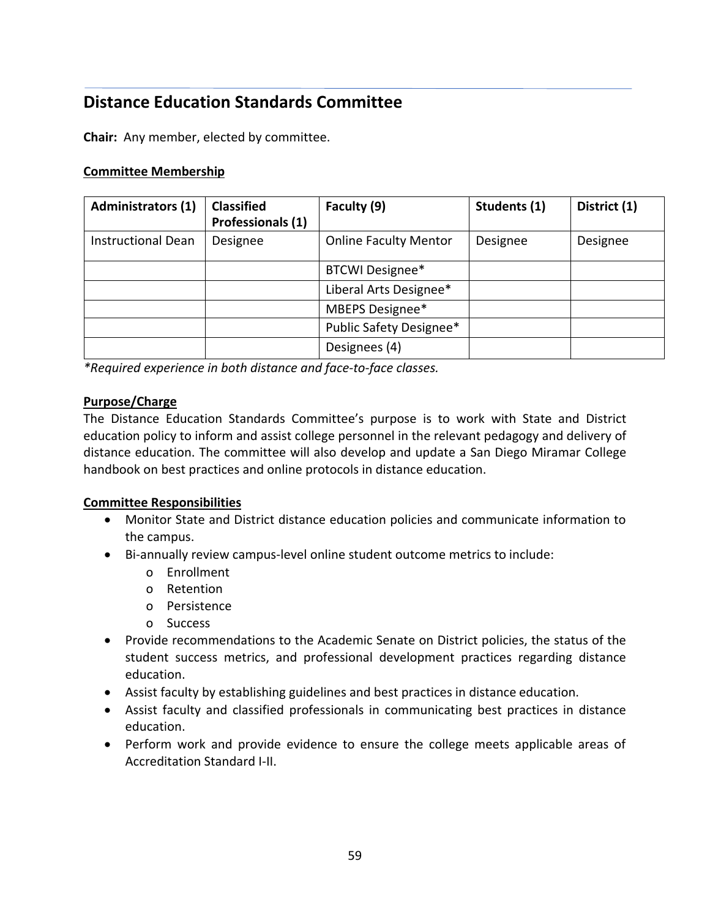## Distance Education Standards Committee

**Chair:** Any member, elected by committee.

**Committee Membership**

| Administrators (1) | Classified Professionals (1) | Faculty (9) | Students (1) | District (1) |
|---|---|---|---|---|
| Instructional Dean | Designee | Online Faculty Mentor | Designee | Designee |
| | | BTCWI Designee* | | |
| | | Liberal Arts Designee* | | |
| | | MBEPS Designee* | | |
| | | Public Safety Designee* | | |
| | | Designees (4) | | |

*\*Required experience in both distance and face-to-face classes.*

**Purpose/Charge**

The Distance Education Standards Committee's purpose is to work with State and District education policy to inform and assist college personnel in the relevant pedagogy and delivery of distance education. The committee will also develop and update a San Diego Miramar College handbook on best practices and online protocols in distance education.

**Committee Responsibilities**

- Monitor State and District distance education policies and communicate information to the campus.
- Bi-annually review campus-level online student outcome metrics to include:
  - Enrollment
  - Retention
  - Persistence
  - Success
- Provide recommendations to the Academic Senate on District policies, the status of the student success metrics, and professional development practices regarding distance education.
- Assist faculty by establishing guidelines and best practices in distance education.
- Assist faculty and classified professionals in communicating best practices in distance education.
- Perform work and provide evidence to ensure the college meets applicable areas of Accreditation Standard I-II.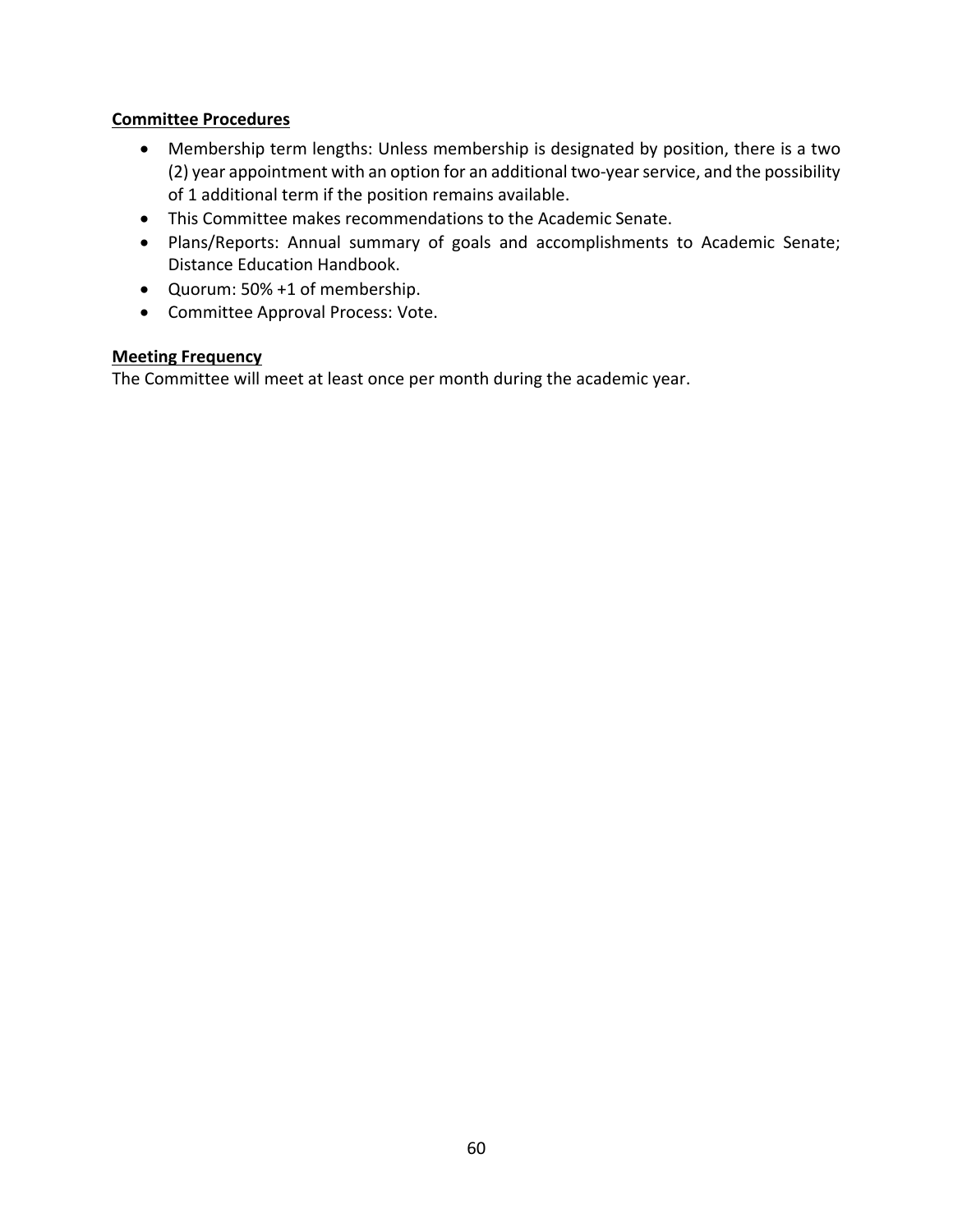**Committee Procedures**

- Membership term lengths: Unless membership is designated by position, there is a two (2) year appointment with an option for an additional two-year service, and the possibility of 1 additional term if the position remains available.
- This Committee makes recommendations to the Academic Senate.
- Plans/Reports: Annual summary of goals and accomplishments to Academic Senate; Distance Education Handbook.
- Quorum: 50% +1 of membership.
- Committee Approval Process: Vote.

**Meeting Frequency**

The Committee will meet at least once per month during the academic year.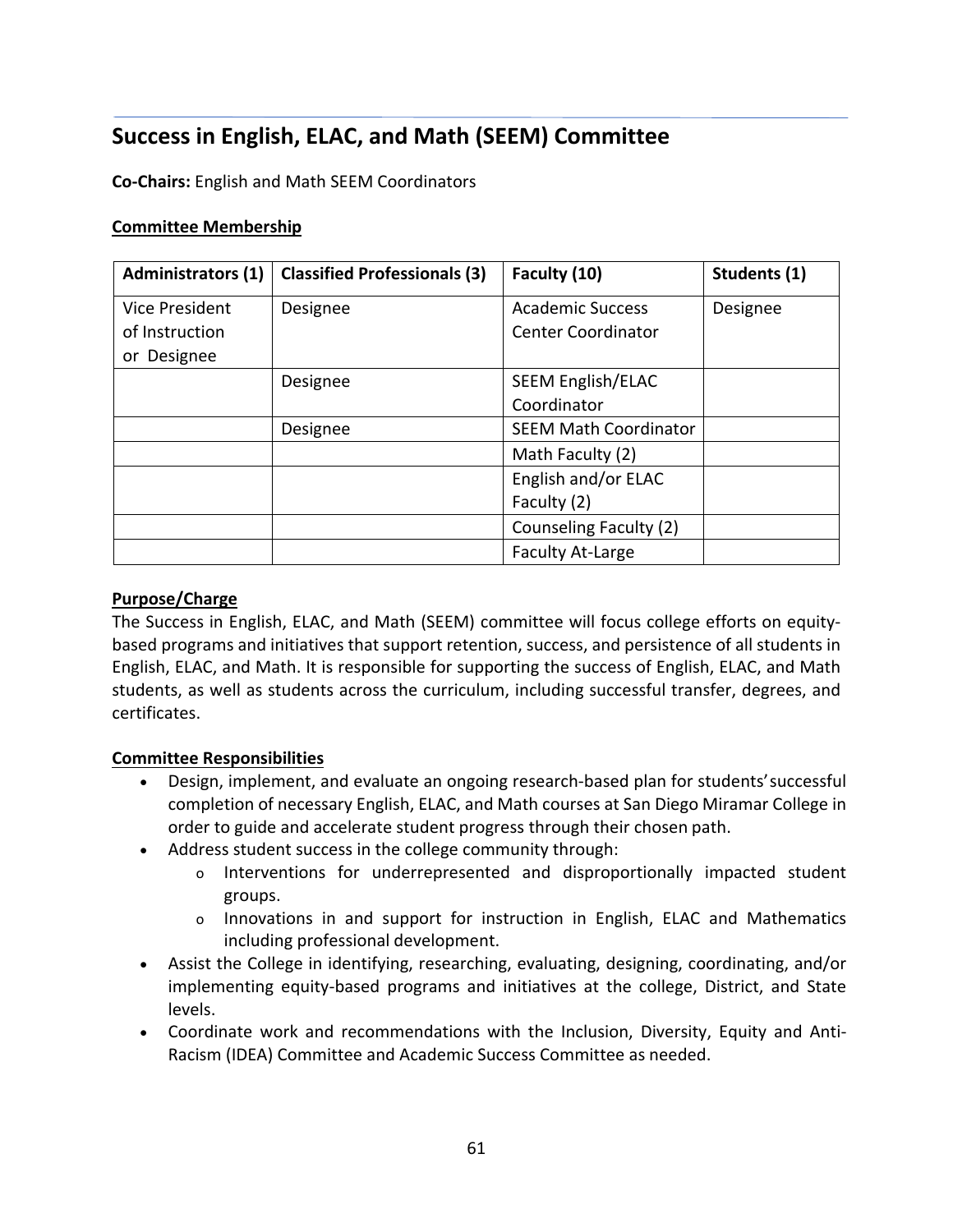## Success in English, ELAC, and Math (SEEM) Committee

**Co-Chairs:** English and Math SEEM Coordinators

**Committee Membership**

| Administrators (1) | Classified Professionals (3) | Faculty (10) | Students (1) |
|---|---|---|---|
| Vice President of Instruction or Designee | Designee | Academic Success Center Coordinator | Designee |
| | Designee | SEEM English/ELAC Coordinator | |
| | Designee | SEEM Math Coordinator | |
| | | Math Faculty (2) | |
| | | English and/or ELAC Faculty (2) | |
| | | Counseling Faculty (2) | |
| | | Faculty At-Large | |

**Purpose/Charge**

The Success in English, ELAC, and Math (SEEM) committee will focus college efforts on equity-based programs and initiatives that support retention, success, and persistence of all students in English, ELAC, and Math. It is responsible for supporting the success of English, ELAC, and Math students, as well as students across the curriculum, including successful transfer, degrees, and certificates.

**Committee Responsibilities**

- Design, implement, and evaluate an ongoing research-based plan for students' successful completion of necessary English, ELAC, and Math courses at San Diego Miramar College in order to guide and accelerate student progress through their chosen path.
- Address student success in the college community through:
  - Interventions for underrepresented and disproportionally impacted student groups.
  - Innovations in and support for instruction in English, ELAC and Mathematics including professional development.
- Assist the College in identifying, researching, evaluating, designing, coordinating, and/or implementing equity-based programs and initiatives at the college, District, and State levels.
- Coordinate work and recommendations with the Inclusion, Diversity, Equity and Anti-Racism (IDEA) Committee and Academic Success Committee as needed.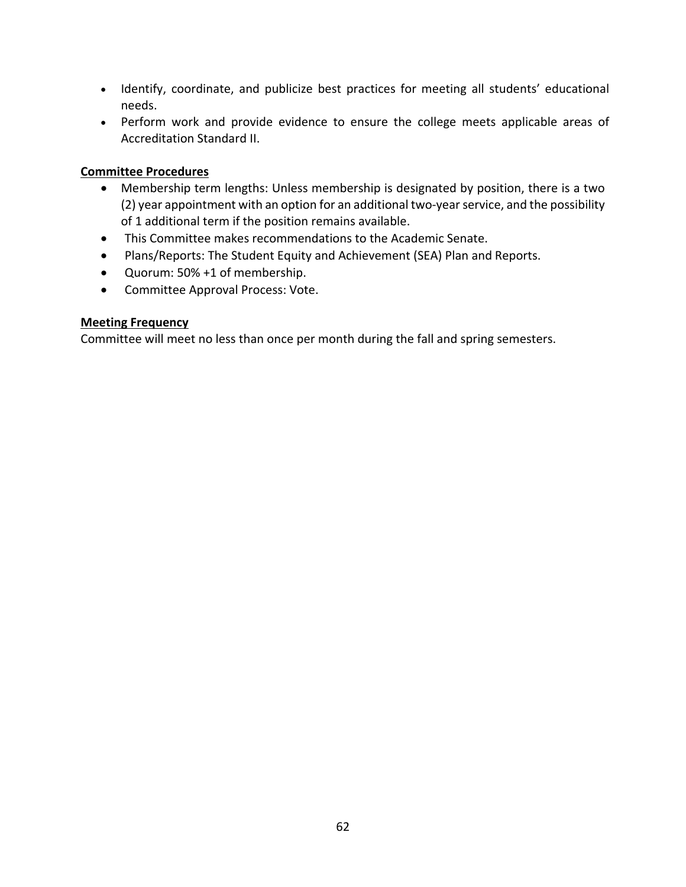- Identify, coordinate, and publicize best practices for meeting all students' educational needs.
- Perform work and provide evidence to ensure the college meets applicable areas of Accreditation Standard II.

**Committee Procedures**

- Membership term lengths: Unless membership is designated by position, there is a two (2) year appointment with an option for an additional two-year service, and the possibility of 1 additional term if the position remains available.
- This Committee makes recommendations to the Academic Senate.
- Plans/Reports: The Student Equity and Achievement (SEA) Plan and Reports.
- Quorum: 50% +1 of membership.
- Committee Approval Process: Vote.

**Meeting Frequency**

Committee will meet no less than once per month during the fall and spring semesters.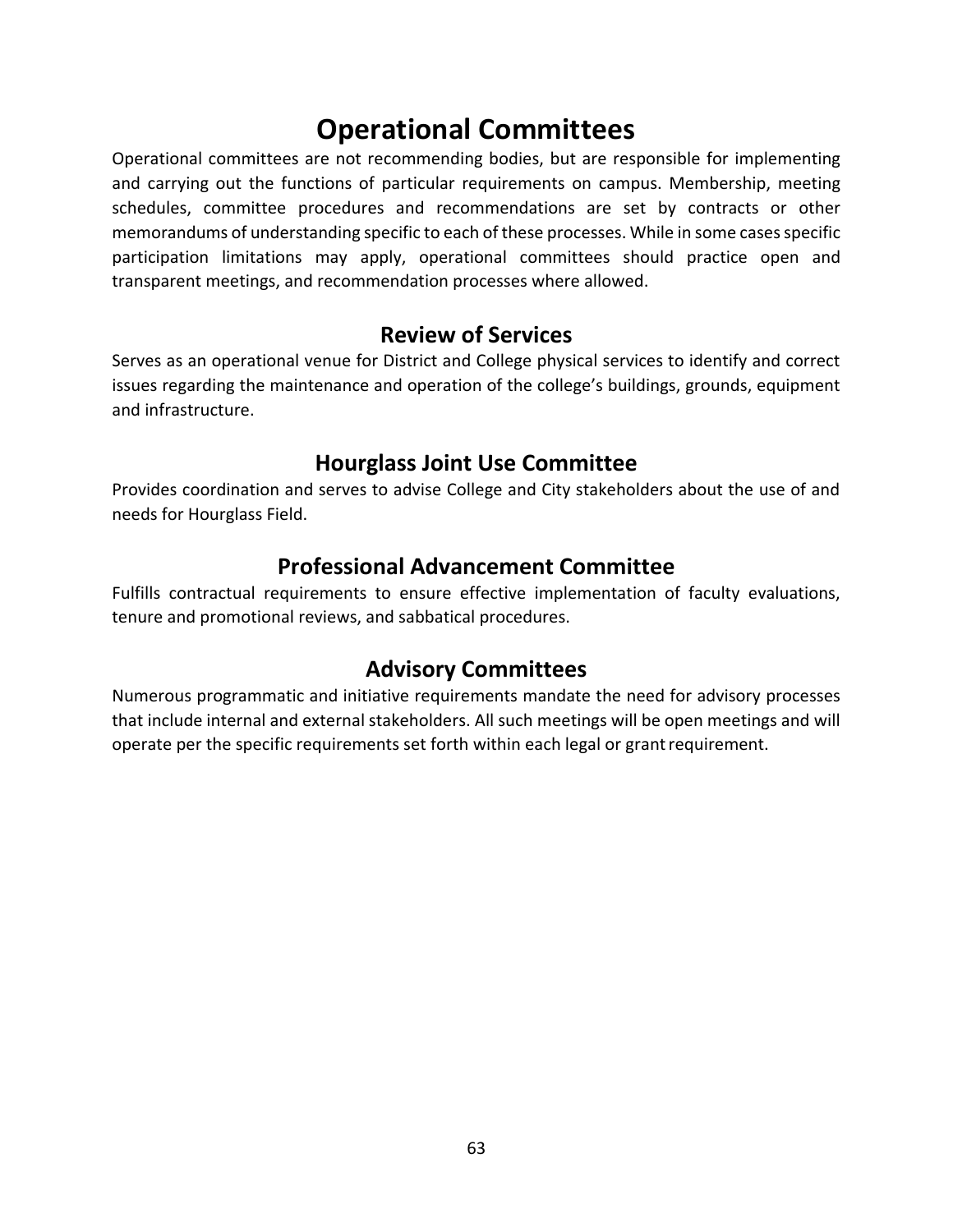# Operational Committees

Operational committees are not recommending bodies, but are responsible for implementing and carrying out the functions of particular requirements on campus. Membership, meeting schedules, committee procedures and recommendations are set by contracts or other memorandums of understanding specific to each of these processes. While in some cases specific participation limitations may apply, operational committees should practice open and transparent meetings, and recommendation processes where allowed.

## Review of Services

Serves as an operational venue for District and College physical services to identify and correct issues regarding the maintenance and operation of the college's buildings, grounds, equipment and infrastructure.

## Hourglass Joint Use Committee

Provides coordination and serves to advise College and City stakeholders about the use of and needs for Hourglass Field.

## Professional Advancement Committee

Fulfills contractual requirements to ensure effective implementation of faculty evaluations, tenure and promotional reviews, and sabbatical procedures.

## Advisory Committees

Numerous programmatic and initiative requirements mandate the need for advisory processes that include internal and external stakeholders. All such meetings will be open meetings and will operate per the specific requirements set forth within each legal or grant requirement.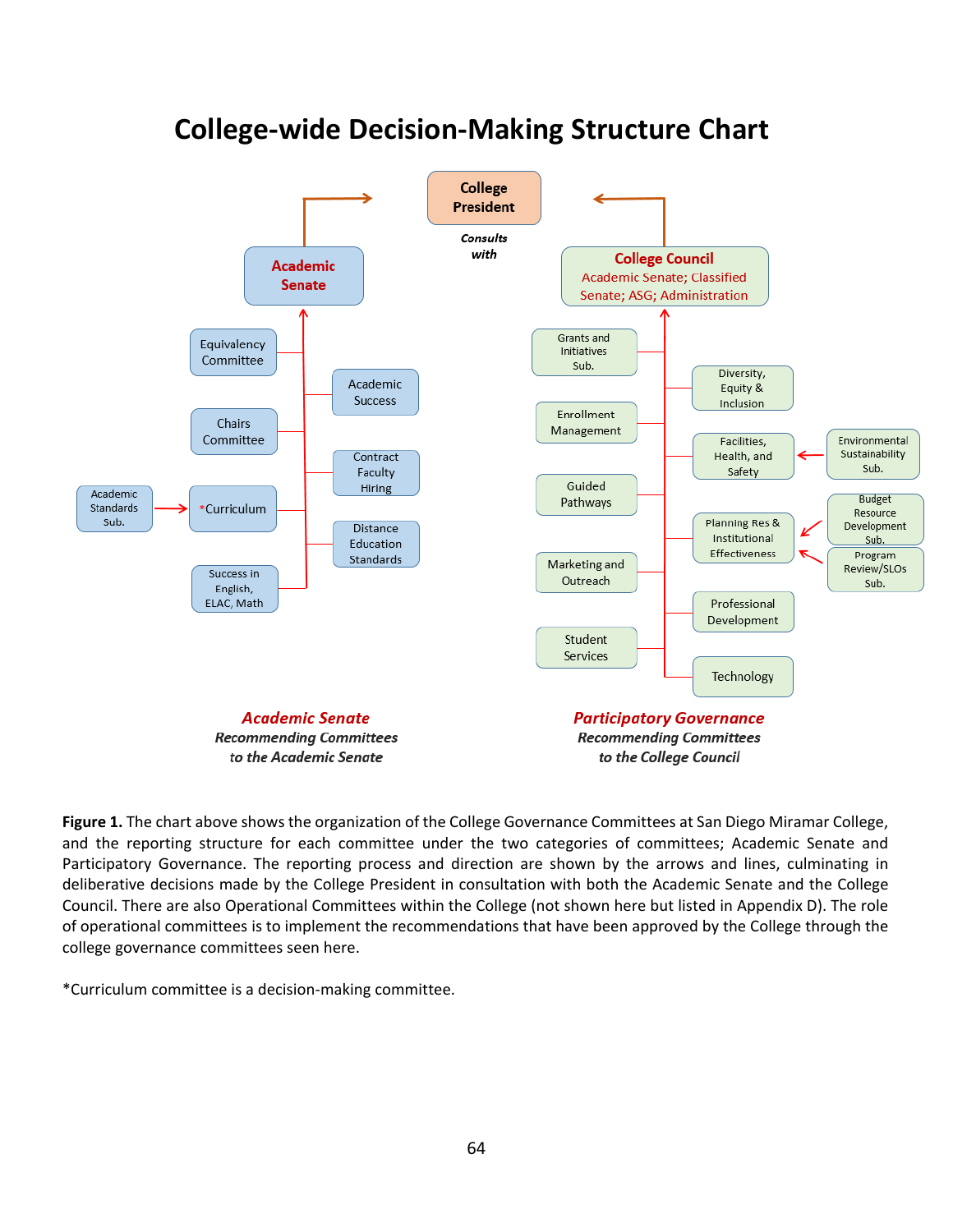# College-wide Decision-Making Structure Chart

College President

*Consults with*

**Academic Senate**

- Equivalency Committee
- Academic Success
- Chairs Committee
- Contract Faculty Hiring
- *Curriculum
  - Academic Standards Sub.
- Distance Education Standards
- Success in English, ELAC, Math

***Academic Senate***
***Recommending Committees to the Academic Senate***

**College Council**
Academic Senate; Classified Senate; ASG; Administration

- Grants and Initiatives Sub.
- Diversity, Equity & Inclusion
- Enrollment Management
- Facilities, Health, and Safety
  - Environmental Sustainability Sub.
- Guided Pathways
- Planning Res & Institutional Effectiveness
  - Budget Resource Development Sub.
  - Program Review/SLOs Sub.
- Marketing and Outreach
- Professional Development
- Student Services
- Technology

***Participatory Governance***
***Recommending Committees to the College Council***

**Figure 1.** The chart above shows the organization of the College Governance Committees at San Diego Miramar College, and the reporting structure for each committee under the two categories of committees; Academic Senate and Participatory Governance. The reporting process and direction are shown by the arrows and lines, culminating in deliberative decisions made by the College President in consultation with both the Academic Senate and the College Council. There are also Operational Committees within the College (not shown here but listed in Appendix D). The role of operational committees is to implement the recommendations that have been approved by the College through the college governance committees seen here.

*Curriculum committee is a decision-making committee.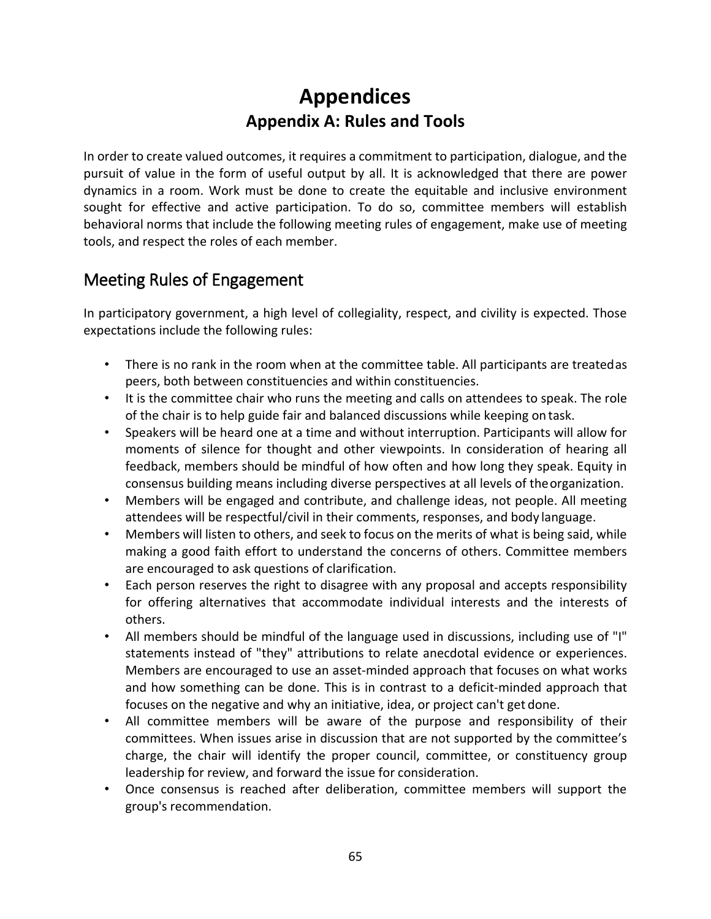# Appendices

## Appendix A: Rules and Tools

In order to create valued outcomes, it requires a commitment to participation, dialogue, and the pursuit of value in the form of useful output by all. It is acknowledged that there are power dynamics in a room. Work must be done to create the equitable and inclusive environment sought for effective and active participation. To do so, committee members will establish behavioral norms that include the following meeting rules of engagement, make use of meeting tools, and respect the roles of each member.

### Meeting Rules of Engagement

In participatory government, a high level of collegiality, respect, and civility is expected. Those expectations include the following rules:

- There is no rank in the room when at the committee table. All participants are treated as peers, both between constituencies and within constituencies.
- It is the committee chair who runs the meeting and calls on attendees to speak. The role of the chair is to help guide fair and balanced discussions while keeping on task.
- Speakers will be heard one at a time and without interruption. Participants will allow for moments of silence for thought and other viewpoints. In consideration of hearing all feedback, members should be mindful of how often and how long they speak. Equity in consensus building means including diverse perspectives at all levels of the organization.
- Members will be engaged and contribute, and challenge ideas, not people. All meeting attendees will be respectful/civil in their comments, responses, and body language.
- Members will listen to others, and seek to focus on the merits of what is being said, while making a good faith effort to understand the concerns of others. Committee members are encouraged to ask questions of clarification.
- Each person reserves the right to disagree with any proposal and accepts responsibility for offering alternatives that accommodate individual interests and the interests of others.
- All members should be mindful of the language used in discussions, including use of "I" statements instead of "they" attributions to relate anecdotal evidence or experiences. Members are encouraged to use an asset-minded approach that focuses on what works and how something can be done. This is in contrast to a deficit-minded approach that focuses on the negative and why an initiative, idea, or project can't get done.
- All committee members will be aware of the purpose and responsibility of their committees. When issues arise in discussion that are not supported by the committee's charge, the chair will identify the proper council, committee, or constituency group leadership for review, and forward the issue for consideration.
- Once consensus is reached after deliberation, committee members will support the group's recommendation.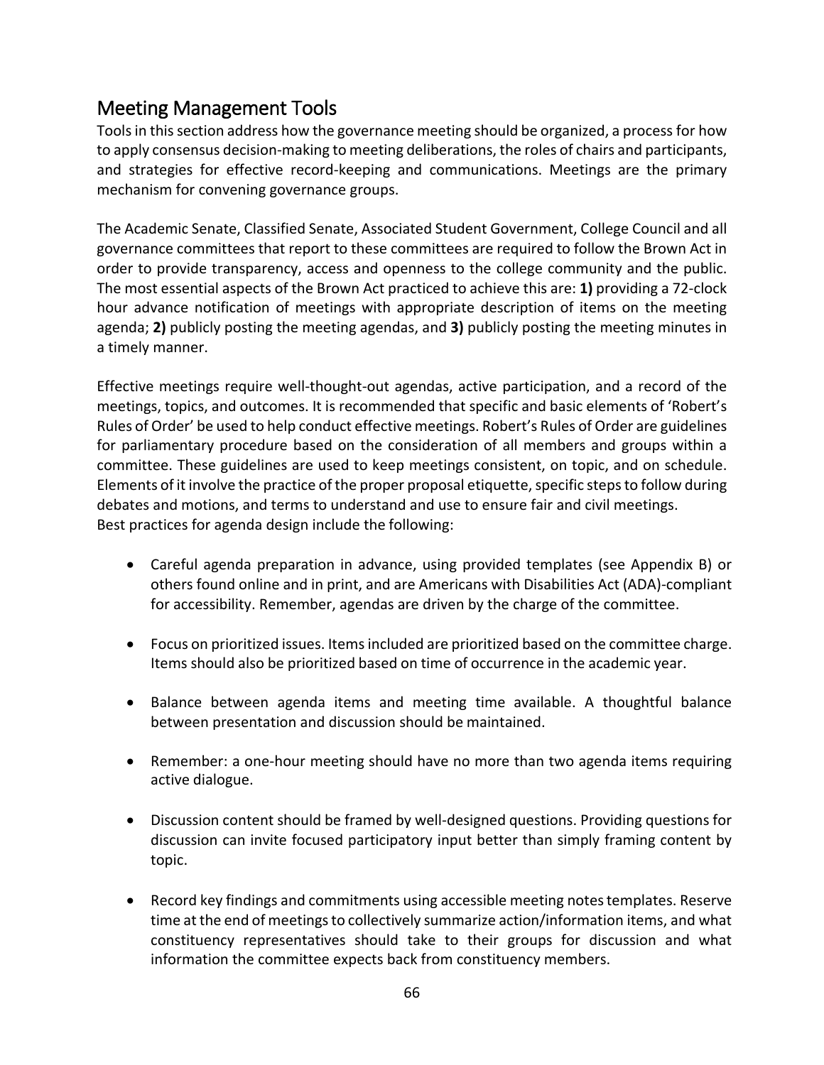## Meeting Management Tools

Tools in this section address how the governance meeting should be organized, a process for how to apply consensus decision-making to meeting deliberations, the roles of chairs and participants, and strategies for effective record-keeping and communications. Meetings are the primary mechanism for convening governance groups.

The Academic Senate, Classified Senate, Associated Student Government, College Council and all governance committees that report to these committees are required to follow the Brown Act in order to provide transparency, access and openness to the college community and the public. The most essential aspects of the Brown Act practiced to achieve this are: **1)** providing a 72-clock hour advance notification of meetings with appropriate description of items on the meeting agenda; **2)** publicly posting the meeting agendas, and **3)** publicly posting the meeting minutes in a timely manner.

Effective meetings require well-thought-out agendas, active participation, and a record of the meetings, topics, and outcomes. It is recommended that specific and basic elements of 'Robert's Rules of Order' be used to help conduct effective meetings. Robert's Rules of Order are guidelines for parliamentary procedure based on the consideration of all members and groups within a committee. These guidelines are used to keep meetings consistent, on topic, and on schedule. Elements of it involve the practice of the proper proposal etiquette, specific steps to follow during debates and motions, and terms to understand and use to ensure fair and civil meetings.
Best practices for agenda design include the following:

- Careful agenda preparation in advance, using provided templates (see Appendix B) or others found online and in print, and are Americans with Disabilities Act (ADA)-compliant for accessibility. Remember, agendas are driven by the charge of the committee.
- Focus on prioritized issues. Items included are prioritized based on the committee charge. Items should also be prioritized based on time of occurrence in the academic year.
- Balance between agenda items and meeting time available. A thoughtful balance between presentation and discussion should be maintained.
- Remember: a one-hour meeting should have no more than two agenda items requiring active dialogue.
- Discussion content should be framed by well-designed questions. Providing questions for discussion can invite focused participatory input better than simply framing content by topic.
- Record key findings and commitments using accessible meeting notes templates. Reserve time at the end of meetings to collectively summarize action/information items, and what constituency representatives should take to their groups for discussion and what information the committee expects back from constituency members.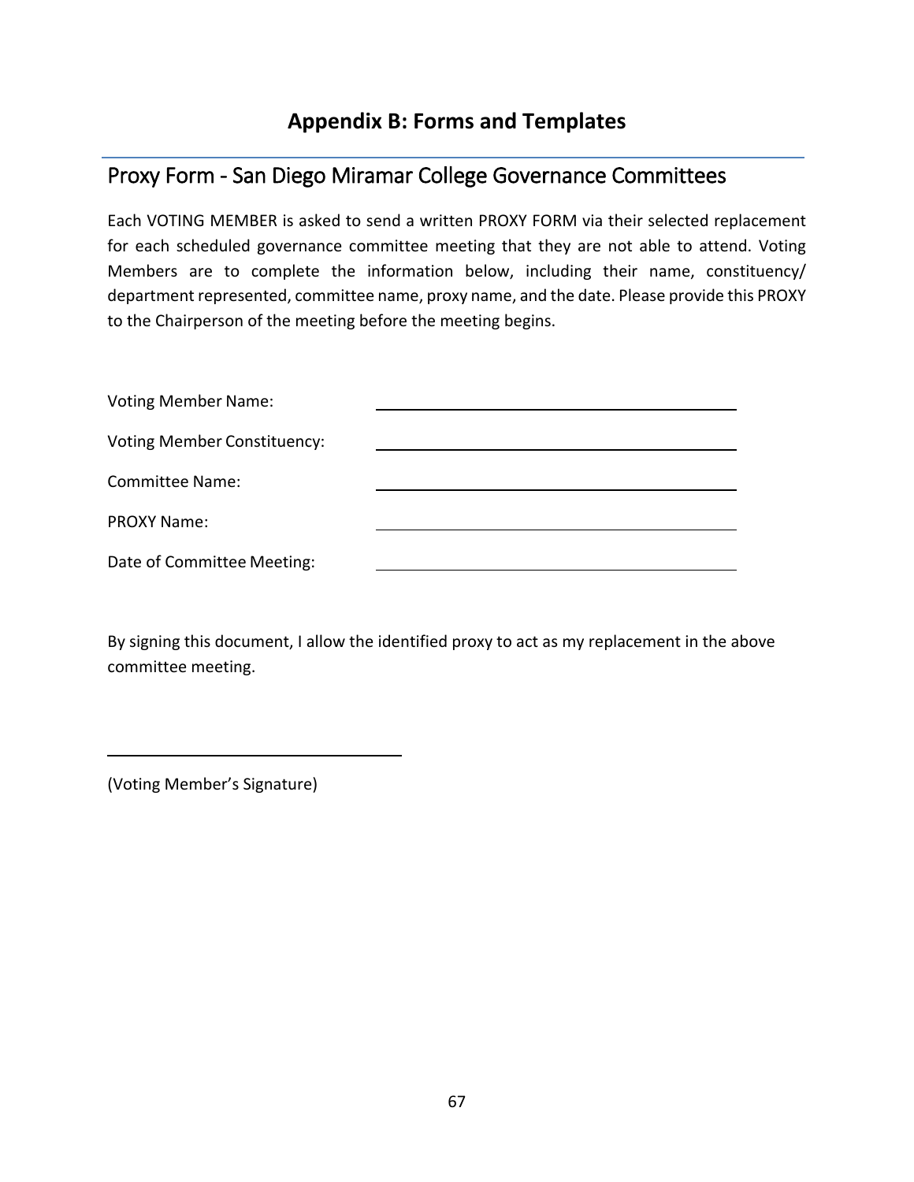# Appendix B: Forms and Templates

## Proxy Form - San Diego Miramar College Governance Committees

Each VOTING MEMBER is asked to send a written PROXY FORM via their selected replacement for each scheduled governance committee meeting that they are not able to attend. Voting Members are to complete the information below, including their name, constituency/ department represented, committee name, proxy name, and the date. Please provide this PROXY to the Chairperson of the meeting before the meeting begins.

Voting Member Name: ______________________________

Voting Member Constituency: ______________________________

Committee Name: ______________________________

PROXY Name: ______________________________

Date of Committee Meeting: ______________________________

By signing this document, I allow the identified proxy to act as my replacement in the above committee meeting.

______________________________

(Voting Member's Signature)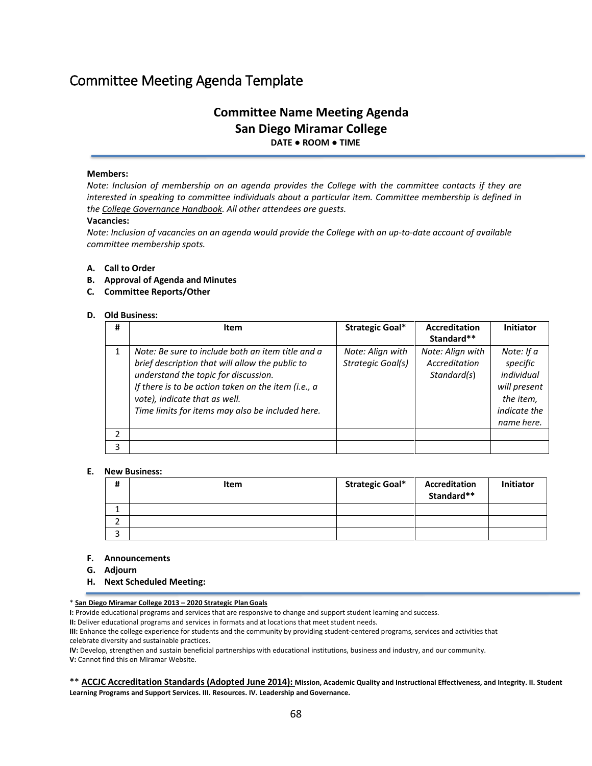# Committee Meeting Agenda Template

## Committee Name Meeting Agenda
## San Diego Miramar College

**DATE • ROOM • TIME**

**Members:**

*Note: Inclusion of membership on an agenda provides the College with the committee contacts if they are interested in speaking to committee individuals about a particular item. Committee membership is defined in the College Governance Handbook. All other attendees are guests.*

**Vacancies:**

*Note: Inclusion of vacancies on an agenda would provide the College with an up-to-date account of available committee membership spots.*

A. **Call to Order**
B. **Approval of Agenda and Minutes**
C. **Committee Reports/Other**
D. **Old Business:**

| # | Item | Strategic Goal* | Accreditation Standard** | Initiator |
|---|---|---|---|---|
| 1 | *Note: Be sure to include both an item title and a brief description that will allow the public to understand the topic for discussion.* *If there is to be action taken on the item (i.e., a vote), indicate that as well.* *Time limits for items may also be included here.* | *Note: Align with Strategic Goal(s)* | *Note: Align with Accreditation Standard(s)* | *Note: If a specific individual will present the item, indicate the name here.* |
| 2 | | | | |
| 3 | | | | |

E. **New Business:**

| # | Item | Strategic Goal* | Accreditation Standard** | Initiator |
|---|---|---|---|---|
| 1 | | | | |
| 2 | | | | |
| 3 | | | | |

F. **Announcements**
G. **Adjourn**
H. **Next Scheduled Meeting:**

\* **San Diego Miramar College 2013 – 2020 Strategic Plan Goals**

**I:** Provide educational programs and services that are responsive to change and support student learning and success.
**II:** Deliver educational programs and services in formats and at locations that meet student needs.
**III:** Enhance the college experience for students and the community by providing student-centered programs, services and activities that celebrate diversity and sustainable practices.
**IV:** Develop, strengthen and sustain beneficial partnerships with educational institutions, business and industry, and our community.
**V:** Cannot find this on Miramar Website.

\** **ACCJC Accreditation Standards (Adopted June 2014): Mission, Academic Quality and Instructional Effectiveness, and Integrity. II. Student Learning Programs and Support Services. III. Resources. IV. Leadership and Governance.**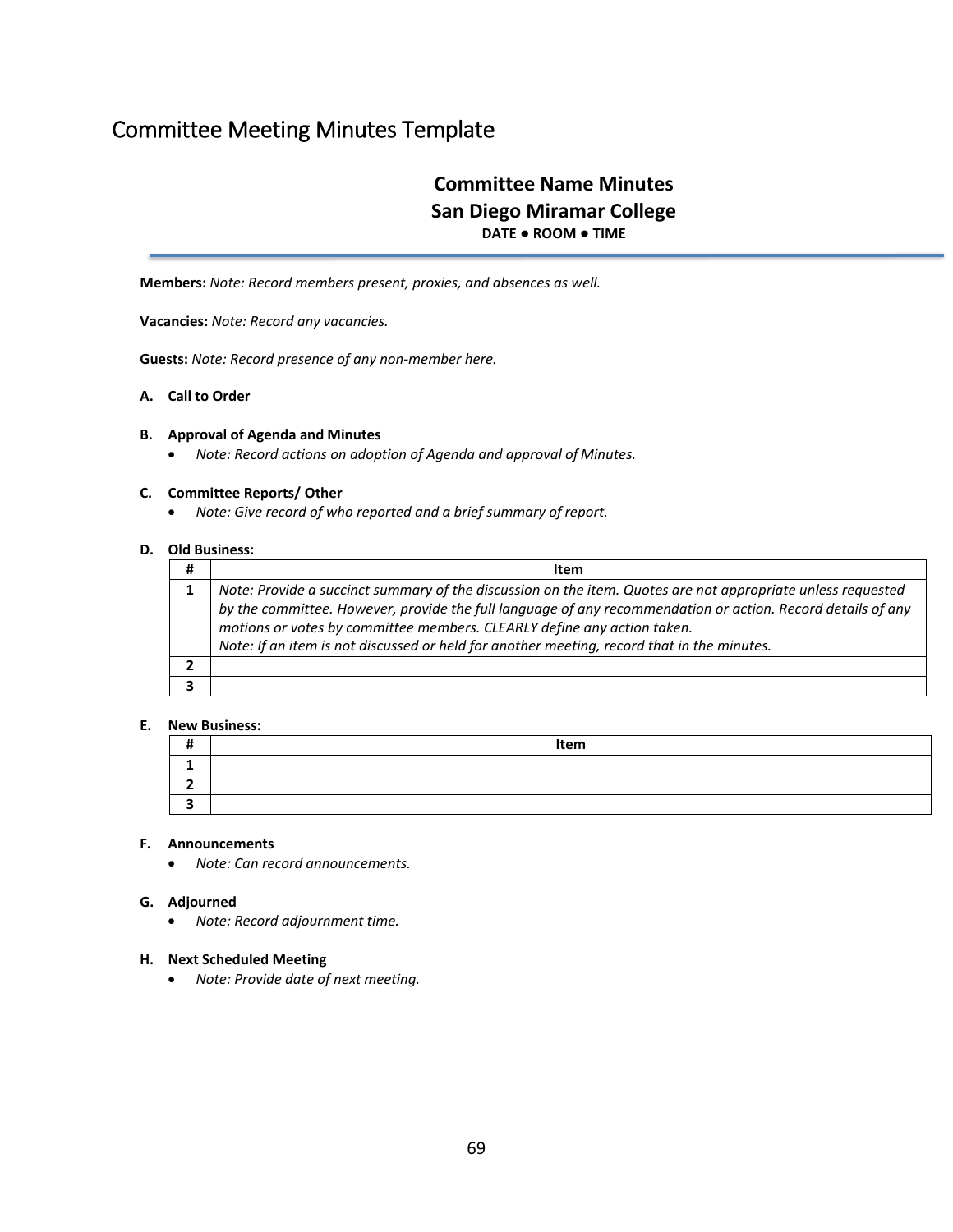# Committee Meeting Minutes Template

**Committee Name Minutes**
**San Diego Miramar College**
**DATE ● ROOM ● TIME**

---

**Members:** *Note: Record members present, proxies, and absences as well.*

**Vacancies:** *Note: Record any vacancies.*

**Guests:** *Note: Record presence of any non-member here.*

**A. Call to Order**

**B. Approval of Agenda and Minutes**

- *Note: Record actions on adoption of Agenda and approval of Minutes.*

**C. Committee Reports/ Other**

- *Note: Give record of who reported and a brief summary of report.*

**D. Old Business:**

| # | Item |
|---|---|
| **1** | *Note: Provide a succinct summary of the discussion on the item. Quotes are not appropriate unless requested by the committee. However, provide the full language of any recommendation or action. Record details of any motions or votes by committee members. CLEARLY define any action taken.* <br> *Note: If an item is not discussed or held for another meeting, record that in the minutes.* |
| **2** | |
| **3** | |

**E. New Business:**

| # | Item |
|---|---|
| **1** | |
| **2** | |
| **3** | |

**F. Announcements**

- *Note: Can record announcements.*

**G. Adjourned**

- *Note: Record adjournment time.*

**H. Next Scheduled Meeting**

- *Note: Provide date of next meeting.*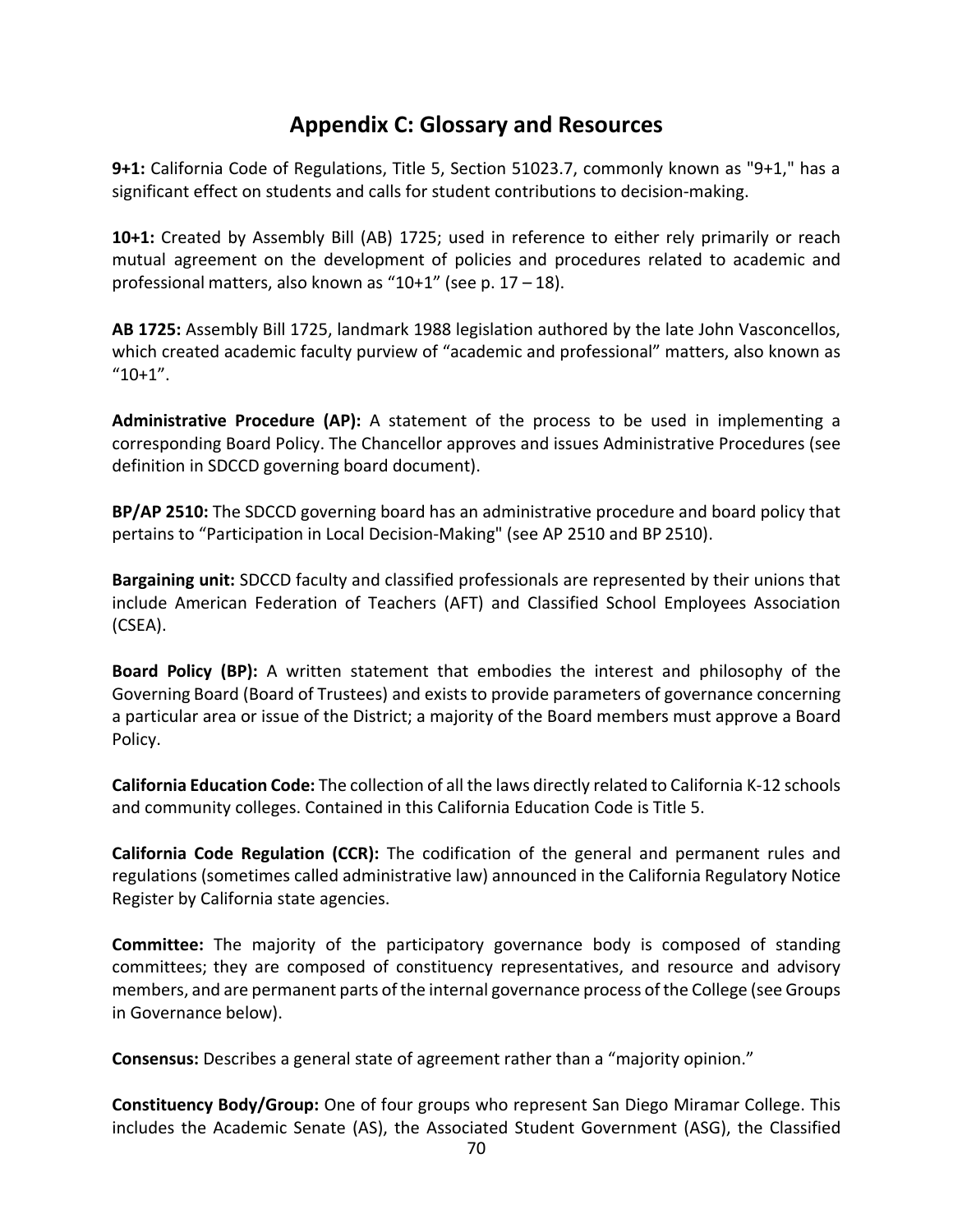# Appendix C: Glossary and Resources

**9+1:** California Code of Regulations, Title 5, Section 51023.7, commonly known as "9+1," has a significant effect on students and calls for student contributions to decision-making.

**10+1:** Created by Assembly Bill (AB) 1725; used in reference to either rely primarily or reach mutual agreement on the development of policies and procedures related to academic and professional matters, also known as “10+1” (see p. 17 – 18).

**AB 1725:** Assembly Bill 1725, landmark 1988 legislation authored by the late John Vasconcellos, which created academic faculty purview of “academic and professional” matters, also known as “10+1”.

**Administrative Procedure (AP):** A statement of the process to be used in implementing a corresponding Board Policy. The Chancellor approves and issues Administrative Procedures (see definition in SDCCD governing board document).

**BP/AP 2510:** The SDCCD governing board has an administrative procedure and board policy that pertains to “Participation in Local Decision-Making" (see AP 2510 and BP 2510).

**Bargaining unit:** SDCCD faculty and classified professionals are represented by their unions that include American Federation of Teachers (AFT) and Classified School Employees Association (CSEA).

**Board Policy (BP):** A written statement that embodies the interest and philosophy of the Governing Board (Board of Trustees) and exists to provide parameters of governance concerning a particular area or issue of the District; a majority of the Board members must approve a Board Policy.

**California Education Code:** The collection of all the laws directly related to California K-12 schools and community colleges. Contained in this California Education Code is Title 5.

**California Code Regulation (CCR):** The codification of the general and permanent rules and regulations (sometimes called administrative law) announced in the California Regulatory Notice Register by California state agencies.

**Committee:** The majority of the participatory governance body is composed of standing committees; they are composed of constituency representatives, and resource and advisory members, and are permanent parts of the internal governance process of the College (see Groups in Governance below).

**Consensus:** Describes a general state of agreement rather than a “majority opinion.”

**Constituency Body/Group:** One of four groups who represent San Diego Miramar College. This includes the Academic Senate (AS), the Associated Student Government (ASG), the Classified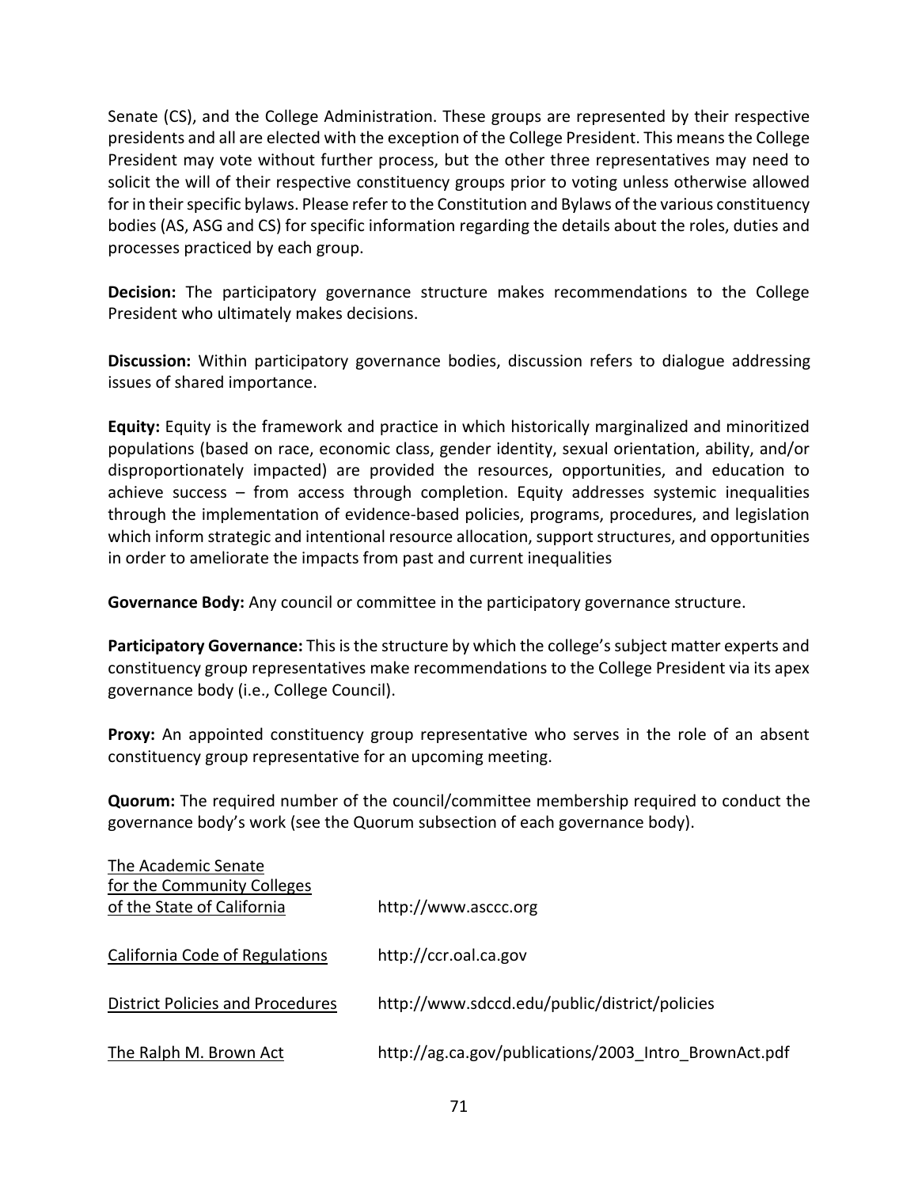Senate (CS), and the College Administration. These groups are represented by their respective presidents and all are elected with the exception of the College President. This means the College President may vote without further process, but the other three representatives may need to solicit the will of their respective constituency groups prior to voting unless otherwise allowed for in their specific bylaws. Please refer to the Constitution and Bylaws of the various constituency bodies (AS, ASG and CS) for specific information regarding the details about the roles, duties and processes practiced by each group.

**Decision:** The participatory governance structure makes recommendations to the College President who ultimately makes decisions.

**Discussion:** Within participatory governance bodies, discussion refers to dialogue addressing issues of shared importance.

**Equity:** Equity is the framework and practice in which historically marginalized and minoritized populations (based on race, economic class, gender identity, sexual orientation, ability, and/or disproportionately impacted) are provided the resources, opportunities, and education to achieve success – from access through completion. Equity addresses systemic inequalities through the implementation of evidence-based policies, programs, procedures, and legislation which inform strategic and intentional resource allocation, support structures, and opportunities in order to ameliorate the impacts from past and current inequalities

**Governance Body:** Any council or committee in the participatory governance structure.

**Participatory Governance:** This is the structure by which the college's subject matter experts and constituency group representatives make recommendations to the College President via its apex governance body (i.e., College Council).

**Proxy:** An appointed constituency group representative who serves in the role of an absent constituency group representative for an upcoming meeting.

**Quorum:** The required number of the council/committee membership required to conduct the governance body's work (see the Quorum subsection of each governance body).

| | |
|---|---|
| The Academic Senate for the Community Colleges of the State of California | http://www.asccc.org |
| California Code of Regulations | http://ccr.oal.ca.gov |
| District Policies and Procedures | http://www.sdccd.edu/public/district/policies |
| The Ralph M. Brown Act | http://ag.ca.gov/publications/2003_Intro_BrownAct.pdf |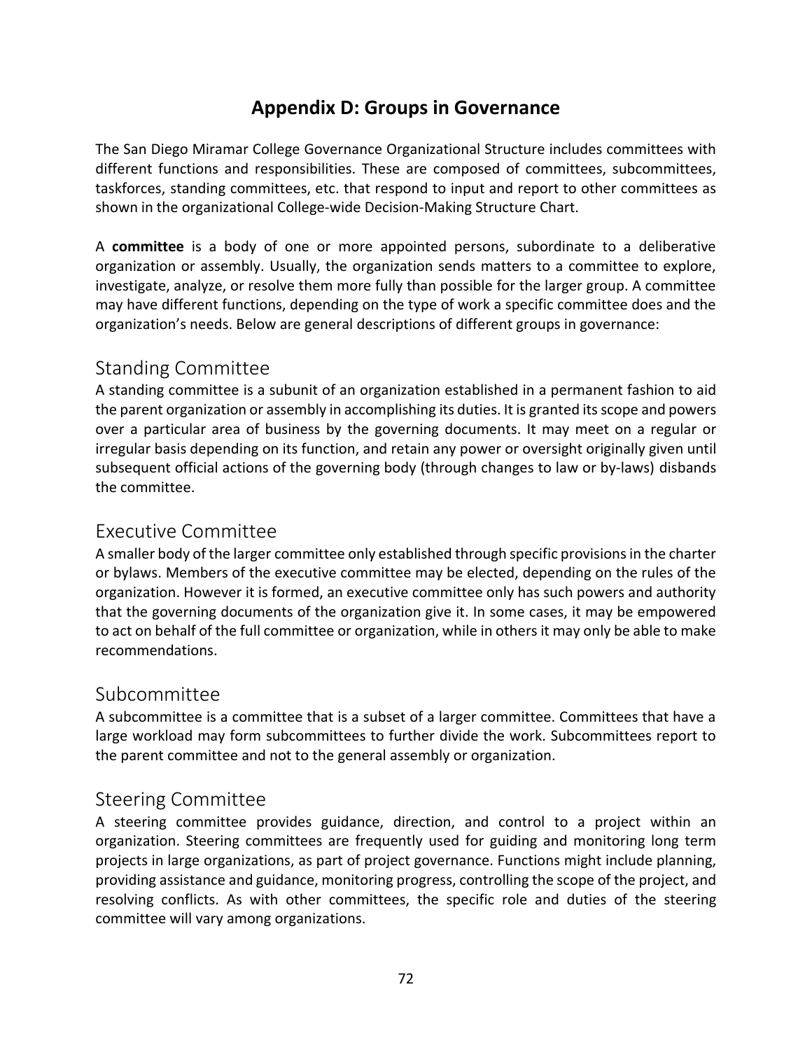# Appendix D: Groups in Governance

The San Diego Miramar College Governance Organizational Structure includes committees with different functions and responsibilities. These are composed of committees, subcommittees, taskforces, standing committees, etc. that respond to input and report to other committees as shown in the organizational College-wide Decision-Making Structure Chart.

A **committee** is a body of one or more appointed persons, subordinate to a deliberative organization or assembly. Usually, the organization sends matters to a committee to explore, investigate, analyze, or resolve them more fully than possible for the larger group. A committee may have different functions, depending on the type of work a specific committee does and the organization's needs. Below are general descriptions of different groups in governance:

## Standing Committee

A standing committee is a subunit of an organization established in a permanent fashion to aid the parent organization or assembly in accomplishing its duties. It is granted its scope and powers over a particular area of business by the governing documents. It may meet on a regular or irregular basis depending on its function, and retain any power or oversight originally given until subsequent official actions of the governing body (through changes to law or by-laws) disbands the committee.

## Executive Committee

A smaller body of the larger committee only established through specific provisions in the charter or bylaws. Members of the executive committee may be elected, depending on the rules of the organization. However it is formed, an executive committee only has such powers and authority that the governing documents of the organization give it. In some cases, it may be empowered to act on behalf of the full committee or organization, while in others it may only be able to make recommendations.

## Subcommittee

A subcommittee is a committee that is a subset of a larger committee. Committees that have a large workload may form subcommittees to further divide the work. Subcommittees report to the parent committee and not to the general assembly or organization.

## Steering Committee

A steering committee provides guidance, direction, and control to a project within an organization. Steering committees are frequently used for guiding and monitoring long term projects in large organizations, as part of project governance. Functions might include planning, providing assistance and guidance, monitoring progress, controlling the scope of the project, and resolving conflicts. As with other committees, the specific role and duties of the steering committee will vary among organizations.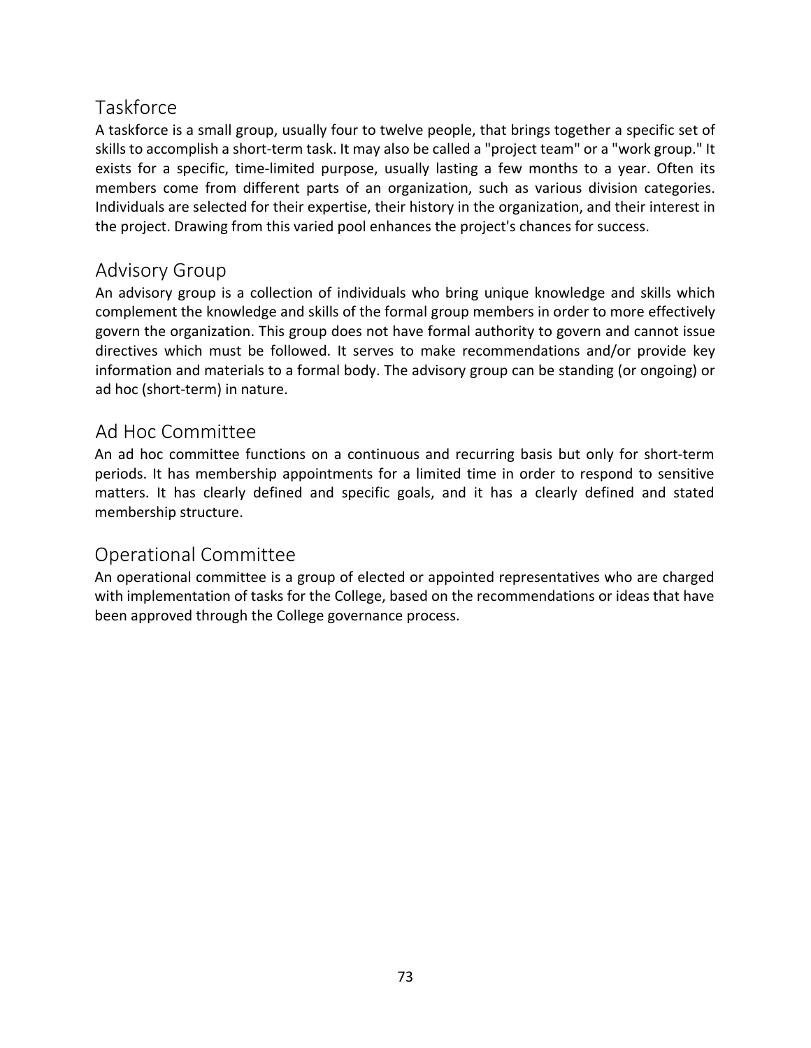## Taskforce

A taskforce is a small group, usually four to twelve people, that brings together a specific set of skills to accomplish a short-term task. It may also be called a "project team" or a "work group." It exists for a specific, time-limited purpose, usually lasting a few months to a year. Often its members come from different parts of an organization, such as various division categories. Individuals are selected for their expertise, their history in the organization, and their interest in the project. Drawing from this varied pool enhances the project's chances for success.

## Advisory Group

An advisory group is a collection of individuals who bring unique knowledge and skills which complement the knowledge and skills of the formal group members in order to more effectively govern the organization. This group does not have formal authority to govern and cannot issue directives which must be followed. It serves to make recommendations and/or provide key information and materials to a formal body. The advisory group can be standing (or ongoing) or ad hoc (short-term) in nature.

## Ad Hoc Committee

An ad hoc committee functions on a continuous and recurring basis but only for short-term periods. It has membership appointments for a limited time in order to respond to sensitive matters. It has clearly defined and specific goals, and it has a clearly defined and stated membership structure.

## Operational Committee

An operational committee is a group of elected or appointed representatives who are charged with implementation of tasks for the College, based on the recommendations or ideas that have been approved through the College governance process.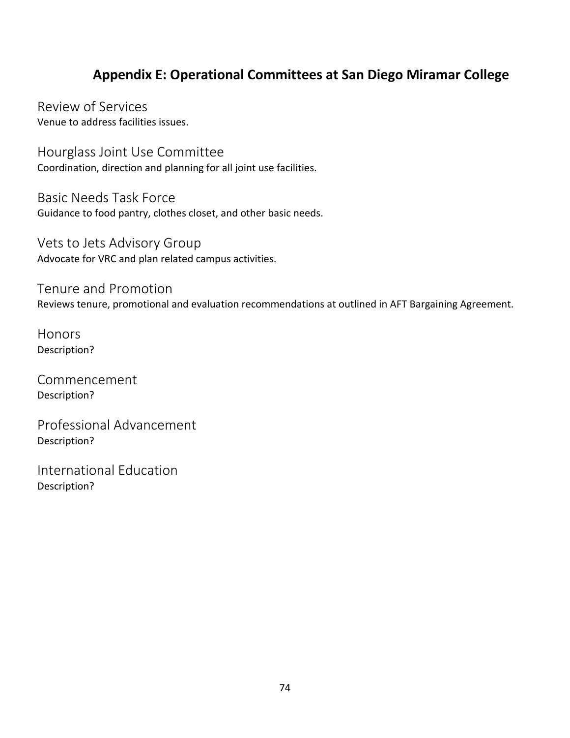## Appendix E: Operational Committees at San Diego Miramar College

### Review of Services
Venue to address facilities issues.

### Hourglass Joint Use Committee
Coordination, direction and planning for all joint use facilities.

### Basic Needs Task Force
Guidance to food pantry, clothes closet, and other basic needs.

### Vets to Jets Advisory Group
Advocate for VRC and plan related campus activities.

### Tenure and Promotion
Reviews tenure, promotional and evaluation recommendations at outlined in AFT Bargaining Agreement.

### Honors
Description?

### Commencement
Description?

### Professional Advancement
Description?

### International Education
Description?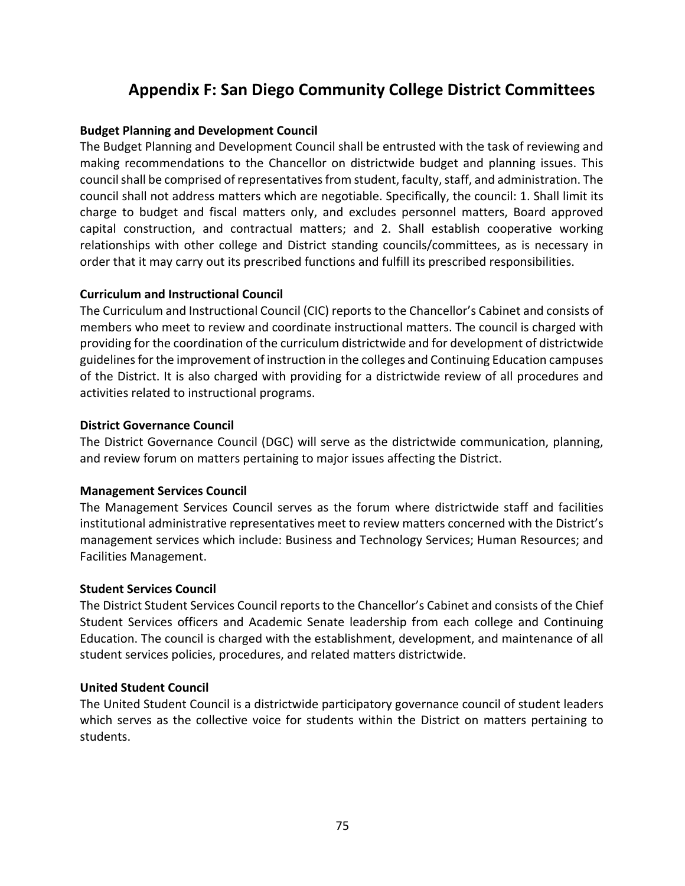# Appendix F: San Diego Community College District Committees

**Budget Planning and Development Council**

The Budget Planning and Development Council shall be entrusted with the task of reviewing and making recommendations to the Chancellor on districtwide budget and planning issues. This council shall be comprised of representatives from student, faculty, staff, and administration. The council shall not address matters which are negotiable. Specifically, the council: 1. Shall limit its charge to budget and fiscal matters only, and excludes personnel matters, Board approved capital construction, and contractual matters; and 2. Shall establish cooperative working relationships with other college and District standing councils/committees, as is necessary in order that it may carry out its prescribed functions and fulfill its prescribed responsibilities.

**Curriculum and Instructional Council**

The Curriculum and Instructional Council (CIC) reports to the Chancellor's Cabinet and consists of members who meet to review and coordinate instructional matters. The council is charged with providing for the coordination of the curriculum districtwide and for development of districtwide guidelines for the improvement of instruction in the colleges and Continuing Education campuses of the District. It is also charged with providing for a districtwide review of all procedures and activities related to instructional programs.

**District Governance Council**

The District Governance Council (DGC) will serve as the districtwide communication, planning, and review forum on matters pertaining to major issues affecting the District.

**Management Services Council**

The Management Services Council serves as the forum where districtwide staff and facilities institutional administrative representatives meet to review matters concerned with the District's management services which include: Business and Technology Services; Human Resources; and Facilities Management.

**Student Services Council**

The District Student Services Council reports to the Chancellor's Cabinet and consists of the Chief Student Services officers and Academic Senate leadership from each college and Continuing Education. The council is charged with the establishment, development, and maintenance of all student services policies, procedures, and related matters districtwide.

**United Student Council**

The United Student Council is a districtwide participatory governance council of student leaders which serves as the collective voice for students within the District on matters pertaining to students.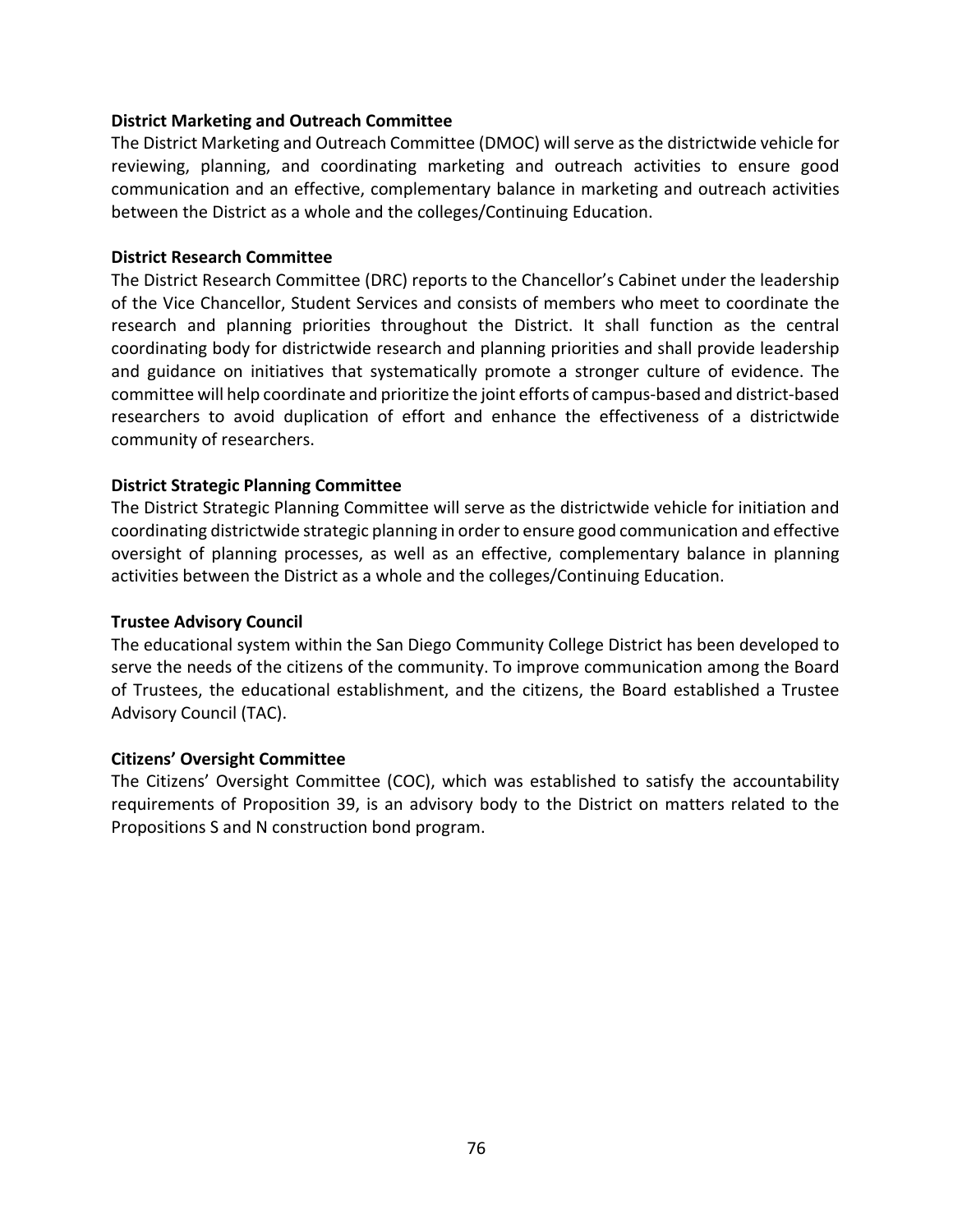**District Marketing and Outreach Committee**

The District Marketing and Outreach Committee (DMOC) will serve as the districtwide vehicle for reviewing, planning, and coordinating marketing and outreach activities to ensure good communication and an effective, complementary balance in marketing and outreach activities between the District as a whole and the colleges/Continuing Education.

**District Research Committee**

The District Research Committee (DRC) reports to the Chancellor's Cabinet under the leadership of the Vice Chancellor, Student Services and consists of members who meet to coordinate the research and planning priorities throughout the District. It shall function as the central coordinating body for districtwide research and planning priorities and shall provide leadership and guidance on initiatives that systematically promote a stronger culture of evidence. The committee will help coordinate and prioritize the joint efforts of campus-based and district-based researchers to avoid duplication of effort and enhance the effectiveness of a districtwide community of researchers.

**District Strategic Planning Committee**

The District Strategic Planning Committee will serve as the districtwide vehicle for initiation and coordinating districtwide strategic planning in order to ensure good communication and effective oversight of planning processes, as well as an effective, complementary balance in planning activities between the District as a whole and the colleges/Continuing Education.

**Trustee Advisory Council**

The educational system within the San Diego Community College District has been developed to serve the needs of the citizens of the community. To improve communication among the Board of Trustees, the educational establishment, and the citizens, the Board established a Trustee Advisory Council (TAC).

**Citizens' Oversight Committee**

The Citizens' Oversight Committee (COC), which was established to satisfy the accountability requirements of Proposition 39, is an advisory body to the District on matters related to the Propositions S and N construction bond program.